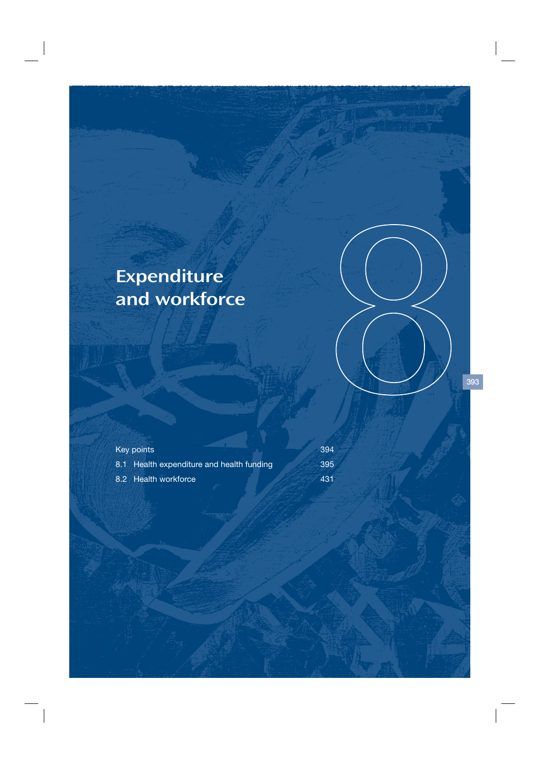# Expenditure and workforce

8

| | |
|---|---|
| Key points | 394 |
| 8.1 Health expenditure and health funding | 395 |
| 8.2 Health workforce | 431 |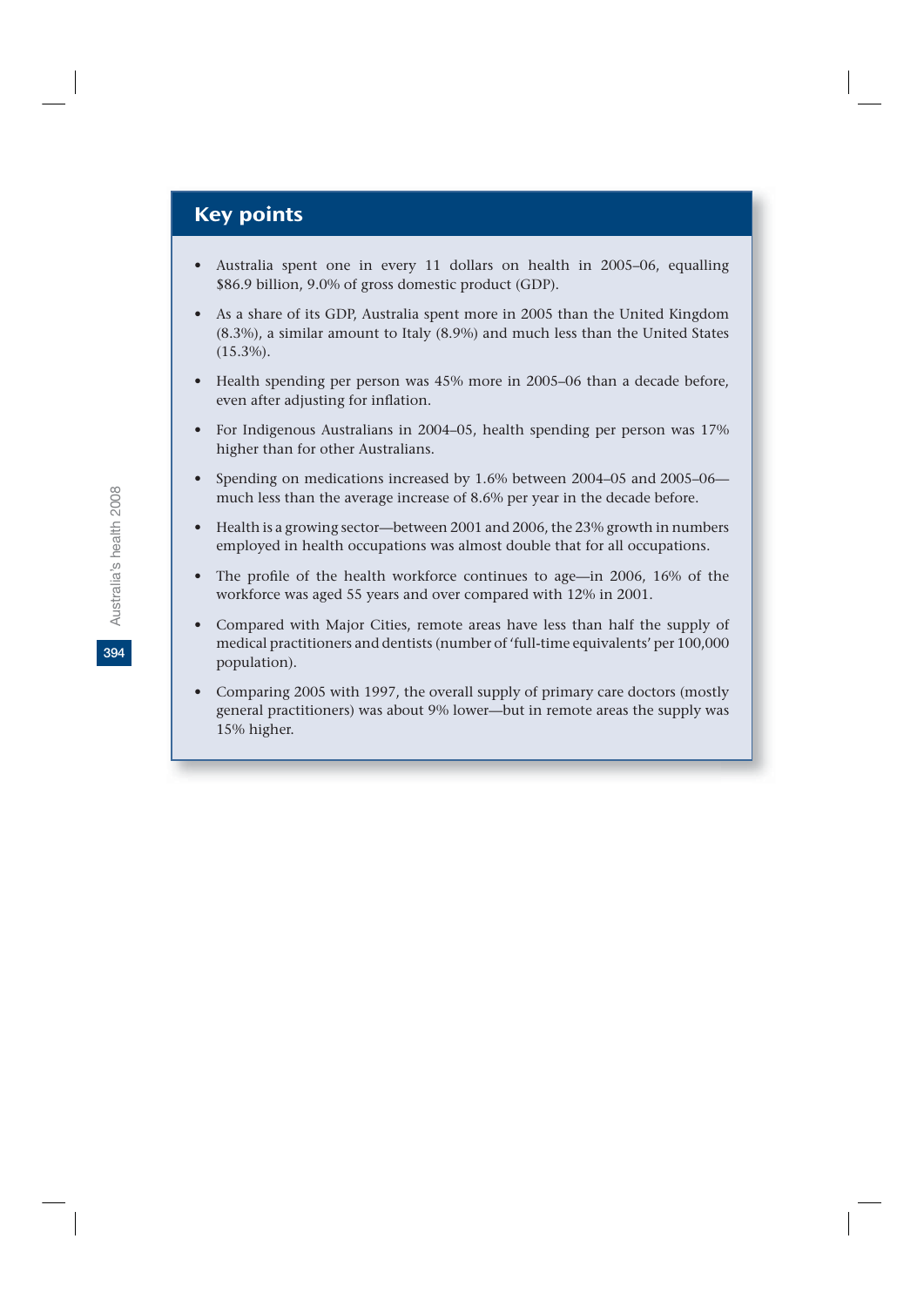## Key points

- Australia spent one in every 11 dollars on health in 2005–06, equalling $86.9 billion, 9.0% of gross domestic product (GDP).
- As a share of its GDP, Australia spent more in 2005 than the United Kingdom (8.3%), a similar amount to Italy (8.9%) and much less than the United States (15.3%).
- Health spending per person was 45% more in 2005–06 than a decade before, even after adjusting for inflation.
- For Indigenous Australians in 2004–05, health spending per person was 17% higher than for other Australians.
- Spending on medications increased by 1.6% between 2004–05 and 2005–06—much less than the average increase of 8.6% per year in the decade before.
- Health is a growing sector—between 2001 and 2006, the 23% growth in numbers employed in health occupations was almost double that for all occupations.
- The profile of the health workforce continues to age—in 2006, 16% of the workforce was aged 55 years and over compared with 12% in 2001.
- Compared with Major Cities, remote areas have less than half the supply of medical practitioners and dentists (number of 'full-time equivalents' per 100,000 population).
- Comparing 2005 with 1997, the overall supply of primary care doctors (mostly general practitioners) was about 9% lower—but in remote areas the supply was 15% higher.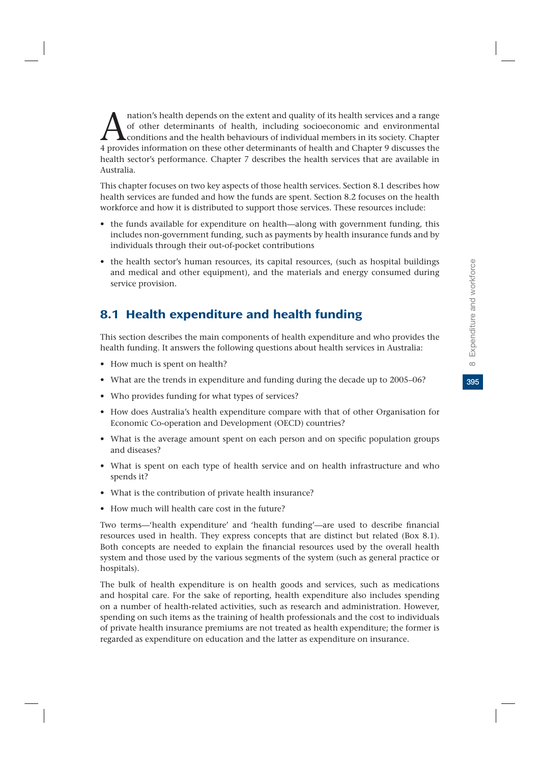A nation's health depends on the extent and quality of its health services and a range of other determinants of health, including socioeconomic and environmental conditions and the health behaviours of individual members in its society. Chapter 4 provides information on these other determinants of health and Chapter 9 discusses the health sector's performance. Chapter 7 describes the health services that are available in Australia.

This chapter focuses on two key aspects of those health services. Section 8.1 describes how health services are funded and how the funds are spent. Section 8.2 focuses on the health workforce and how it is distributed to support those services. These resources include:

- the funds available for expenditure on health—along with government funding, this includes non-government funding, such as payments by health insurance funds and by individuals through their out-of-pocket contributions
- the health sector's human resources, its capital resources, (such as hospital buildings and medical and other equipment), and the materials and energy consumed during service provision.

## 8.1 Health expenditure and health funding

This section describes the main components of health expenditure and who provides the health funding. It answers the following questions about health services in Australia:

- How much is spent on health?
- What are the trends in expenditure and funding during the decade up to 2005–06?
- Who provides funding for what types of services?
- How does Australia's health expenditure compare with that of other Organisation for Economic Co-operation and Development (OECD) countries?
- What is the average amount spent on each person and on specific population groups and diseases?
- What is spent on each type of health service and on health infrastructure and who spends it?
- What is the contribution of private health insurance?
- How much will health care cost in the future?

Two terms—'health expenditure' and 'health funding'—are used to describe financial resources used in health. They express concepts that are distinct but related (Box 8.1). Both concepts are needed to explain the financial resources used by the overall health system and those used by the various segments of the system (such as general practice or hospitals).

The bulk of health expenditure is on health goods and services, such as medications and hospital care. For the sake of reporting, health expenditure also includes spending on a number of health-related activities, such as research and administration. However, spending on such items as the training of health professionals and the cost to individuals of private health insurance premiums are not treated as health expenditure; the former is regarded as expenditure on education and the latter as expenditure on insurance.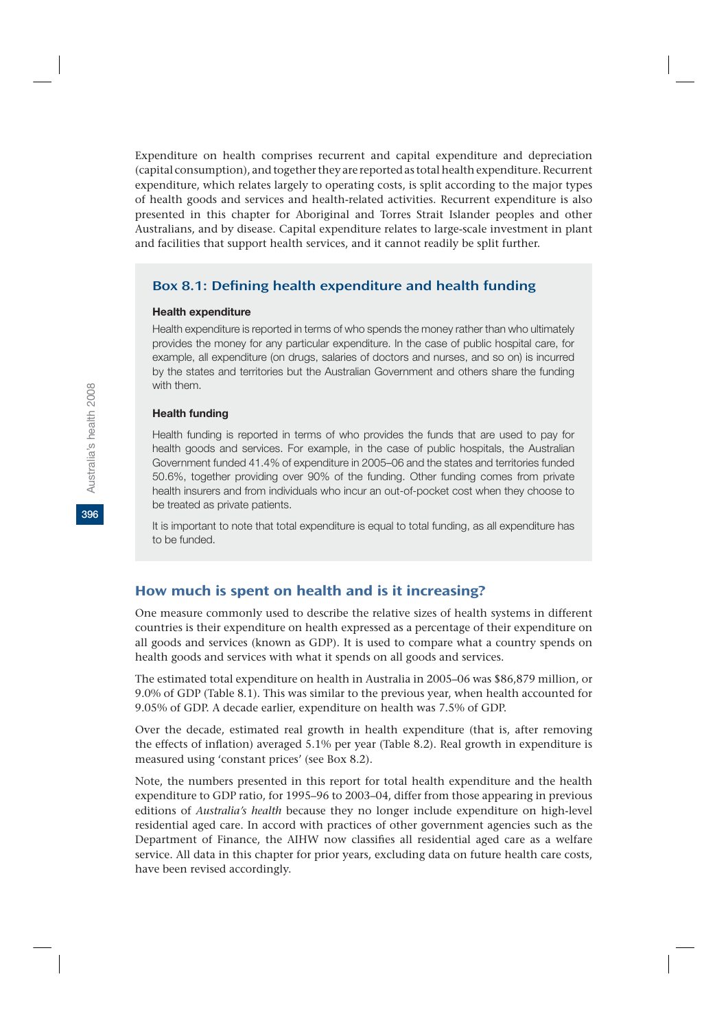Expenditure on health comprises recurrent and capital expenditure and depreciation (capital consumption), and together they are reported as total health expenditure. Recurrent expenditure, which relates largely to operating costs, is split according to the major types of health goods and services and health-related activities. Recurrent expenditure is also presented in this chapter for Aboriginal and Torres Strait Islander peoples and other Australians, and by disease. Capital expenditure relates to large-scale investment in plant and facilities that support health services, and it cannot readily be split further.

### Box 8.1: Defining health expenditure and health funding

**Health expenditure**

Health expenditure is reported in terms of who spends the money rather than who ultimately provides the money for any particular expenditure. In the case of public hospital care, for example, all expenditure (on drugs, salaries of doctors and nurses, and so on) is incurred by the states and territories but the Australian Government and others share the funding with them.

**Health funding**

Health funding is reported in terms of who provides the funds that are used to pay for health goods and services. For example, in the case of public hospitals, the Australian Government funded 41.4% of expenditure in 2005–06 and the states and territories funded 50.6%, together providing over 90% of the funding. Other funding comes from private health insurers and from individuals who incur an out-of-pocket cost when they choose to be treated as private patients.

It is important to note that total expenditure is equal to total funding, as all expenditure has to be funded.

## How much is spent on health and is it increasing?

One measure commonly used to describe the relative sizes of health systems in different countries is their expenditure on health expressed as a percentage of their expenditure on all goods and services (known as GDP). It is used to compare what a country spends on health goods and services with what it spends on all goods and services.

The estimated total expenditure on health in Australia in 2005–06 was $86,879 million, or 9.0% of GDP (Table 8.1). This was similar to the previous year, when health accounted for 9.05% of GDP. A decade earlier, expenditure on health was 7.5% of GDP.

Over the decade, estimated real growth in health expenditure (that is, after removing the effects of inflation) averaged 5.1% per year (Table 8.2). Real growth in expenditure is measured using 'constant prices' (see Box 8.2).

Note, the numbers presented in this report for total health expenditure and the health expenditure to GDP ratio, for 1995–96 to 2003–04, differ from those appearing in previous editions of *Australia's health* because they no longer include expenditure on high-level residential aged care. In accord with practices of other government agencies such as the Department of Finance, the AIHW now classifies all residential aged care as a welfare service. All data in this chapter for prior years, excluding data on future health care costs, have been revised accordingly.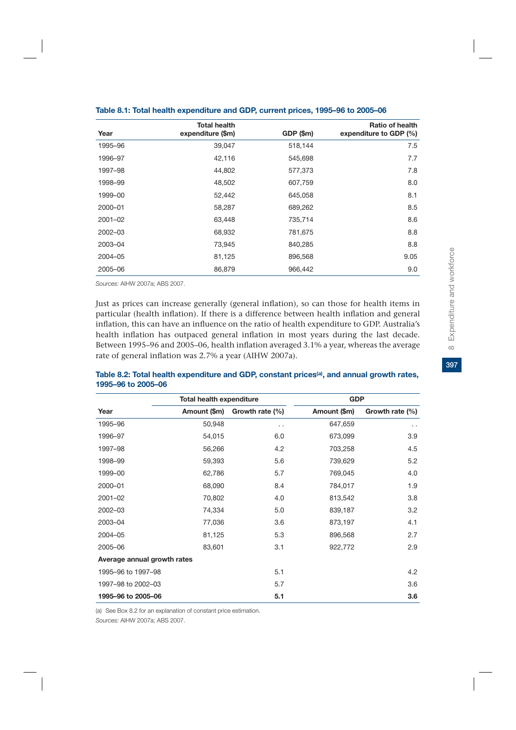**Table 8.1: Total health expenditure and GDP, current prices, 1995–96 to 2005–06**

| Year | Total health expenditure ($m) | GDP ($m) | Ratio of health expenditure to GDP (%) |
|---|---|---|---|
| 1995–96 | 39,047 | 518,144 | 7.5 |
| 1996–97 | 42,116 | 545,698 | 7.7 |
| 1997–98 | 44,802 | 577,373 | 7.8 |
| 1998–99 | 48,502 | 607,759 | 8.0 |
| 1999–00 | 52,442 | 645,058 | 8.1 |
| 2000–01 | 58,287 | 689,262 | 8.5 |
| 2001–02 | 63,448 | 735,714 | 8.6 |
| 2002–03 | 68,932 | 781,675 | 8.8 |
| 2003–04 | 73,945 | 840,285 | 8.8 |
| 2004–05 | 81,125 | 896,568 | 9.05 |
| 2005–06 | 86,879 | 966,442 | 9.0 |

*Sources:* AIHW 2007a; ABS 2007.

Just as prices can increase generally (general inflation), so can those for health items in particular (health inflation). If there is a difference between health inflation and general inflation, this can have an influence on the ratio of health expenditure to GDP. Australia's health inflation has outpaced general inflation in most years during the last decade. Between 1995–96 and 2005–06, health inflation averaged 3.1% a year, whereas the average rate of general inflation was 2.7% a year (AIHW 2007a).

**Table 8.2: Total health expenditure and GDP, constant prices[(a)], and annual growth rates, 1995–96 to 2005–06**

| | Total health expenditure | | GDP | |
|---|---|---|---|---|
| Year | Amount ($m) | Growth rate (%) | Amount ($m) | Growth rate (%) |
| 1995–96 | 50,948 | . . | 647,659 | . . |
| 1996–97 | 54,015 | 6.0 | 673,099 | 3.9 |
| 1997–98 | 56,266 | 4.2 | 703,258 | 4.5 |
| 1998–99 | 59,393 | 5.6 | 739,629 | 5.2 |
| 1999–00 | 62,786 | 5.7 | 769,045 | 4.0 |
| 2000–01 | 68,090 | 8.4 | 784,017 | 1.9 |
| 2001–02 | 70,802 | 4.0 | 813,542 | 3.8 |
| 2002–03 | 74,334 | 5.0 | 839,187 | 3.2 |
| 2003–04 | 77,036 | 3.6 | 873,197 | 4.1 |
| 2004–05 | 81,125 | 5.3 | 896,568 | 2.7 |
| 2005–06 | 83,601 | 3.1 | 922,772 | 2.9 |
| **Average annual growth rates** | | | | |
| 1995–96 to 1997–98 | | 5.1 | | 4.2 |
| 1997–98 to 2002–03 | | 5.7 | | 3.6 |
| **1995–96 to 2005–06** | | **5.1** | | **3.6** |

(a) See Box 8.2 for an explanation of constant price estimation.

*Sources:* AIHW 2007a; ABS 2007.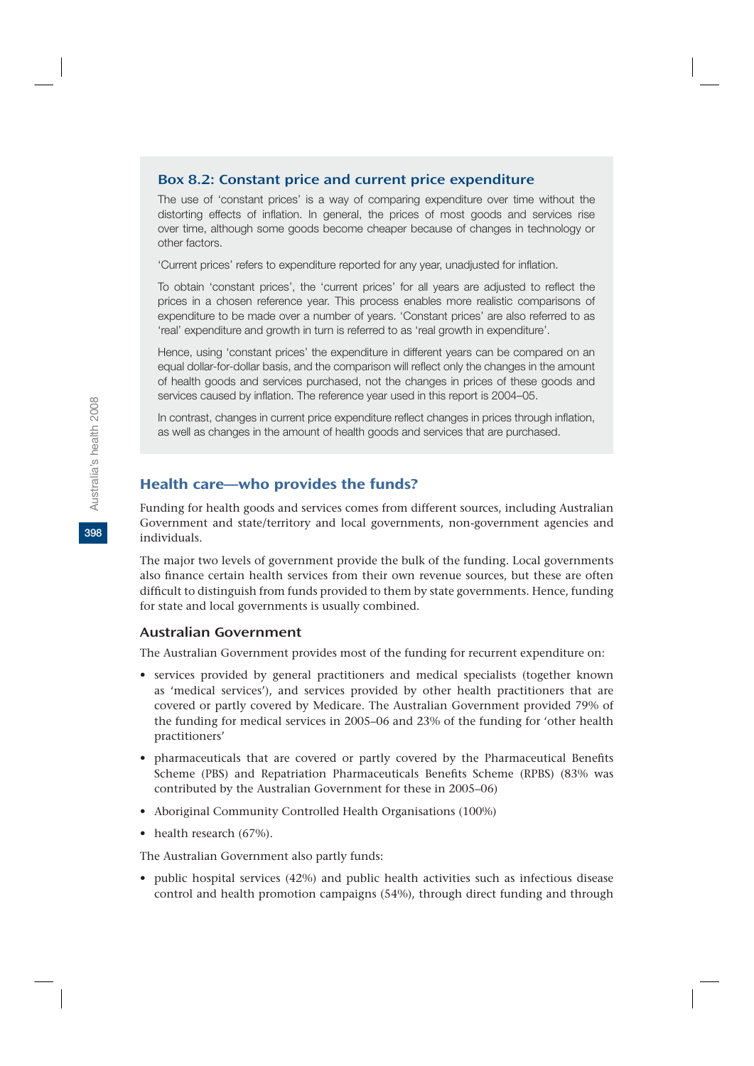### Box 8.2: Constant price and current price expenditure

The use of 'constant prices' is a way of comparing expenditure over time without the distorting effects of inflation. In general, the prices of most goods and services rise over time, although some goods become cheaper because of changes in technology or other factors.

'Current prices' refers to expenditure reported for any year, unadjusted for inflation.

To obtain 'constant prices', the 'current prices' for all years are adjusted to reflect the prices in a chosen reference year. This process enables more realistic comparisons of expenditure to be made over a number of years. 'Constant prices' are also referred to as 'real' expenditure and growth in turn is referred to as 'real growth in expenditure'.

Hence, using 'constant prices' the expenditure in different years can be compared on an equal dollar-for-dollar basis, and the comparison will reflect only the changes in the amount of health goods and services purchased, not the changes in prices of these goods and services caused by inflation. The reference year used in this report is 2004–05.

In contrast, changes in current price expenditure reflect changes in prices through inflation, as well as changes in the amount of health goods and services that are purchased.

## Health care—who provides the funds?

Funding for health goods and services comes from different sources, including Australian Government and state/territory and local governments, non-government agencies and individuals.

The major two levels of government provide the bulk of the funding. Local governments also finance certain health services from their own revenue sources, but these are often difficult to distinguish from funds provided to them by state governments. Hence, funding for state and local governments is usually combined.

### Australian Government

The Australian Government provides most of the funding for recurrent expenditure on:

- services provided by general practitioners and medical specialists (together known as 'medical services'), and services provided by other health practitioners that are covered or partly covered by Medicare. The Australian Government provided 79% of the funding for medical services in 2005–06 and 23% of the funding for 'other health practitioners'
- pharmaceuticals that are covered or partly covered by the Pharmaceutical Benefits Scheme (PBS) and Repatriation Pharmaceuticals Benefits Scheme (RPBS) (83% was contributed by the Australian Government for these in 2005–06)
- Aboriginal Community Controlled Health Organisations (100%)
- health research (67%).

The Australian Government also partly funds:

- public hospital services (42%) and public health activities such as infectious disease control and health promotion campaigns (54%), through direct funding and through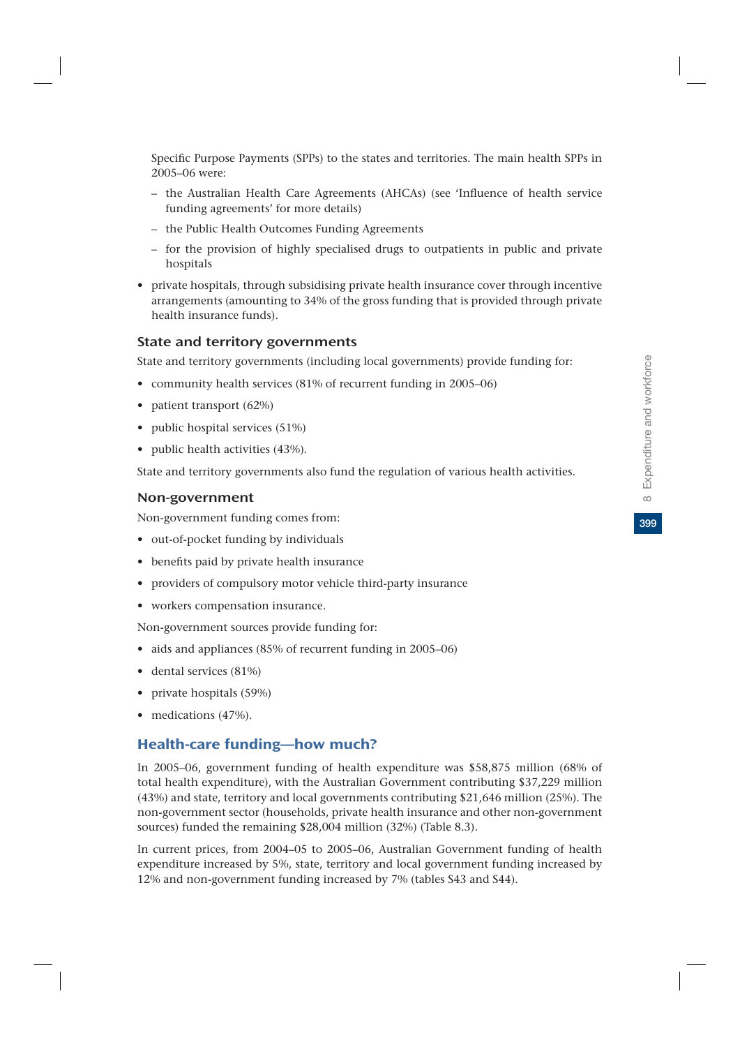Specific Purpose Payments (SPPs) to the states and territories. The main health SPPs in 2005–06 were:

- the Australian Health Care Agreements (AHCAs) (see 'Influence of health service funding agreements' for more details)
- the Public Health Outcomes Funding Agreements
- for the provision of highly specialised drugs to outpatients in public and private hospitals

- private hospitals, through subsidising private health insurance cover through incentive arrangements (amounting to 34% of the gross funding that is provided through private health insurance funds).

### State and territory governments

State and territory governments (including local governments) provide funding for:

- community health services (81% of recurrent funding in 2005–06)
- patient transport (62%)
- public hospital services (51%)
- public health activities (43%).

State and territory governments also fund the regulation of various health activities.

### Non-government

Non-government funding comes from:

- out-of-pocket funding by individuals
- benefits paid by private health insurance
- providers of compulsory motor vehicle third-party insurance
- workers compensation insurance.

Non-government sources provide funding for:

- aids and appliances (85% of recurrent funding in 2005–06)
- dental services (81%)
- private hospitals (59%)
- medications (47%).

## Health-care funding—how much?

In 2005–06, government funding of health expenditure was $58,875 million (68% of total health expenditure), with the Australian Government contributing $37,229 million (43%) and state, territory and local governments contributing $21,646 million (25%). The non-government sector (households, private health insurance and other non-government sources) funded the remaining $28,004 million (32%) (Table 8.3).

In current prices, from 2004–05 to 2005–06, Australian Government funding of health expenditure increased by 5%, state, territory and local government funding increased by 12% and non-government funding increased by 7% (tables S43 and S44).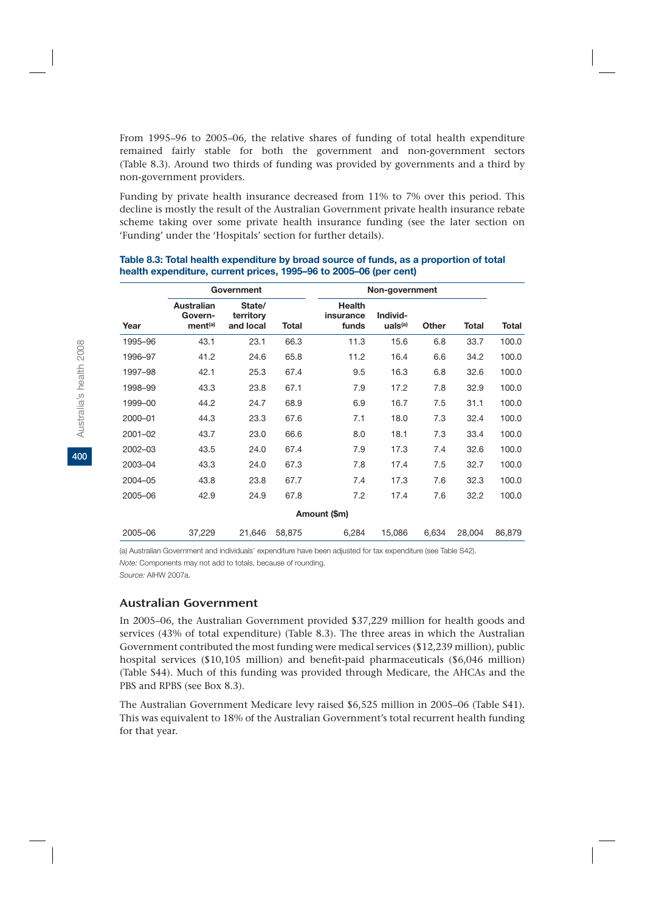From 1995–96 to 2005–06, the relative shares of funding of total health expenditure remained fairly stable for both the government and non-government sectors (Table 8.3). Around two thirds of funding was provided by governments and a third by non-government providers.

Funding by private health insurance decreased from 11% to 7% over this period. This decline is mostly the result of the Australian Government private health insurance rebate scheme taking over some private health insurance funding (see the later section on 'Funding' under the 'Hospitals' section for further details).

**Table 8.3: Total health expenditure by broad source of funds, as a proportion of total health expenditure, current prices, 1995–96 to 2005–06 (per cent)**

| | Government | | | Non-government | | | | |
|---|---|---|---|---|---|---|---|---|
| Year | Australian Government[(a)] | State/territory and local | Total | Health insurance funds | Individuals[(a)] | Other | Total | Total |
| 1995–96 | 43.1 | 23.1 | 66.3 | 11.3 | 15.6 | 6.8 | 33.7 | 100.0 |
| 1996–97 | 41.2 | 24.6 | 65.8 | 11.2 | 16.4 | 6.6 | 34.2 | 100.0 |
| 1997–98 | 42.1 | 25.3 | 67.4 | 9.5 | 16.3 | 6.8 | 32.6 | 100.0 |
| 1998–99 | 43.3 | 23.8 | 67.1 | 7.9 | 17.2 | 7.8 | 32.9 | 100.0 |
| 1999–00 | 44.2 | 24.7 | 68.9 | 6.9 | 16.7 | 7.5 | 31.1 | 100.0 |
| 2000–01 | 44.3 | 23.3 | 67.6 | 7.1 | 18.0 | 7.3 | 32.4 | 100.0 |
| 2001–02 | 43.7 | 23.0 | 66.6 | 8.0 | 18.1 | 7.3 | 33.4 | 100.0 |
| 2002–03 | 43.5 | 24.0 | 67.4 | 7.9 | 17.3 | 7.4 | 32.6 | 100.0 |
| 2003–04 | 43.3 | 24.0 | 67.3 | 7.8 | 17.4 | 7.5 | 32.7 | 100.0 |
| 2004–05 | 43.8 | 23.8 | 67.7 | 7.4 | 17.3 | 7.6 | 32.3 | 100.0 |
| 2005–06 | 42.9 | 24.9 | 67.8 | 7.2 | 17.4 | 7.6 | 32.2 | 100.0 |
| | | | | **Amount ($m)** | | | | |
| 2005–06 | 37,229 | 21,646 | 58,875 | 6,284 | 15,086 | 6,634 | 28,004 | 86,879 |

(a) Australian Government and individuals' expenditure have been adjusted for tax expenditure (see Table S42).

*Note:* Components may not add to totals, because of rounding.

*Source:* AIHW 2007a.

## Australian Government

In 2005–06, the Australian Government provided $37,229 million for health goods and services (43% of total expenditure) (Table 8.3). The three areas in which the Australian Government contributed the most funding were medical services ($12,239 million), public hospital services ($10,105 million) and benefit-paid pharmaceuticals ($6,046 million) (Table S44). Much of this funding was provided through Medicare, the AHCAs and the PBS and RPBS (see Box 8.3).

The Australian Government Medicare levy raised $6,525 million in 2005–06 (Table S41). This was equivalent to 18% of the Australian Government's total recurrent health funding for that year.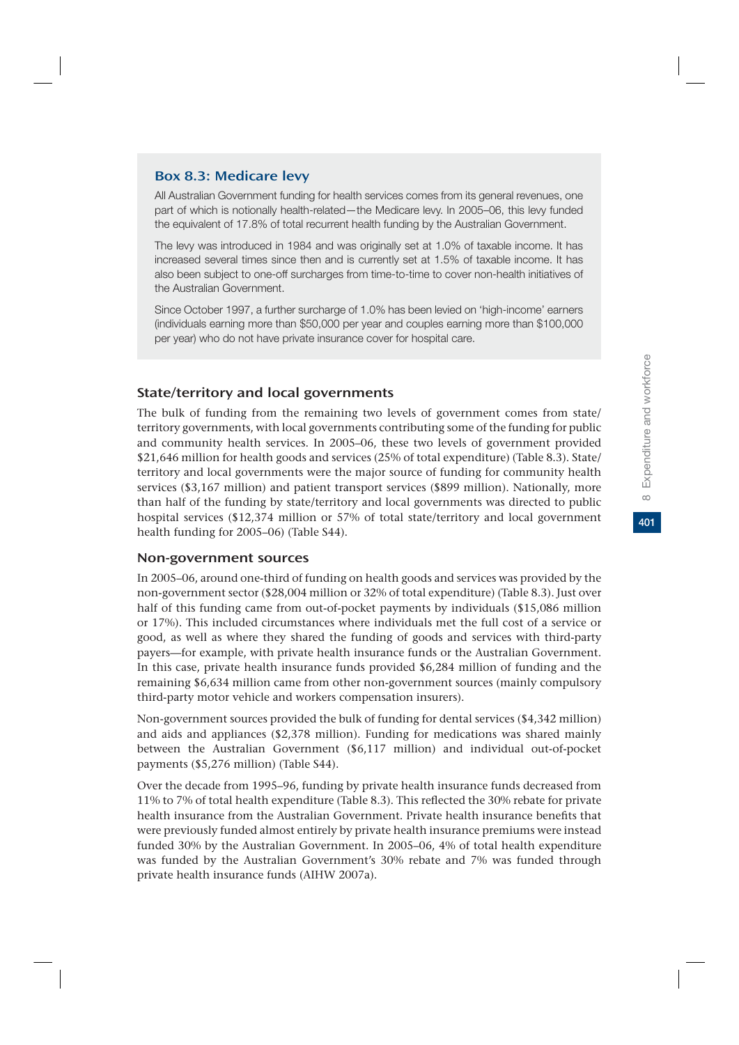### Box 8.3: Medicare levy

All Australian Government funding for health services comes from its general revenues, one part of which is notionally health-related—the Medicare levy. In 2005–06, this levy funded the equivalent of 17.8% of total recurrent health funding by the Australian Government.

The levy was introduced in 1984 and was originally set at 1.0% of taxable income. It has increased several times since then and is currently set at 1.5% of taxable income. It has also been subject to one-off surcharges from time-to-time to cover non-health initiatives of the Australian Government.

Since October 1997, a further surcharge of 1.0% has been levied on 'high-income' earners (individuals earning more than $50,000 per year and couples earning more than $100,000 per year) who do not have private insurance cover for hospital care.

### State/territory and local governments

The bulk of funding from the remaining two levels of government comes from state/territory governments, with local governments contributing some of the funding for public and community health services. In 2005–06, these two levels of government provided $21,646 million for health goods and services (25% of total expenditure) (Table 8.3). State/territory and local governments were the major source of funding for community health services ($3,167 million) and patient transport services ($899 million). Nationally, more than half of the funding by state/territory and local governments was directed to public hospital services ($12,374 million or 57% of total state/territory and local government health funding for 2005–06) (Table S44).

### Non-government sources

In 2005–06, around one-third of funding on health goods and services was provided by the non-government sector ($28,004 million or 32% of total expenditure) (Table 8.3). Just over half of this funding came from out-of-pocket payments by individuals ($15,086 million or 17%). This included circumstances where individuals met the full cost of a service or good, as well as where they shared the funding of goods and services with third-party payers—for example, with private health insurance funds or the Australian Government. In this case, private health insurance funds provided $6,284 million of funding and the remaining $6,634 million came from other non-government sources (mainly compulsory third-party motor vehicle and workers compensation insurers).

Non-government sources provided the bulk of funding for dental services ($4,342 million) and aids and appliances ($2,378 million). Funding for medications was shared mainly between the Australian Government ($6,117 million) and individual out-of-pocket payments ($5,276 million) (Table S44).

Over the decade from 1995–96, funding by private health insurance funds decreased from 11% to 7% of total health expenditure (Table 8.3). This reflected the 30% rebate for private health insurance from the Australian Government. Private health insurance benefits that were previously funded almost entirely by private health insurance premiums were instead funded 30% by the Australian Government. In 2005–06, 4% of total health expenditure was funded by the Australian Government's 30% rebate and 7% was funded through private health insurance funds (AIHW 2007a).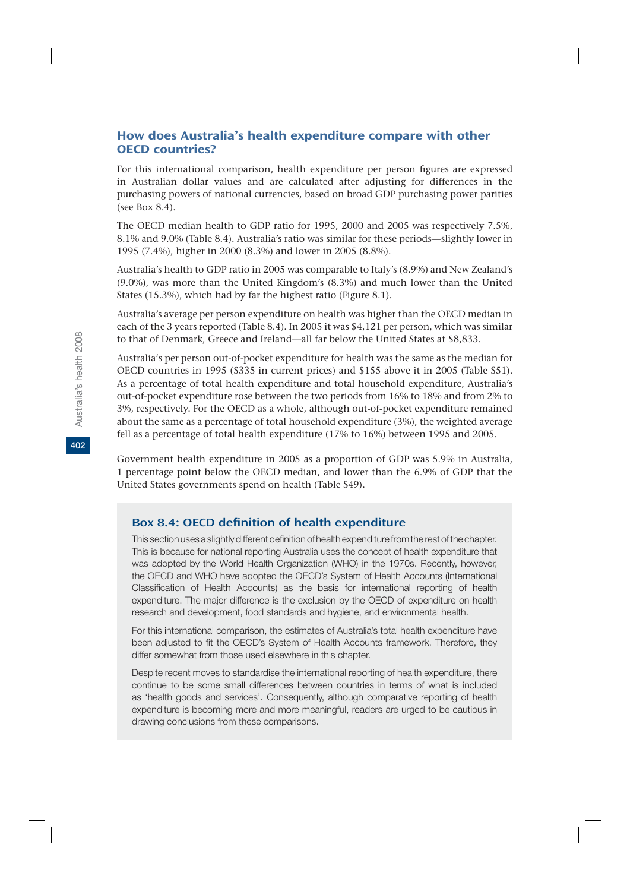## How does Australia's health expenditure compare with other OECD countries?

For this international comparison, health expenditure per person figures are expressed in Australian dollar values and are calculated after adjusting for differences in the purchasing powers of national currencies, based on broad GDP purchasing power parities (see Box 8.4).

The OECD median health to GDP ratio for 1995, 2000 and 2005 was respectively 7.5%, 8.1% and 9.0% (Table 8.4). Australia's ratio was similar for these periods—slightly lower in 1995 (7.4%), higher in 2000 (8.3%) and lower in 2005 (8.8%).

Australia's health to GDP ratio in 2005 was comparable to Italy's (8.9%) and New Zealand's (9.0%), was more than the United Kingdom's (8.3%) and much lower than the United States (15.3%), which had by far the highest ratio (Figure 8.1).

Australia's average per person expenditure on health was higher than the OECD median in each of the 3 years reported (Table 8.4). In 2005 it was $4,121 per person, which was similar to that of Denmark, Greece and Ireland—all far below the United States at $8,833.

Australia's per person out-of-pocket expenditure for health was the same as the median for OECD countries in 1995 ($335 in current prices) and $155 above it in 2005 (Table S51). As a percentage of total health expenditure and total household expenditure, Australia's out-of-pocket expenditure rose between the two periods from 16% to 18% and from 2% to 3%, respectively. For the OECD as a whole, although out-of-pocket expenditure remained about the same as a percentage of total household expenditure (3%), the weighted average fell as a percentage of total health expenditure (17% to 16%) between 1995 and 2005.

Government health expenditure in 2005 as a proportion of GDP was 5.9% in Australia, 1 percentage point below the OECD median, and lower than the 6.9% of GDP that the United States governments spend on health (Table S49).

### Box 8.4: OECD definition of health expenditure

This section uses a slightly different definition of health expenditure from the rest of the chapter. This is because for national reporting Australia uses the concept of health expenditure that was adopted by the World Health Organization (WHO) in the 1970s. Recently, however, the OECD and WHO have adopted the OECD's System of Health Accounts (International Classification of Health Accounts) as the basis for international reporting of health expenditure. The major difference is the exclusion by the OECD of expenditure on health research and development, food standards and hygiene, and environmental health.

For this international comparison, the estimates of Australia's total health expenditure have been adjusted to fit the OECD's System of Health Accounts framework. Therefore, they differ somewhat from those used elsewhere in this chapter.

Despite recent moves to standardise the international reporting of health expenditure, there continue to be some small differences between countries in terms of what is included as 'health goods and services'. Consequently, although comparative reporting of health expenditure is becoming more and more meaningful, readers are urged to be cautious in drawing conclusions from these comparisons.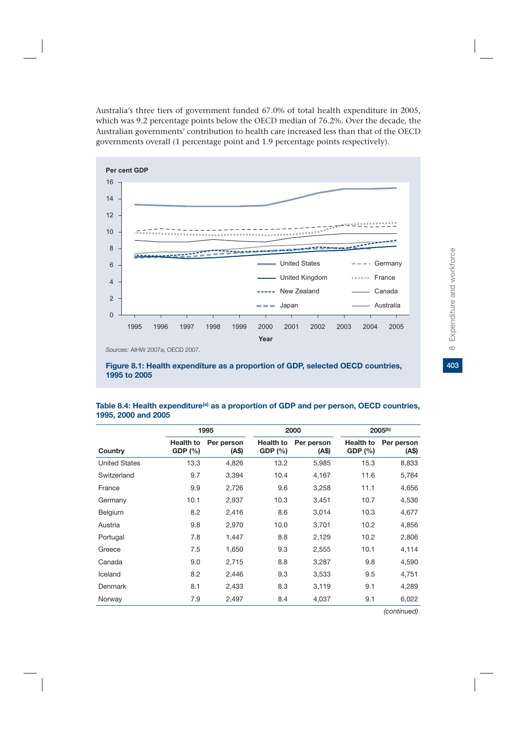Australia's three tiers of government funded 67.0% of total health expenditure in 2005, which was 9.2 percentage points below the OECD median of 76.2%. Over the decade, the Australian governments' contribution to health care increased less than that of the OECD governments overall (1 percentage point and 1.9 percentage points respectively).

Sources: AIHW 2007a; OECD 2007.

**Figure 8.1: Health expenditure as a proportion of GDP, selected OECD countries, 1995 to 2005**

**Table 8.4: Health expenditure[(a)] as a proportion of GDP and per person, OECD countries, 1995, 2000 and 2005**

| Country | 1995 | | 2000 | | 2005[(b)] | |
|---|---|---|---|---|---|---|
| | Health to GDP (%) | Per person (A$) | Health to GDP (%) | Per person (A$) | Health to GDP (%) | Per person (A$) |
| United States | 13.3 | 4,826 | 13.2 | 5,985 | 15.3 | 8,833 |
| Switzerland | 9.7 | 3,394 | 10.4 | 4,167 | 11.6 | 5,764 |
| France | 9.9 | 2,726 | 9.6 | 3,258 | 11.1 | 4,656 |
| Germany | 10.1 | 2,937 | 10.3 | 3,451 | 10.7 | 4,536 |
| Belgium | 8.2 | 2,416 | 8.6 | 3,014 | 10.3 | 4,677 |
| Austria | 9.8 | 2,970 | 10.0 | 3,701 | 10.2 | 4,856 |
| Portugal | 7.8 | 1,447 | 8.8 | 2,129 | 10.2 | 2,806 |
| Greece | 7.5 | 1,650 | 9.3 | 2,555 | 10.1 | 4,114 |
| Canada | 9.0 | 2,715 | 8.8 | 3,287 | 9.8 | 4,590 |
| Iceland | 8.2 | 2,446 | 9.3 | 3,533 | 9.5 | 4,751 |
| Denmark | 8.1 | 2,433 | 8.3 | 3,119 | 9.1 | 4,289 |
| Norway | 7.9 | 2,497 | 8.4 | 4,037 | 9.1 | 6,022 |

*(continued)*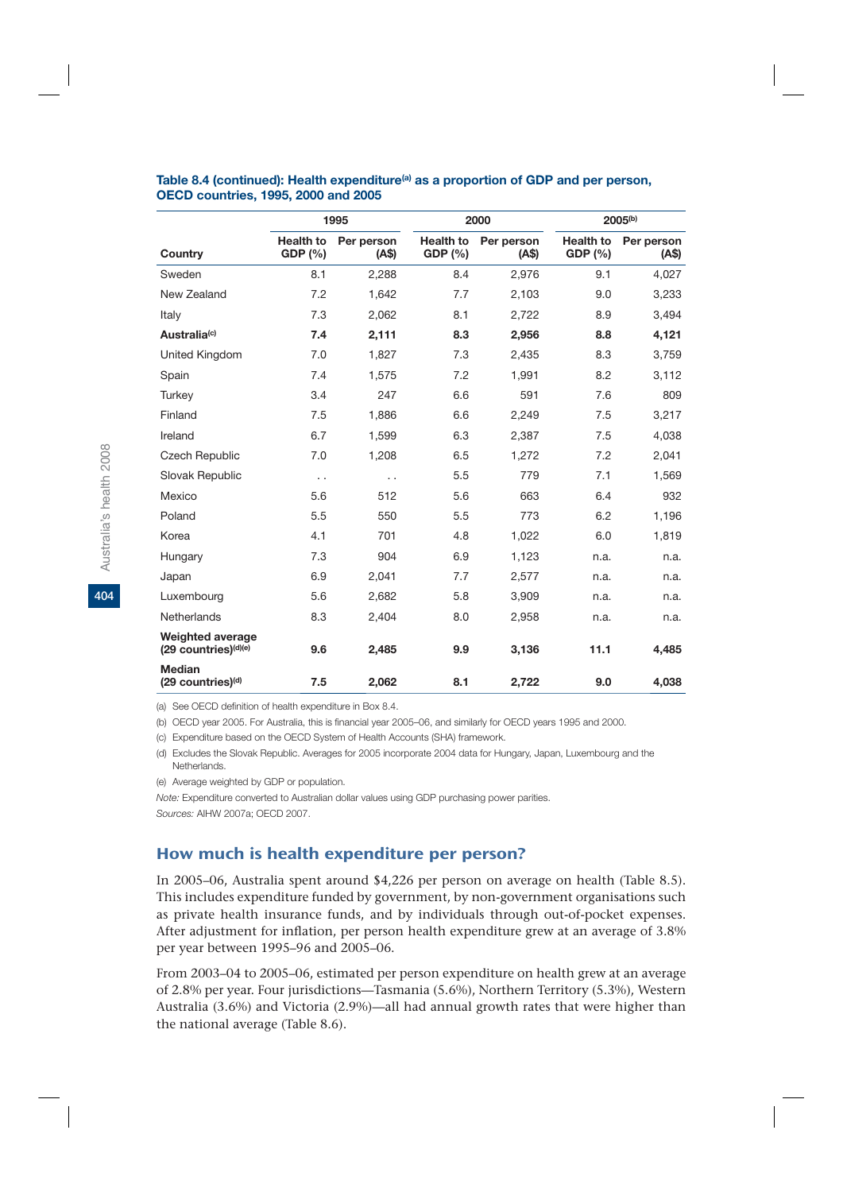**Table 8.4 (continued): Health expenditure[(a)] as a proportion of GDP and per person, OECD countries, 1995, 2000 and 2005**

| | 1995 | | 2000 | | 2005[(b)] | |
|---|---|---|---|---|---|---|
| Country | Health to GDP (%) | Per person (A$) | Health to GDP (%) | Per person (A$) | Health to GDP (%) | Per person (A$) |
| Sweden | 8.1 | 2,288 | 8.4 | 2,976 | 9.1 | 4,027 |
| New Zealand | 7.2 | 1,642 | 7.7 | 2,103 | 9.0 | 3,233 |
| Italy | 7.3 | 2,062 | 8.1 | 2,722 | 8.9 | 3,494 |
| **Australia[(c)]** | **7.4** | **2,111** | **8.3** | **2,956** | **8.8** | **4,121** |
| United Kingdom | 7.0 | 1,827 | 7.3 | 2,435 | 8.3 | 3,759 |
| Spain | 7.4 | 1,575 | 7.2 | 1,991 | 8.2 | 3,112 |
| Turkey | 3.4 | 247 | 6.6 | 591 | 7.6 | 809 |
| Finland | 7.5 | 1,886 | 6.6 | 2,249 | 7.5 | 3,217 |
| Ireland | 6.7 | 1,599 | 6.3 | 2,387 | 7.5 | 4,038 |
| Czech Republic | 7.0 | 1,208 | 6.5 | 1,272 | 7.2 | 2,041 |
| Slovak Republic | . . | . . | 5.5 | 779 | 7.1 | 1,569 |
| Mexico | 5.6 | 512 | 5.6 | 663 | 6.4 | 932 |
| Poland | 5.5 | 550 | 5.5 | 773 | 6.2 | 1,196 |
| Korea | 4.1 | 701 | 4.8 | 1,022 | 6.0 | 1,819 |
| Hungary | 7.3 | 904 | 6.9 | 1,123 | n.a. | n.a. |
| Japan | 6.9 | 2,041 | 7.7 | 2,577 | n.a. | n.a. |
| Luxembourg | 5.6 | 2,682 | 5.8 | 3,909 | n.a. | n.a. |
| Netherlands | 8.3 | 2,404 | 8.0 | 2,958 | n.a. | n.a. |
| **Weighted average (29 countries)[(d)(e)]** | **9.6** | **2,485** | **9.9** | **3,136** | **11.1** | **4,485** |
| **Median (29 countries)[(d)]** | **7.5** | **2,062** | **8.1** | **2,722** | **9.0** | **4,038** |

(a) See OECD definition of health expenditure in Box 8.4.

(b) OECD year 2005. For Australia, this is financial year 2005–06, and similarly for OECD years 1995 and 2000.

(c) Expenditure based on the OECD System of Health Accounts (SHA) framework.

(d) Excludes the Slovak Republic. Averages for 2005 incorporate 2004 data for Hungary, Japan, Luxembourg and the Netherlands.

(e) Average weighted by GDP or population.

*Note:* Expenditure converted to Australian dollar values using GDP purchasing power parities.

*Sources:* AIHW 2007a; OECD 2007.

## How much is health expenditure per person?

In 2005–06, Australia spent around $4,226 per person on average on health (Table 8.5). This includes expenditure funded by government, by non-government organisations such as private health insurance funds, and by individuals through out-of-pocket expenses. After adjustment for inflation, per person health expenditure grew at an average of 3.8% per year between 1995–96 and 2005–06.

From 2003–04 to 2005–06, estimated per person expenditure on health grew at an average of 2.8% per year. Four jurisdictions—Tasmania (5.6%), Northern Territory (5.3%), Western Australia (3.6%) and Victoria (2.9%)—all had annual growth rates that were higher than the national average (Table 8.6).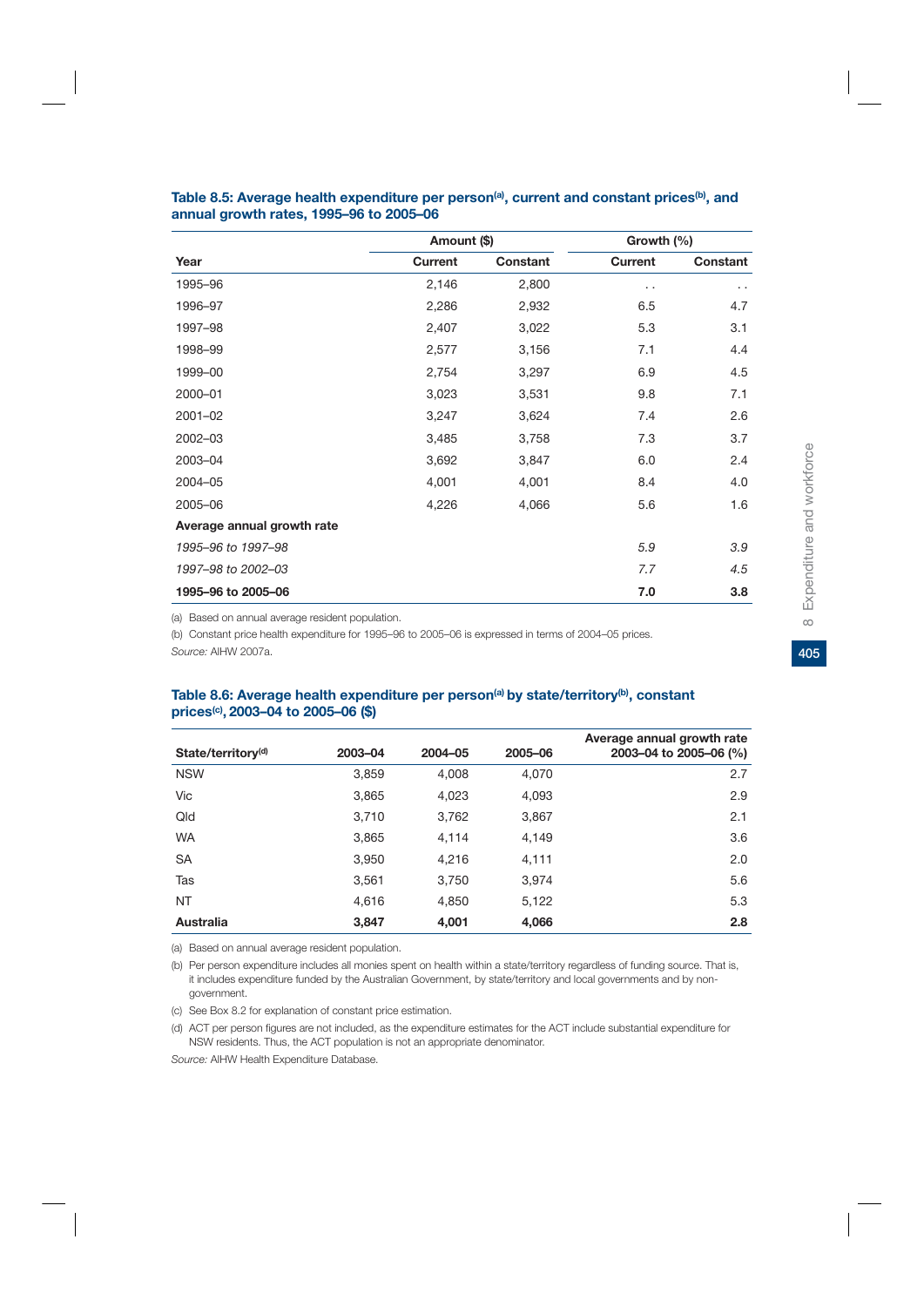**Table 8.5: Average health expenditure per person[(a)], current and constant prices[(b)], and annual growth rates, 1995–96 to 2005–06**

| | Amount ($) | | Growth (%) | |
|---|---|---|---|---|
| **Year** | **Current** | **Constant** | **Current** | **Constant** |
| 1995–96 | 2,146 | 2,800 | . . | . . |
| 1996–97 | 2,286 | 2,932 | 6.5 | 4.7 |
| 1997–98 | 2,407 | 3,022 | 5.3 | 3.1 |
| 1998–99 | 2,577 | 3,156 | 7.1 | 4.4 |
| 1999–00 | 2,754 | 3,297 | 6.9 | 4.5 |
| 2000–01 | 3,023 | 3,531 | 9.8 | 7.1 |
| 2001–02 | 3,247 | 3,624 | 7.4 | 2.6 |
| 2002–03 | 3,485 | 3,758 | 7.3 | 3.7 |
| 2003–04 | 3,692 | 3,847 | 6.0 | 2.4 |
| 2004–05 | 4,001 | 4,001 | 8.4 | 4.0 |
| 2005–06 | 4,226 | 4,066 | 5.6 | 1.6 |
| **Average annual growth rate** | | | | |
| *1995–96 to 1997–98* | | | *5.9* | *3.9* |
| *1997–98 to 2002–03* | | | *7.7* | *4.5* |
| **1995–96 to 2005–06** | | | **7.0** | **3.8** |

(a) Based on annual average resident population.

(b) Constant price health expenditure for 1995–96 to 2005–06 is expressed in terms of 2004–05 prices.

*Source:* AIHW 2007a.

**Table 8.6: Average health expenditure per person[(a)] by state/territory[(b)], constant prices[(c)], 2003–04 to 2005–06 ($)**

| State/territory[(d)] | 2003–04 | 2004–05 | 2005–06 | Average annual growth rate 2003–04 to 2005–06 (%) |
|---|---|---|---|---|
| NSW | 3,859 | 4,008 | 4,070 | 2.7 |
| Vic | 3,865 | 4,023 | 4,093 | 2.9 |
| Qld | 3,710 | 3,762 | 3,867 | 2.1 |
| WA | 3,865 | 4,114 | 4,149 | 3.6 |
| SA | 3,950 | 4,216 | 4,111 | 2.0 |
| Tas | 3,561 | 3,750 | 3,974 | 5.6 |
| NT | 4,616 | 4,850 | 5,122 | 5.3 |
| **Australia** | **3,847** | **4,001** | **4,066** | **2.8** |

(a) Based on annual average resident population.

(b) Per person expenditure includes all monies spent on health within a state/territory regardless of funding source. That is, it includes expenditure funded by the Australian Government, by state/territory and local governments and by non-government.

(c) See Box 8.2 for explanation of constant price estimation.

(d) ACT per person figures are not included, as the expenditure estimates for the ACT include substantial expenditure for NSW residents. Thus, the ACT population is not an appropriate denominator.

*Source:* AIHW Health Expenditure Database.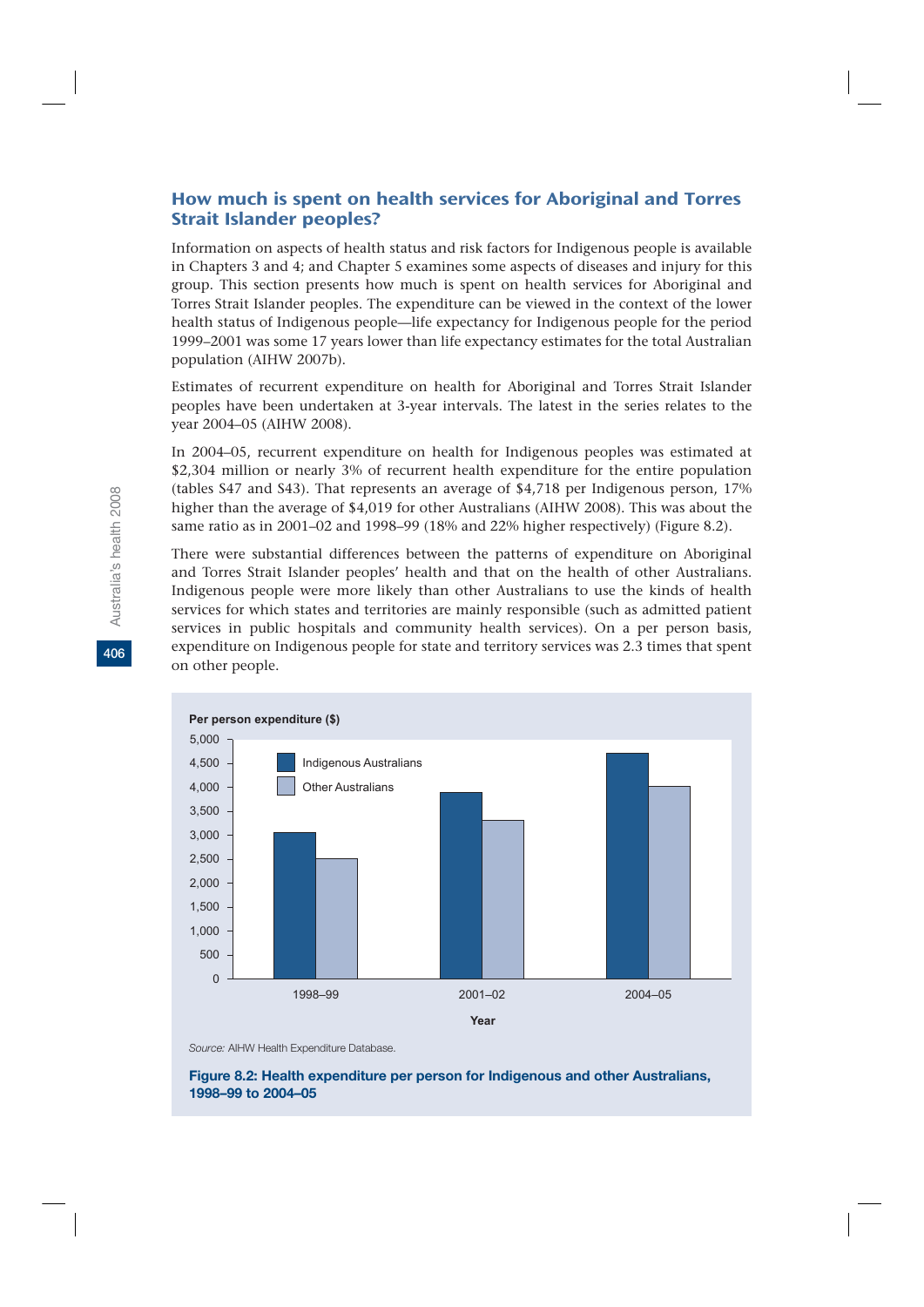## How much is spent on health services for Aboriginal and Torres Strait Islander peoples?

Information on aspects of health status and risk factors for Indigenous people is available in Chapters 3 and 4; and Chapter 5 examines some aspects of diseases and injury for this group. This section presents how much is spent on health services for Aboriginal and Torres Strait Islander peoples. The expenditure can be viewed in the context of the lower health status of Indigenous people—life expectancy for Indigenous people for the period 1999–2001 was some 17 years lower than life expectancy estimates for the total Australian population (AIHW 2007b).

Estimates of recurrent expenditure on health for Aboriginal and Torres Strait Islander peoples have been undertaken at 3-year intervals. The latest in the series relates to the year 2004–05 (AIHW 2008).

In 2004–05, recurrent expenditure on health for Indigenous peoples was estimated at $2,304 million or nearly 3% of recurrent health expenditure for the entire population (tables S47 and S43). That represents an average of $4,718 per Indigenous person, 17% higher than the average of $4,019 for other Australians (AIHW 2008). This was about the same ratio as in 2001–02 and 1998–99 (18% and 22% higher respectively) (Figure 8.2).

There were substantial differences between the patterns of expenditure on Aboriginal and Torres Strait Islander peoples' health and that on the health of other Australians. Indigenous people were more likely than other Australians to use the kinds of health services for which states and territories are mainly responsible (such as admitted patient services in public hospitals and community health services). On a per person basis, expenditure on Indigenous people for state and territory services was 2.3 times that spent on other people.

*Source:* AIHW Health Expenditure Database.

**Figure 8.2: Health expenditure per person for Indigenous and other Australians, 1998–99 to 2004–05**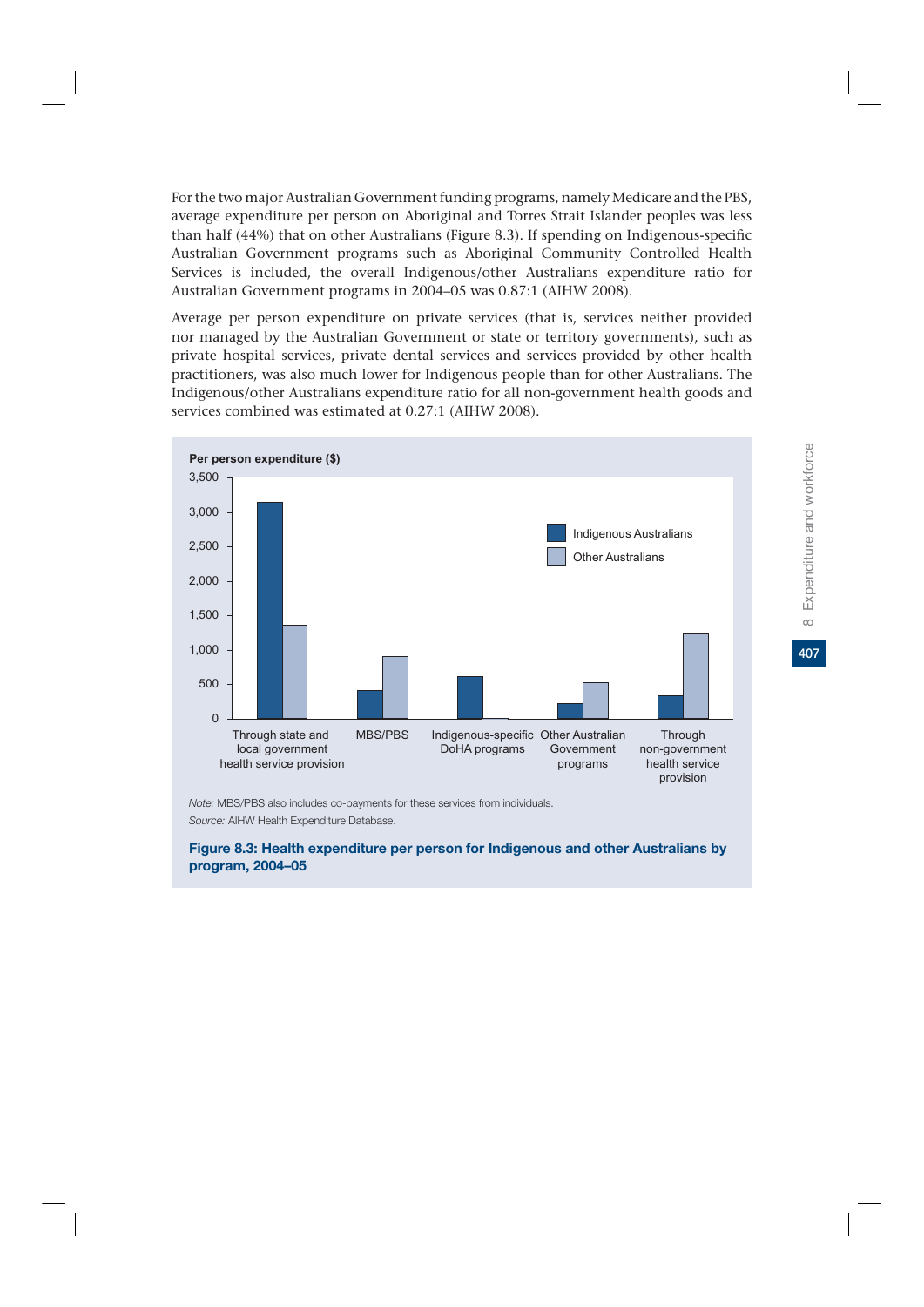For the two major Australian Government funding programs, namely Medicare and the PBS, average expenditure per person on Aboriginal and Torres Strait Islander peoples was less than half (44%) that on other Australians (Figure 8.3). If spending on Indigenous-specific Australian Government programs such as Aboriginal Community Controlled Health Services is included, the overall Indigenous/other Australians expenditure ratio for Australian Government programs in 2004–05 was 0.87:1 (AIHW 2008).

Average per person expenditure on private services (that is, services neither provided nor managed by the Australian Government or state or territory governments), such as private hospital services, private dental services and services provided by other health practitioners, was also much lower for Indigenous people than for other Australians. The Indigenous/other Australians expenditure ratio for all non-government health goods and services combined was estimated at 0.27:1 (AIHW 2008).

*Note:* MBS/PBS also includes co-payments for these services from individuals.

*Source:* AIHW Health Expenditure Database.

**Figure 8.3: Health expenditure per person for Indigenous and other Australians by program, 2004–05**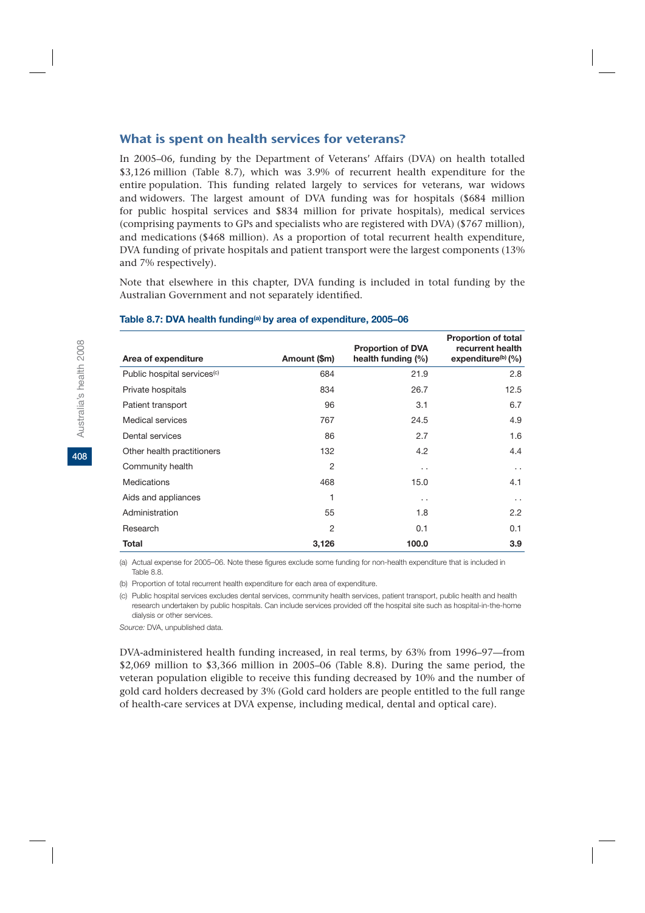## What is spent on health services for veterans?

In 2005–06, funding by the Department of Veterans' Affairs (DVA) on health totalled \$3,126 million (Table 8.7), which was 3.9% of recurrent health expenditure for the entire population. This funding related largely to services for veterans, war widows and widowers. The largest amount of DVA funding was for hospitals (\$684 million for public hospital services and \$834 million for private hospitals), medical services (comprising payments to GPs and specialists who are registered with DVA) (\$767 million), and medications (\$468 million). As a proportion of total recurrent health expenditure, DVA funding of private hospitals and patient transport were the largest components (13% and 7% respectively).

Note that elsewhere in this chapter, DVA funding is included in total funding by the Australian Government and not separately identified.

**Table 8.7: DVA health funding[(a)] by area of expenditure, 2005–06**

| Area of expenditure | Amount (\$m) | Proportion of DVA health funding (%) | Proportion of total recurrent health expenditure[(b)] (%) |
|---|---|---|---|
| Public hospital services[(c)] | 684 | 21.9 | 2.8 |
| Private hospitals | 834 | 26.7 | 12.5 |
| Patient transport | 96 | 3.1 | 6.7 |
| Medical services | 767 | 24.5 | 4.9 |
| Dental services | 86 | 2.7 | 1.6 |
| Other health practitioners | 132 | 4.2 | 4.4 |
| Community health | 2 | . . | . . |
| Medications | 468 | 15.0 | 4.1 |
| Aids and appliances | 1 | . . | . . |
| Administration | 55 | 1.8 | 2.2 |
| Research | 2 | 0.1 | 0.1 |
| **Total** | **3,126** | **100.0** | **3.9** |

(a) Actual expense for 2005–06. Note these figures exclude some funding for non-health expenditure that is included in Table 8.8.

(b) Proportion of total recurrent health expenditure for each area of expenditure.

(c) Public hospital services excludes dental services, community health services, patient transport, public health and health research undertaken by public hospitals. Can include services provided off the hospital site such as hospital-in-the-home dialysis or other services.

*Source:* DVA, unpublished data.

DVA-administered health funding increased, in real terms, by 63% from 1996–97—from \$2,069 million to \$3,366 million in 2005–06 (Table 8.8). During the same period, the veteran population eligible to receive this funding decreased by 10% and the number of gold card holders decreased by 3% (Gold card holders are people entitled to the full range of health-care services at DVA expense, including medical, dental and optical care).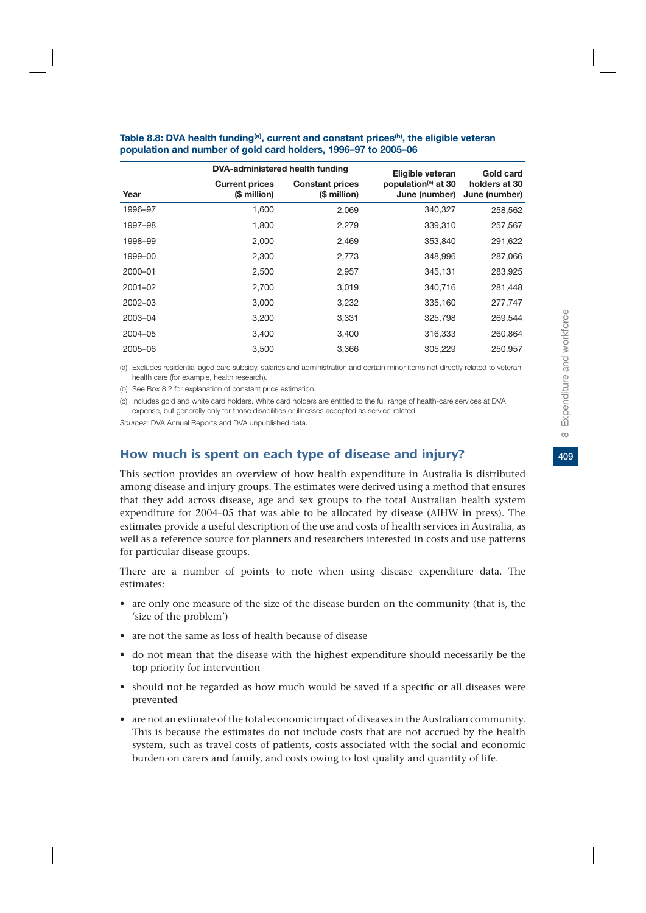**Table 8.8: DVA health funding[(a)], current and constant prices[(b)], the eligible veteran population and number of gold card holders, 1996–97 to 2005–06**

| | DVA-administered health funding | | Eligible veteran | Gold card |
|---|---|---|---|---|
| Year | Current prices ($ million) | Constant prices ($ million) | population[(c)] at 30 June (number) | holders at 30 June (number) |
| 1996–97 | 1,600 | 2,069 | 340,327 | 258,562 |
| 1997–98 | 1,800 | 2,279 | 339,310 | 257,567 |
| 1998–99 | 2,000 | 2,469 | 353,840 | 291,622 |
| 1999–00 | 2,300 | 2,773 | 348,996 | 287,066 |
| 2000–01 | 2,500 | 2,957 | 345,131 | 283,925 |
| 2001–02 | 2,700 | 3,019 | 340,716 | 281,448 |
| 2002–03 | 3,000 | 3,232 | 335,160 | 277,747 |
| 2003–04 | 3,200 | 3,331 | 325,798 | 269,544 |
| 2004–05 | 3,400 | 3,400 | 316,333 | 260,864 |
| 2005–06 | 3,500 | 3,366 | 305,229 | 250,957 |

(a) Excludes residential aged care subsidy, salaries and administration and certain minor items not directly related to veteran health care (for example, health research).

(b) See Box 8.2 for explanation of constant price estimation.

(c) Includes gold and white card holders. White card holders are entitled to the full range of health-care services at DVA expense, but generally only for those disabilities or illnesses accepted as service-related.

*Sources:* DVA Annual Reports and DVA unpublished data.

## How much is spent on each type of disease and injury?

This section provides an overview of how health expenditure in Australia is distributed among disease and injury groups. The estimates were derived using a method that ensures that they add across disease, age and sex groups to the total Australian health system expenditure for 2004–05 that was able to be allocated by disease (AIHW in press). The estimates provide a useful description of the use and costs of health services in Australia, as well as a reference source for planners and researchers interested in costs and use patterns for particular disease groups.

There are a number of points to note when using disease expenditure data. The estimates:

- are only one measure of the size of the disease burden on the community (that is, the 'size of the problem')
- are not the same as loss of health because of disease
- do not mean that the disease with the highest expenditure should necessarily be the top priority for intervention
- should not be regarded as how much would be saved if a specific or all diseases were prevented
- are not an estimate of the total economic impact of diseases in the Australian community. This is because the estimates do not include costs that are not accrued by the health system, such as travel costs of patients, costs associated with the social and economic burden on carers and family, and costs owing to lost quality and quantity of life.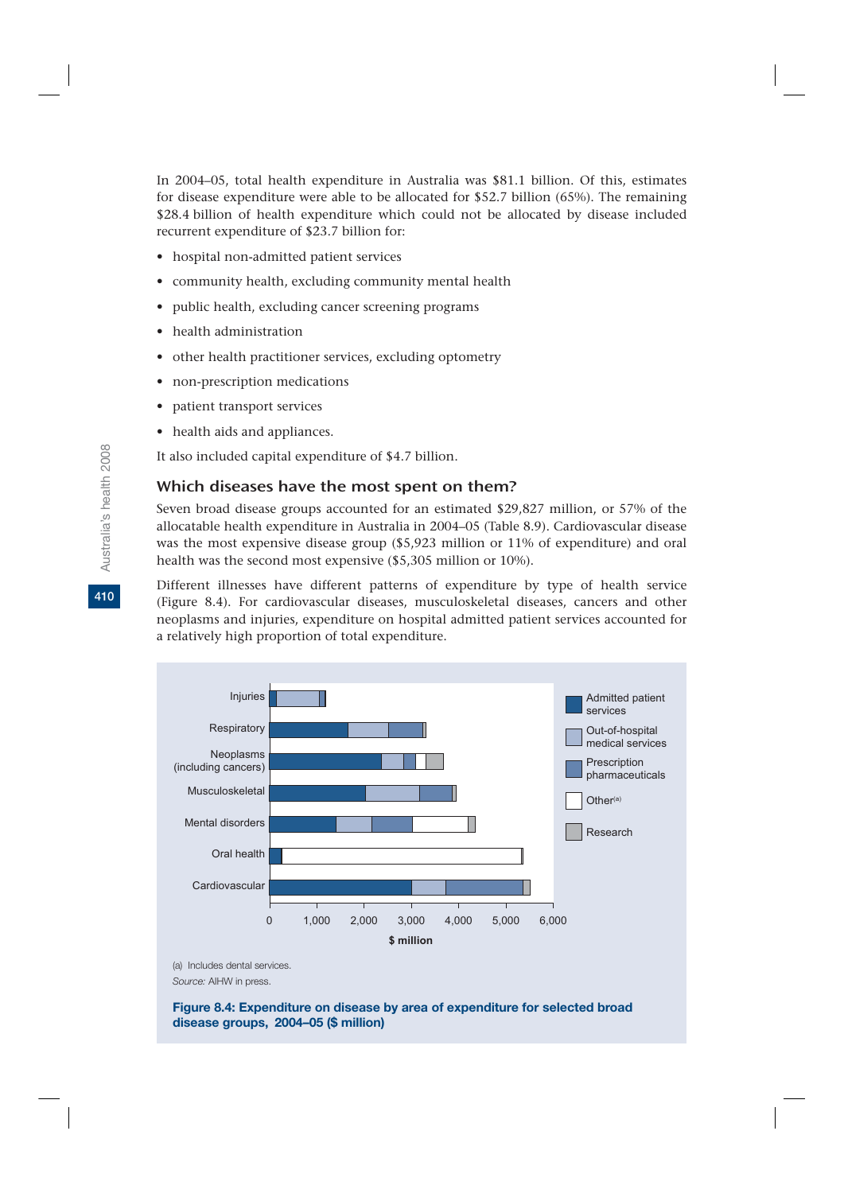In 2004–05, total health expenditure in Australia was $81.1 billion. Of this, estimates for disease expenditure were able to be allocated for $52.7 billion (65%). The remaining $28.4 billion of health expenditure which could not be allocated by disease included recurrent expenditure of $23.7 billion for:

- hospital non-admitted patient services
- community health, excluding community mental health
- public health, excluding cancer screening programs
- health administration
- other health practitioner services, excluding optometry
- non-prescription medications
- patient transport services
- health aids and appliances.

It also included capital expenditure of $4.7 billion.

## Which diseases have the most spent on them?

Seven broad disease groups accounted for an estimated $29,827 million, or 57% of the allocatable health expenditure in Australia in 2004–05 (Table 8.9). Cardiovascular disease was the most expensive disease group ($5,923 million or 11% of expenditure) and oral health was the second most expensive ($5,305 million or 10%).

Different illnesses have different patterns of expenditure by type of health service (Figure 8.4). For cardiovascular diseases, musculoskeletal diseases, cancers and other neoplasms and injuries, expenditure on hospital admitted patient services accounted for a relatively high proportion of total expenditure.

(a) Includes dental services.

*Source:* AIHW in press.

**Figure 8.4: Expenditure on disease by area of expenditure for selected broad disease groups, 2004–05 ($ million)**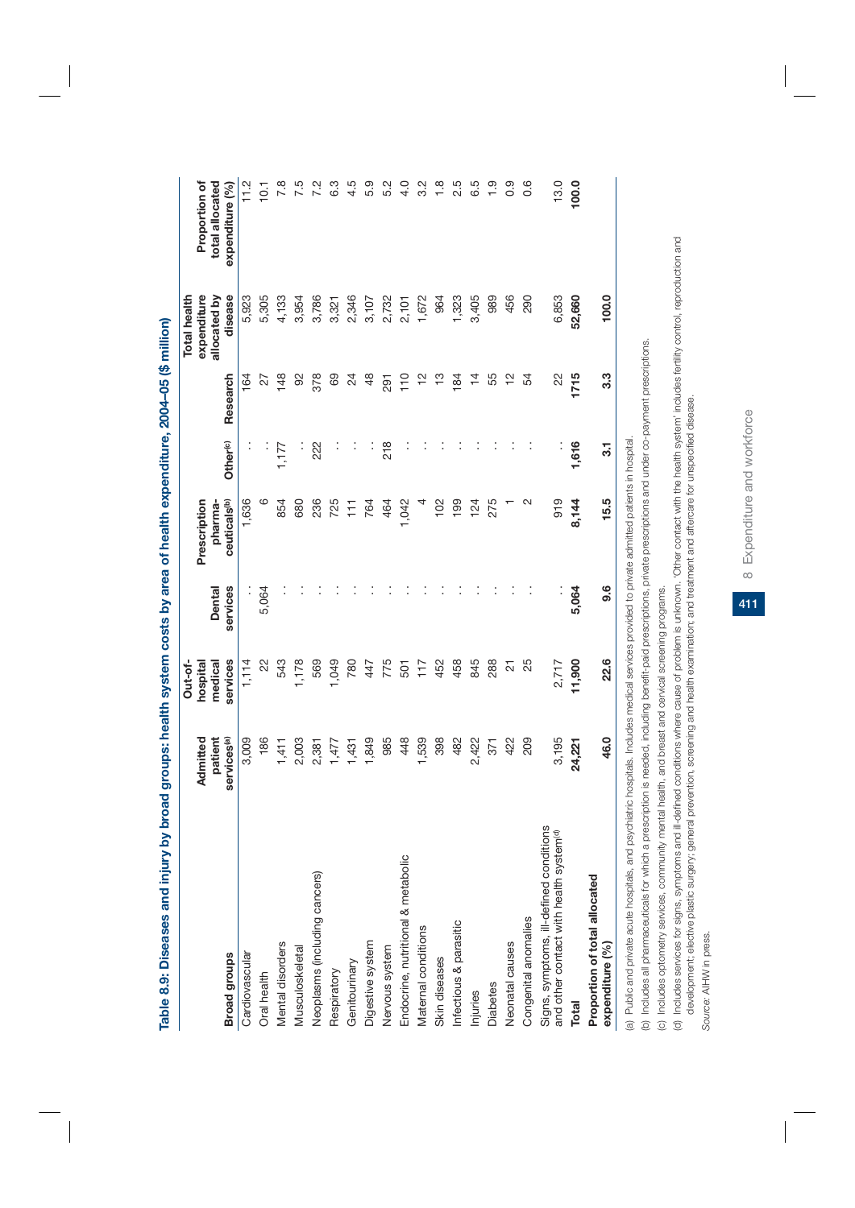**Table 8.9: Diseases and injury by broad groups: health system costs by area of health expenditure, 2004–05 ($ million)**

| Broad groups | Admitted patient services[(a)] | Out-of-hospital medical services | Dental services | Prescription pharma-ceuticals[(b)] | Other[(c)] | Research | Total health expenditure allocated by disease | Proportion of total allocated expenditure (%) |
|---|---|---|---|---|---|---|---|---|
| Cardiovascular | 3,009 | 1,114 | . . | 1,636 | . . | 164 | 5,923 | 11.2 |
| Oral health | 186 | 22 | 5,064 | 6 | . . | 27 | 5,305 | 10.1 |
| Mental disorders | 1,411 | 543 | . . | 854 | 1,177 | 148 | 4,133 | 7.8 |
| Musculoskeletal | 2,003 | 1,178 | . . | 680 | . . | 92 | 3,954 | 7.5 |
| Neoplasms (including cancers) | 2,381 | 569 | . . | 236 | 222 | 378 | 3,786 | 7.2 |
| Respiratory | 1,477 | 1,049 | . . | 725 | . . | 69 | 3,321 | 6.3 |
| Genitourinary | 1,431 | 780 | . . | 111 | . . | 24 | 2,346 | 4.5 |
| Digestive system | 1,849 | 447 | . . | 764 | . . | 48 | 3,107 | 5.9 |
| Nervous system | 985 | 775 | . . | 464 | 218 | 291 | 2,732 | 5.2 |
| Endocrine, nutritional & metabolic | 448 | 501 | . . | 1,042 | . . | 110 | 2,101 | 4.0 |
| Maternal conditions | 1,539 | 117 | . . | 4 | . . | 12 | 1,672 | 3.2 |
| Skin diseases | 398 | 452 | . . | 102 | . . | 13 | 964 | 1.8 |
| Infectious & parasitic | 482 | 458 | . . | 199 | . . | 184 | 1,323 | 2.5 |
| Injuries | 2,422 | 845 | . . | 124 | . . | 14 | 3,405 | 6.5 |
| Diabetes | 371 | 288 | . . | 275 | . . | 55 | 989 | 1.9 |
| Neonatal causes | 422 | 21 | . . | 1 | . . | 12 | 456 | 0.9 |
| Congenital anomalies | 209 | 25 | . . | 2 | . . | 54 | 290 | 0.6 |
| Signs, symptoms, ill-defined conditions and other contact with health system[(d)] | 3,195 | 2,717 | . . | 919 | . . | 22 | 6,853 | 13.0 |
| **Total** | **24,221** | **11,900** | **5,064** | **8,144** | **1,616** | **1715** | **52,660** | **100.0** |
| **Proportion of total allocated expenditure (%)** | **46.0** | **22.6** | **9.6** | **15.5** | **3.1** | **3.3** | **100.0** | |

(a) Public and private acute hospitals, and psychiatric hospitals. Includes medical services provided to private admitted patients in hospital.

(b) Includes all pharmaceuticals for which a prescription is needed, including benefit-paid prescriptions, private prescriptions and under co-payment prescriptions.

(c) Includes optometry services, community mental health, and breast and cervical screening programs.

(d) Includes services for signs, symptoms and ill-defined conditions where cause of problem is unknown. 'Other contact with the health system' includes fertility control, reproduction and development; elective plastic surgery; general prevention, screening and health examination; and treatment and aftercare for unspecified disease.

*Source:* AIHW in press.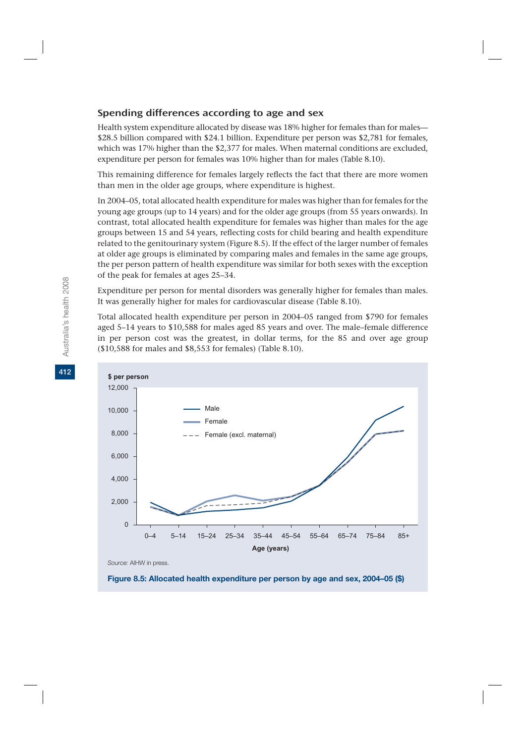## Spending differences according to age and sex

Health system expenditure allocated by disease was 18% higher for females than for males—$28.5 billion compared with $24.1 billion. Expenditure per person was $2,781 for females, which was 17% higher than the $2,377 for males. When maternal conditions are excluded, expenditure per person for females was 10% higher than for males (Table 8.10).

This remaining difference for females largely reflects the fact that there are more women than men in the older age groups, where expenditure is highest.

In 2004–05, total allocated health expenditure for males was higher than for females for the young age groups (up to 14 years) and for the older age groups (from 55 years onwards). In contrast, total allocated health expenditure for females was higher than males for the age groups between 15 and 54 years, reflecting costs for child bearing and health expenditure related to the genitourinary system (Figure 8.5). If the effect of the larger number of females at older age groups is eliminated by comparing males and females in the same age groups, the per person pattern of health expenditure was similar for both sexes with the exception of the peak for females at ages 25–34.

Expenditure per person for mental disorders was generally higher for females than males. It was generally higher for males for cardiovascular disease (Table 8.10).

Total allocated health expenditure per person in 2004–05 ranged from $790 for females aged 5–14 years to $10,588 for males aged 85 years and over. The male–female difference in per person cost was the greatest, in dollar terms, for the 85 and over age group ($10,588 for males and $8,553 for females) (Table 8.10).

*Source:* AIHW in press.

**Figure 8.5: Allocated health expenditure per person by age and sex, 2004–05 ($)**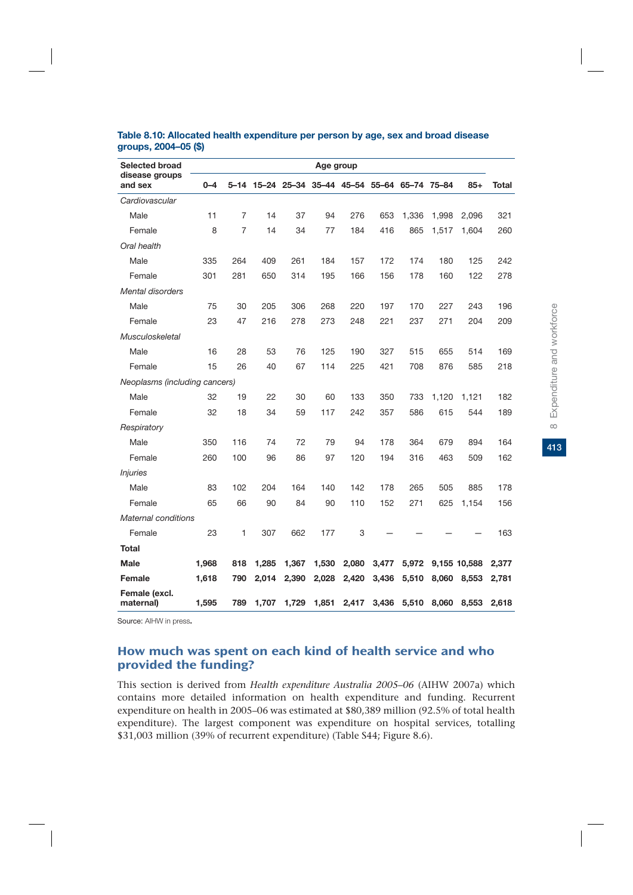**Table 8.10: Allocated health expenditure per person by age, sex and broad disease groups, 2004–05 ($)**

| Selected broad disease groups and sex | Age group | | | | | | | | | | |
|---|---|---|---|---|---|---|---|---|---|---|---|
| | 0–4 | 5–14 | 15–24 | 25–34 | 35–44 | 45–54 | 55–64 | 65–74 | 75–84 | 85+ | Total |
| *Cardiovascular* | | | | | | | | | | | |
| Male | 11 | 7 | 14 | 37 | 94 | 276 | 653 | 1,336 | 1,998 | 2,096 | 321 |
| Female | 8 | 7 | 14 | 34 | 77 | 184 | 416 | 865 | 1,517 | 1,604 | 260 |
| *Oral health* | | | | | | | | | | | |
| Male | 335 | 264 | 409 | 261 | 184 | 157 | 172 | 174 | 180 | 125 | 242 |
| Female | 301 | 281 | 650 | 314 | 195 | 166 | 156 | 178 | 160 | 122 | 278 |
| *Mental disorders* | | | | | | | | | | | |
| Male | 75 | 30 | 205 | 306 | 268 | 220 | 197 | 170 | 227 | 243 | 196 |
| Female | 23 | 47 | 216 | 278 | 273 | 248 | 221 | 237 | 271 | 204 | 209 |
| *Musculoskeletal* | | | | | | | | | | | |
| Male | 16 | 28 | 53 | 76 | 125 | 190 | 327 | 515 | 655 | 514 | 169 |
| Female | 15 | 26 | 40 | 67 | 114 | 225 | 421 | 708 | 876 | 585 | 218 |
| *Neoplasms (including cancers)* | | | | | | | | | | | |
| Male | 32 | 19 | 22 | 30 | 60 | 133 | 350 | 733 | 1,120 | 1,121 | 182 |
| Female | 32 | 18 | 34 | 59 | 117 | 242 | 357 | 586 | 615 | 544 | 189 |
| *Respiratory* | | | | | | | | | | | |
| Male | 350 | 116 | 74 | 72 | 79 | 94 | 178 | 364 | 679 | 894 | 164 |
| Female | 260 | 100 | 96 | 86 | 97 | 120 | 194 | 316 | 463 | 509 | 162 |
| *Injuries* | | | | | | | | | | | |
| Male | 83 | 102 | 204 | 164 | 140 | 142 | 178 | 265 | 505 | 885 | 178 |
| Female | 65 | 66 | 90 | 84 | 90 | 110 | 152 | 271 | 625 | 1,154 | 156 |
| *Maternal conditions* | | | | | | | | | | | |
| Female | 23 | 1 | 307 | 662 | 177 | 3 | — | — | — | — | 163 |
| **Total** | | | | | | | | | | | |
| **Male** | **1,968** | **818** | **1,285** | **1,367** | **1,530** | **2,080** | **3,477** | **5,972** | **9,155** | **10,588** | **2,377** |
| **Female** | **1,618** | **790** | **2,014** | **2,390** | **2,028** | **2,420** | **3,436** | **5,510** | **8,060** | **8,553** | **2,781** |
| **Female (excl. maternal)** | **1,595** | **789** | **1,707** | **1,729** | **1,851** | **2,417** | **3,436** | **5,510** | **8,060** | **8,553** | **2,618** |

Source: AIHW in press.

## How much was spent on each kind of health service and who provided the funding?

This section is derived from *Health expenditure Australia 2005–06* (AIHW 2007a) which contains more detailed information on health expenditure and funding. Recurrent expenditure on health in 2005–06 was estimated at $80,389 million (92.5% of total health expenditure). The largest component was expenditure on hospital services, totalling $31,003 million (39% of recurrent expenditure) (Table S44; Figure 8.6).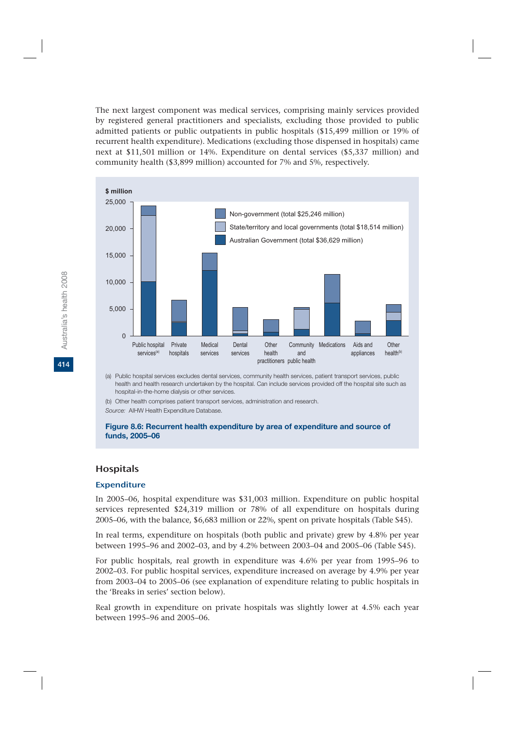The next largest component was medical services, comprising mainly services provided by registered general practitioners and specialists, excluding those provided to public admitted patients or public outpatients in public hospitals ($15,499 million or 19% of recurrent health expenditure). Medications (excluding those dispensed in hospitals) came next at $11,501 million or 14%. Expenditure on dental services ($5,337 million) and community health ($3,899 million) accounted for 7% and 5%, respectively.

(a) Public hospital services excludes dental services, community health services, patient transport services, public health and health research undertaken by the hospital. Can include services provided off the hospital site such as hospital-in-the-home dialysis or other services.

(b) Other health comprises patient transport services, administration and research.

*Source:* AIHW Health Expenditure Database.

**Figure 8.6: Recurrent health expenditure by area of expenditure and source of funds, 2005–06**

## Hospitals

### Expenditure

In 2005–06, hospital expenditure was $31,003 million. Expenditure on public hospital services represented $24,319 million or 78% of all expenditure on hospitals during 2005–06, with the balance, $6,683 million or 22%, spent on private hospitals (Table S45).

In real terms, expenditure on hospitals (both public and private) grew by 4.8% per year between 1995–96 and 2002–03, and by 4.2% between 2003–04 and 2005–06 (Table S45).

For public hospitals, real growth in expenditure was 4.6% per year from 1995–96 to 2002–03. For public hospital services, expenditure increased on average by 4.9% per year from 2003–04 to 2005–06 (see explanation of expenditure relating to public hospitals in the 'Breaks in series' section below).

Real growth in expenditure on private hospitals was slightly lower at 4.5% each year between 1995–96 and 2005–06.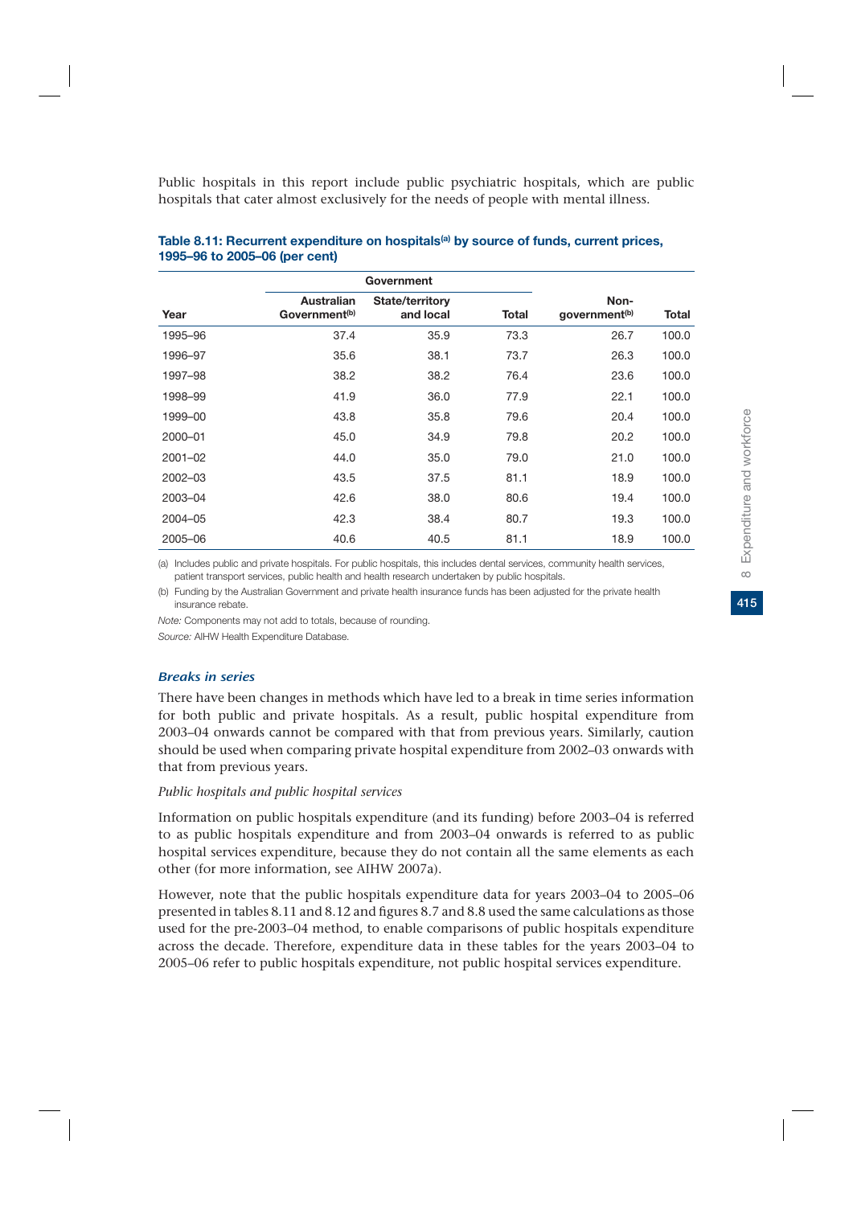Public hospitals in this report include public psychiatric hospitals, which are public hospitals that cater almost exclusively for the needs of people with mental illness.

**Table 8.11: Recurrent expenditure on hospitals[(a)] by source of funds, current prices, 1995–96 to 2005–06 (per cent)**

| | Government | | | | |
|---|---|---|---|---|---|
| Year | Australian Government[(b)] | State/territory and local | Total | Non-government[(b)] | Total |
| 1995–96 | 37.4 | 35.9 | 73.3 | 26.7 | 100.0 |
| 1996–97 | 35.6 | 38.1 | 73.7 | 26.3 | 100.0 |
| 1997–98 | 38.2 | 38.2 | 76.4 | 23.6 | 100.0 |
| 1998–99 | 41.9 | 36.0 | 77.9 | 22.1 | 100.0 |
| 1999–00 | 43.8 | 35.8 | 79.6 | 20.4 | 100.0 |
| 2000–01 | 45.0 | 34.9 | 79.8 | 20.2 | 100.0 |
| 2001–02 | 44.0 | 35.0 | 79.0 | 21.0 | 100.0 |
| 2002–03 | 43.5 | 37.5 | 81.1 | 18.9 | 100.0 |
| 2003–04 | 42.6 | 38.0 | 80.6 | 19.4 | 100.0 |
| 2004–05 | 42.3 | 38.4 | 80.7 | 19.3 | 100.0 |
| 2005–06 | 40.6 | 40.5 | 81.1 | 18.9 | 100.0 |

(a) Includes public and private hospitals. For public hospitals, this includes dental services, community health services, patient transport services, public health and health research undertaken by public hospitals.

(b) Funding by the Australian Government and private health insurance funds has been adjusted for the private health insurance rebate.

*Note:* Components may not add to totals, because of rounding.

*Source:* AIHW Health Expenditure Database.

### *Breaks in series*

There have been changes in methods which have led to a break in time series information for both public and private hospitals. As a result, public hospital expenditure from 2003–04 onwards cannot be compared with that from previous years. Similarly, caution should be used when comparing private hospital expenditure from 2002–03 onwards with that from previous years.

*Public hospitals and public hospital services*

Information on public hospitals expenditure (and its funding) before 2003–04 is referred to as public hospitals expenditure and from 2003–04 onwards is referred to as public hospital services expenditure, because they do not contain all the same elements as each other (for more information, see AIHW 2007a).

However, note that the public hospitals expenditure data for years 2003–04 to 2005–06 presented in tables 8.11 and 8.12 and figures 8.7 and 8.8 used the same calculations as those used for the pre-2003–04 method, to enable comparisons of public hospitals expenditure across the decade. Therefore, expenditure data in these tables for the years 2003–04 to 2005–06 refer to public hospitals expenditure, not public hospital services expenditure.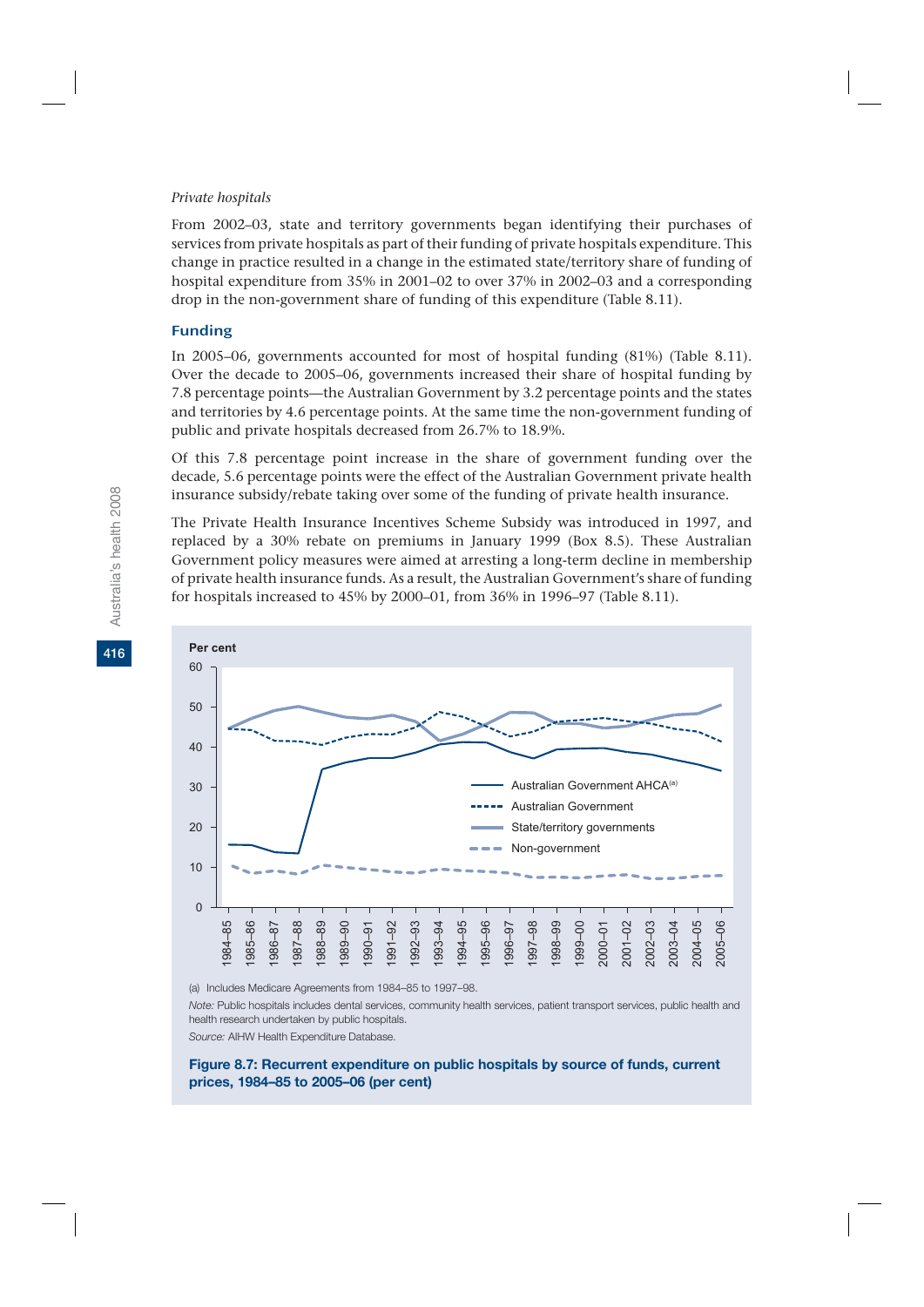*Private hospitals*

From 2002–03, state and territory governments began identifying their purchases of services from private hospitals as part of their funding of private hospitals expenditure. This change in practice resulted in a change in the estimated state/territory share of funding of hospital expenditure from 35% in 2001–02 to over 37% in 2002–03 and a corresponding drop in the non-government share of funding of this expenditure (Table 8.11).

### Funding

In 2005–06, governments accounted for most of hospital funding (81%) (Table 8.11). Over the decade to 2005–06, governments increased their share of hospital funding by 7.8 percentage points—the Australian Government by 3.2 percentage points and the states and territories by 4.6 percentage points. At the same time the non-government funding of public and private hospitals decreased from 26.7% to 18.9%.

Of this 7.8 percentage point increase in the share of government funding over the decade, 5.6 percentage points were the effect of the Australian Government private health insurance subsidy/rebate taking over some of the funding of private health insurance.

The Private Health Insurance Incentives Scheme Subsidy was introduced in 1997, and replaced by a 30% rebate on premiums in January 1999 (Box 8.5). These Australian Government policy measures were aimed at arresting a long-term decline in membership of private health insurance funds. As a result, the Australian Government's share of funding for hospitals increased to 45% by 2000–01, from 36% in 1996–97 (Table 8.11).

(a) Includes Medicare Agreements from 1984–85 to 1997–98.

*Note:* Public hospitals includes dental services, community health services, patient transport services, public health and health research undertaken by public hospitals.

*Source:* AIHW Health Expenditure Database.

**Figure 8.7: Recurrent expenditure on public hospitals by source of funds, current prices, 1984–85 to 2005–06 (per cent)**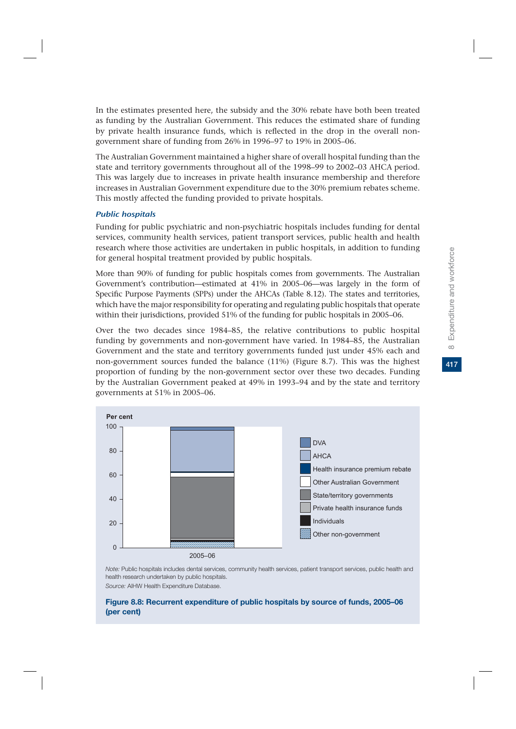In the estimates presented here, the subsidy and the 30% rebate have both been treated as funding by the Australian Government. This reduces the estimated share of funding by private health insurance funds, which is reflected in the drop in the overall non-government share of funding from 26% in 1996–97 to 19% in 2005–06.

The Australian Government maintained a higher share of overall hospital funding than the state and territory governments throughout all of the 1998–99 to 2002–03 AHCA period. This was largely due to increases in private health insurance membership and therefore increases in Australian Government expenditure due to the 30% premium rebates scheme. This mostly affected the funding provided to private hospitals.

### *Public hospitals*

Funding for public psychiatric and non-psychiatric hospitals includes funding for dental services, community health services, patient transport services, public health and health research where those activities are undertaken in public hospitals, in addition to funding for general hospital treatment provided by public hospitals.

More than 90% of funding for public hospitals comes from governments. The Australian Government's contribution—estimated at 41% in 2005–06—was largely in the form of Specific Purpose Payments (SPPs) under the AHCAs (Table 8.12). The states and territories, which have the major responsibility for operating and regulating public hospitals that operate within their jurisdictions, provided 51% of the funding for public hospitals in 2005–06.

Over the two decades since 1984–85, the relative contributions to public hospital funding by governments and non-government have varied. In 1984–85, the Australian Government and the state and territory governments funded just under 45% each and non-government sources funded the balance (11%) (Figure 8.7). This was the highest proportion of funding by the non-government sector over these two decades. Funding by the Australian Government peaked at 49% in 1993–94 and by the state and territory governments at 51% in 2005–06.

Per cent

100, 80, 60, 40, 20, 0

2005–06

DVA
AHCA
Health insurance premium rebate
Other Australian Government
State/territory governments
Private health insurance funds
Individuals
Other non-government

*Note:* Public hospitals includes dental services, community health services, patient transport services, public health and health research undertaken by public hospitals.

*Source:* AIHW Health Expenditure Database.

**Figure 8.8: Recurrent expenditure of public hospitals by source of funds, 2005–06 (per cent)**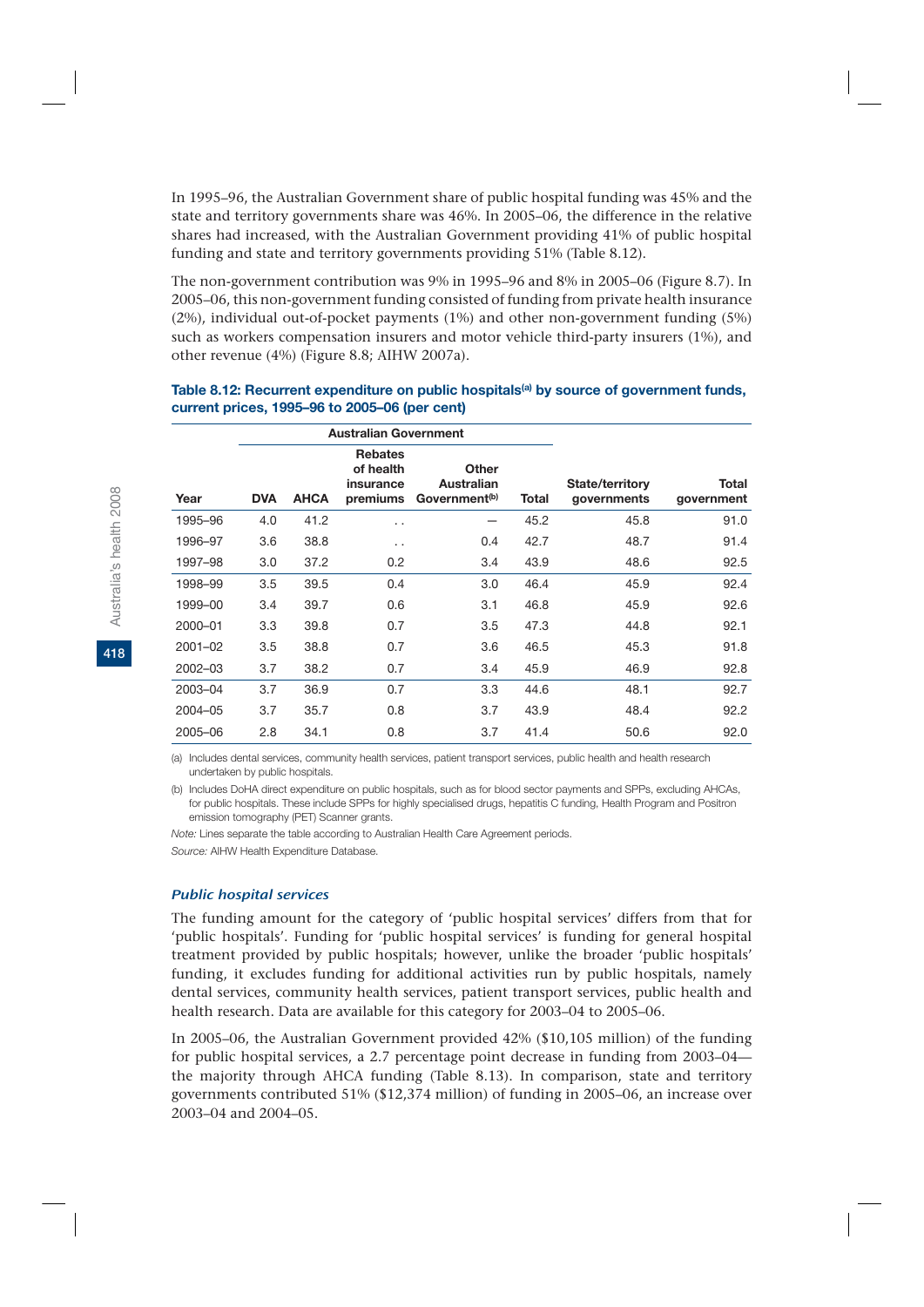In 1995–96, the Australian Government share of public hospital funding was 45% and the state and territory governments share was 46%. In 2005–06, the difference in the relative shares had increased, with the Australian Government providing 41% of public hospital funding and state and territory governments providing 51% (Table 8.12).

The non-government contribution was 9% in 1995–96 and 8% in 2005–06 (Figure 8.7). In 2005–06, this non-government funding consisted of funding from private health insurance (2%), individual out-of-pocket payments (1%) and other non-government funding (5%) such as workers compensation insurers and motor vehicle third-party insurers (1%), and other revenue (4%) (Figure 8.8; AIHW 2007a).

**Table 8.12: Recurrent expenditure on public hospitals[(a)] by source of government funds, current prices, 1995–96 to 2005–06 (per cent)**

| | Australian Government | | | | | | |
|---|---|---|---|---|---|---|---|
| Year | DVA | AHCA | Rebates of health insurance premiums | Other Australian Government[(b)] | Total | State/territory governments | Total government |
| 1995–96 | 4.0 | 41.2 | . . | — | 45.2 | 45.8 | 91.0 |
| 1996–97 | 3.6 | 38.8 | . . | 0.4 | 42.7 | 48.7 | 91.4 |
| 1997–98 | 3.0 | 37.2 | 0.2 | 3.4 | 43.9 | 48.6 | 92.5 |
| 1998–99 | 3.5 | 39.5 | 0.4 | 3.0 | 46.4 | 45.9 | 92.4 |
| 1999–00 | 3.4 | 39.7 | 0.6 | 3.1 | 46.8 | 45.9 | 92.6 |
| 2000–01 | 3.3 | 39.8 | 0.7 | 3.5 | 47.3 | 44.8 | 92.1 |
| 2001–02 | 3.5 | 38.8 | 0.7 | 3.6 | 46.5 | 45.3 | 91.8 |
| 2002–03 | 3.7 | 38.2 | 0.7 | 3.4 | 45.9 | 46.9 | 92.8 |
| 2003–04 | 3.7 | 36.9 | 0.7 | 3.3 | 44.6 | 48.1 | 92.7 |
| 2004–05 | 3.7 | 35.7 | 0.8 | 3.7 | 43.9 | 48.4 | 92.2 |
| 2005–06 | 2.8 | 34.1 | 0.8 | 3.7 | 41.4 | 50.6 | 92.0 |

(a) Includes dental services, community health services, patient transport services, public health and health research undertaken by public hospitals.

(b) Includes DoHA direct expenditure on public hospitals, such as for blood sector payments and SPPs, excluding AHCAs, for public hospitals. These include SPPs for highly specialised drugs, hepatitis C funding, Health Program and Positron emission tomography (PET) Scanner grants.

*Note:* Lines separate the table according to Australian Health Care Agreement periods.

*Source:* AIHW Health Expenditure Database.

### *Public hospital services*

The funding amount for the category of 'public hospital services' differs from that for 'public hospitals'. Funding for 'public hospital services' is funding for general hospital treatment provided by public hospitals; however, unlike the broader 'public hospitals' funding, it excludes funding for additional activities run by public hospitals, namely dental services, community health services, patient transport services, public health and health research. Data are available for this category for 2003–04 to 2005–06.

In 2005–06, the Australian Government provided 42% ($10,105 million) of the funding for public hospital services, a 2.7 percentage point decrease in funding from 2003–04—the majority through AHCA funding (Table 8.13). In comparison, state and territory governments contributed 51% ($12,374 million) of funding in 2005–06, an increase over 2003–04 and 2004–05.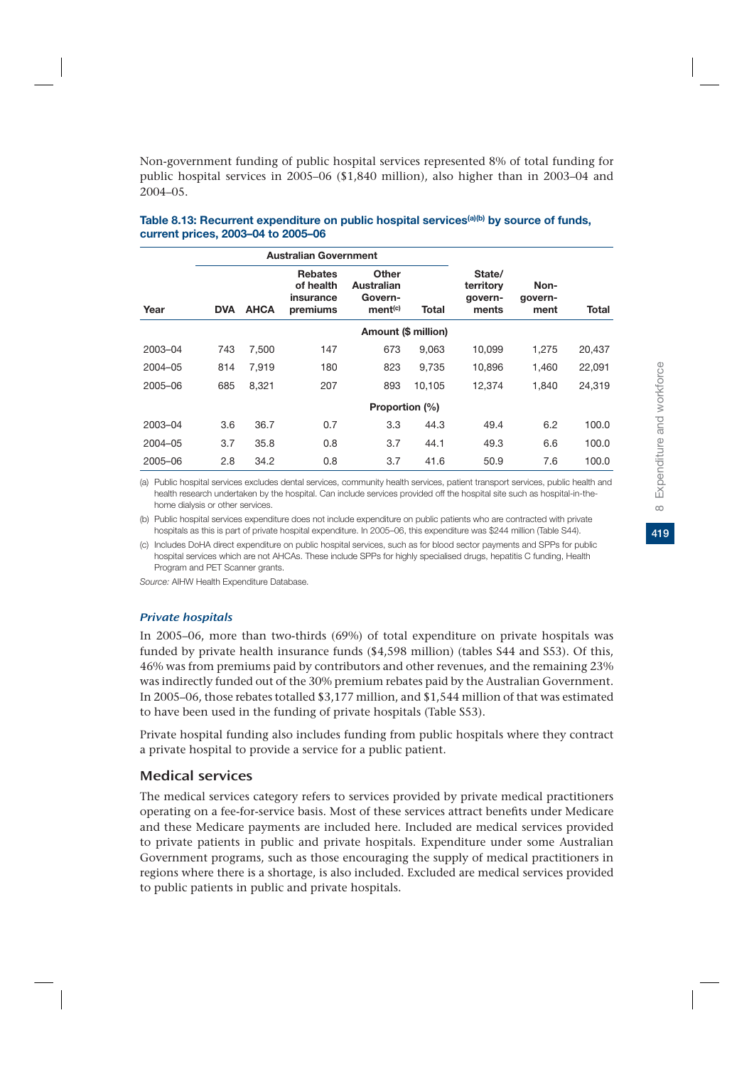Non-government funding of public hospital services represented 8% of total funding for public hospital services in 2005–06 ($1,840 million), also higher than in 2003–04 and 2004–05.

**Table 8.13: Recurrent expenditure on public hospital services[(a)(b)] by source of funds, current prices, 2003–04 to 2005–06**

| | Australian Government | | | | | | | |
|---|---|---|---|---|---|---|---|---|
| Year | DVA | AHCA | Rebates of health insurance premiums | Other Australian Government[(c)] | Total | State/ territory governments | Non-government | Total |
| | | | | Amount ($ million) | | | | |
| 2003–04 | 743 | 7,500 | 147 | 673 | 9,063 | 10,099 | 1,275 | 20,437 |
| 2004–05 | 814 | 7,919 | 180 | 823 | 9,735 | 10,896 | 1,460 | 22,091 |
| 2005–06 | 685 | 8,321 | 207 | 893 | 10,105 | 12,374 | 1,840 | 24,319 |
| | | | | Proportion (%) | | | | |
| 2003–04 | 3.6 | 36.7 | 0.7 | 3.3 | 44.3 | 49.4 | 6.2 | 100.0 |
| 2004–05 | 3.7 | 35.8 | 0.8 | 3.7 | 44.1 | 49.3 | 6.6 | 100.0 |
| 2005–06 | 2.8 | 34.2 | 0.8 | 3.7 | 41.6 | 50.9 | 7.6 | 100.0 |

(a) Public hospital services excludes dental services, community health services, patient transport services, public health and health research undertaken by the hospital. Can include services provided off the hospital site such as hospital-in-the-home dialysis or other services.

(b) Public hospital services expenditure does not include expenditure on public patients who are contracted with private hospitals as this is part of private hospital expenditure. In 2005–06, this expenditure was $244 million (Table S44).

(c) Includes DoHA direct expenditure on public hospital services, such as for blood sector payments and SPPs for public hospital services which are not AHCAs. These include SPPs for highly specialised drugs, hepatitis C funding, Health Program and PET Scanner grants.

*Source:* AIHW Health Expenditure Database.

### *Private hospitals*

In 2005–06, more than two-thirds (69%) of total expenditure on private hospitals was funded by private health insurance funds ($4,598 million) (tables S44 and S53). Of this, 46% was from premiums paid by contributors and other revenues, and the remaining 23% was indirectly funded out of the 30% premium rebates paid by the Australian Government. In 2005–06, those rebates totalled $3,177 million, and $1,544 million of that was estimated to have been used in the funding of private hospitals (Table S53).

Private hospital funding also includes funding from public hospitals where they contract a private hospital to provide a service for a public patient.

## Medical services

The medical services category refers to services provided by private medical practitioners operating on a fee-for-service basis. Most of these services attract benefits under Medicare and these Medicare payments are included here. Included are medical services provided to private patients in public and private hospitals. Expenditure under some Australian Government programs, such as those encouraging the supply of medical practitioners in regions where there is a shortage, is also included. Excluded are medical services provided to public patients in public and private hospitals.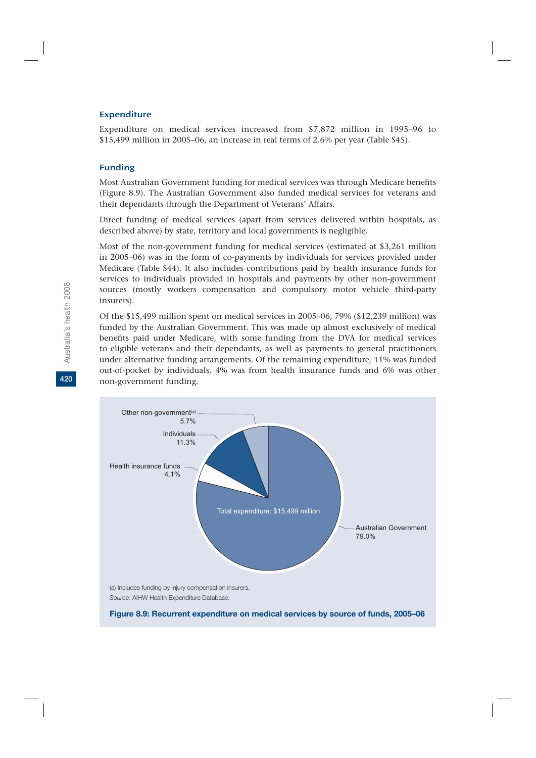### Expenditure

Expenditure on medical services increased from $7,872 million in 1995–96 to $15,499 million in 2005–06, an increase in real terms of 2.6% per year (Table S45).

### Funding

Most Australian Government funding for medical services was through Medicare benefits (Figure 8.9). The Australian Government also funded medical services for veterans and their dependants through the Department of Veterans' Affairs.

Direct funding of medical services (apart from services delivered within hospitals, as described above) by state, territory and local governments is negligible.

Most of the non-government funding for medical services (estimated at $3,261 million in 2005–06) was in the form of co-payments by individuals for services provided under Medicare (Table S44). It also includes contributions paid by health insurance funds for services to individuals provided in hospitals and payments by other non-government sources (mostly workers compensation and compulsory motor vehicle third-party insurers).

Of the $15,499 million spent on medical services in 2005–06, 79% ($12,239 million) was funded by the Australian Government. This was made up almost exclusively of medical benefits paid under Medicare, with some funding from the DVA for medical services to eligible veterans and their dependants, as well as payments to general practitioners under alternative funding arrangements. Of the remaining expenditure, 11% was funded out-of-pocket by individuals, 4% was from health insurance funds and 6% was other non-government funding.

Other non-government[(a)] 5.7%

Individuals 11.3%

Health insurance funds 4.1%

Australian Government 79.0%

Total expenditure: $15,499 million

(a) Includes funding by injury compensation insurers.

*Source:* AIHW Health Expenditure Database.

**Figure 8.9: Recurrent expenditure on medical services by source of funds, 2005–06**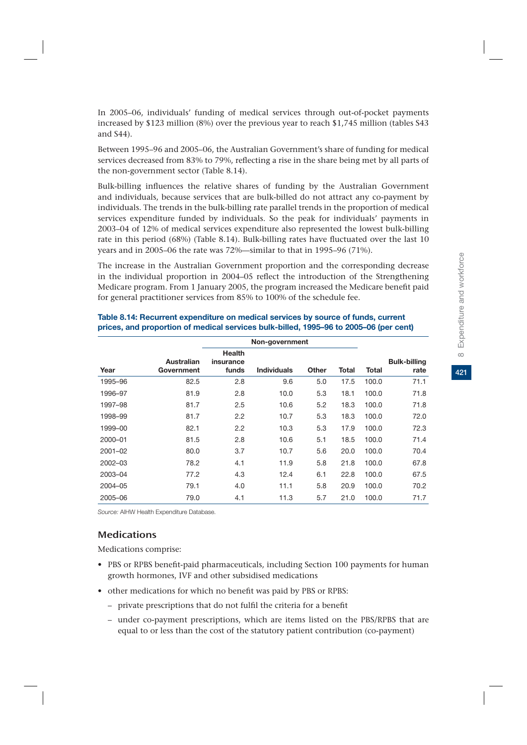In 2005–06, individuals' funding of medical services through out-of-pocket payments increased by $123 million (8%) over the previous year to reach $1,745 million (tables S43 and S44).

Between 1995–96 and 2005–06, the Australian Government's share of funding for medical services decreased from 83% to 79%, reflecting a rise in the share being met by all parts of the non-government sector (Table 8.14).

Bulk-billing influences the relative shares of funding by the Australian Government and individuals, because services that are bulk-billed do not attract any co-payment by individuals. The trends in the bulk-billing rate parallel trends in the proportion of medical services expenditure funded by individuals. So the peak for individuals' payments in 2003–04 of 12% of medical services expenditure also represented the lowest bulk-billing rate in this period (68%) (Table 8.14). Bulk-billing rates have fluctuated over the last 10 years and in 2005–06 the rate was 72%—similar to that in 1995–96 (71%).

The increase in the Australian Government proportion and the corresponding decrease in the individual proportion in 2004–05 reflect the introduction of the Strengthening Medicare program. From 1 January 2005, the program increased the Medicare benefit paid for general practitioner services from 85% to 100% of the schedule fee.

**Table 8.14: Recurrent expenditure on medical services by source of funds, current prices, and proportion of medical services bulk-billed, 1995–96 to 2005–06 (per cent)**

| | | Non-government | | | | | |
|---|---|---|---|---|---|---|---|
| Year | Australian Government | Health insurance funds | Individuals | Other | Total | Total | Bulk-billing rate |
| 1995–96 | 82.5 | 2.8 | 9.6 | 5.0 | 17.5 | 100.0 | 71.1 |
| 1996–97 | 81.9 | 2.8 | 10.0 | 5.3 | 18.1 | 100.0 | 71.8 |
| 1997–98 | 81.7 | 2.5 | 10.6 | 5.2 | 18.3 | 100.0 | 71.8 |
| 1998–99 | 81.7 | 2.2 | 10.7 | 5.3 | 18.3 | 100.0 | 72.0 |
| 1999–00 | 82.1 | 2.2 | 10.3 | 5.3 | 17.9 | 100.0 | 72.3 |
| 2000–01 | 81.5 | 2.8 | 10.6 | 5.1 | 18.5 | 100.0 | 71.4 |
| 2001–02 | 80.0 | 3.7 | 10.7 | 5.6 | 20.0 | 100.0 | 70.4 |
| 2002–03 | 78.2 | 4.1 | 11.9 | 5.8 | 21.8 | 100.0 | 67.8 |
| 2003–04 | 77.2 | 4.3 | 12.4 | 6.1 | 22.8 | 100.0 | 67.5 |
| 2004–05 | 79.1 | 4.0 | 11.1 | 5.8 | 20.9 | 100.0 | 70.2 |
| 2005–06 | 79.0 | 4.1 | 11.3 | 5.7 | 21.0 | 100.0 | 71.7 |

*Source:* AIHW Health Expenditure Database.

## Medications

Medications comprise:

- PBS or RPBS benefit-paid pharmaceuticals, including Section 100 payments for human growth hormones, IVF and other subsidised medications
- other medications for which no benefit was paid by PBS or RPBS:
  - private prescriptions that do not fulfil the criteria for a benefit
  - under co-payment prescriptions, which are items listed on the PBS/RPBS that are equal to or less than the cost of the statutory patient contribution (co-payment)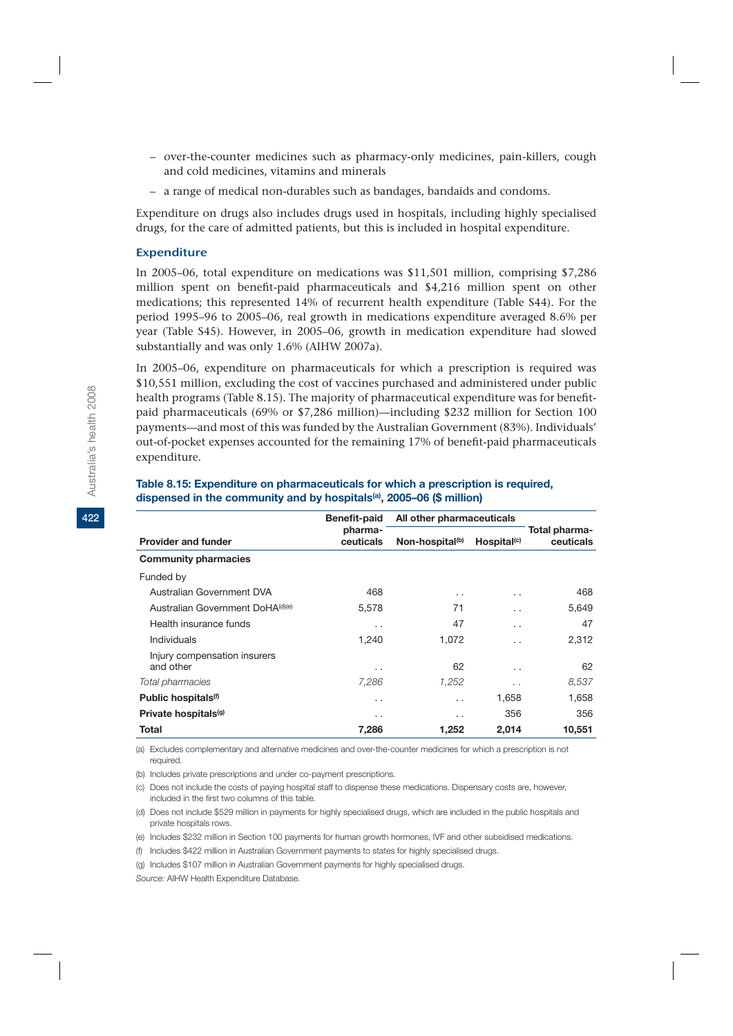- over-the-counter medicines such as pharmacy-only medicines, pain-killers, cough and cold medicines, vitamins and minerals
- a range of medical non-durables such as bandages, bandaids and condoms.

Expenditure on drugs also includes drugs used in hospitals, including highly specialised drugs, for the care of admitted patients, but this is included in hospital expenditure.

### Expenditure

In 2005–06, total expenditure on medications was $11,501 million, comprising $7,286 million spent on benefit-paid pharmaceuticals and $4,216 million spent on other medications; this represented 14% of recurrent health expenditure (Table S44). For the period 1995–96 to 2005–06, real growth in medications expenditure averaged 8.6% per year (Table S45). However, in 2005–06, growth in medication expenditure had slowed substantially and was only 1.6% (AIHW 2007a).

In 2005–06, expenditure on pharmaceuticals for which a prescription is required was $10,551 million, excluding the cost of vaccines purchased and administered under public health programs (Table 8.15). The majority of pharmaceutical expenditure was for benefit-paid pharmaceuticals (69% or $7,286 million)—including $232 million for Section 100 payments—and most of this was funded by the Australian Government (83%). Individuals' out-of-pocket expenses accounted for the remaining 17% of benefit-paid pharmaceuticals expenditure.

**Table 8.15: Expenditure on pharmaceuticals for which a prescription is required, dispensed in the community and by hospitals[(a)], 2005–06 ($ million)**

| Provider and funder | Benefit-paid pharma-ceuticals | All other pharmaceuticals | | Total pharma-ceuticals |
|---|---|---|---|---|
| | | Non-hospital[(b)] | Hospital[(c)] | |
| **Community pharmacies** | | | | |
| Funded by | | | | |
| Australian Government DVA | 468 | . . | . . | 468 |
| Australian Government DoHA[(d)(e)] | 5,578 | 71 | . . | 5,649 |
| Health insurance funds | . . | 47 | . . | 47 |
| Individuals | 1,240 | 1,072 | . . | 2,312 |
| Injury compensation insurers and other | . . | 62 | . . | 62 |
| *Total pharmacies* | *7,286* | *1,252* | *. .* | *8,537* |
| **Public hospitals[(f)]** | . . | . . | 1,658 | 1,658 |
| **Private hospitals[(g)]** | . . | . . | 356 | 356 |
| **Total** | **7,286** | **1,252** | **2,014** | **10,551** |

(a) Excludes complementary and alternative medicines and over-the-counter medicines for which a prescription is not required.

(b) Includes private prescriptions and under co-payment prescriptions.

(c) Does not include the costs of paying hospital staff to dispense these medications. Dispensary costs are, however, included in the first two columns of this table.

(d) Does not include $529 million in payments for highly specialised drugs, which are included in the public hospitals and private hospitals rows.

(e) Includes $232 million in Section 100 payments for human growth hormones, IVF and other subsidised medications.

(f) Includes $422 million in Australian Government payments to states for highly specialised drugs.

(g) Includes $107 million in Australian Government payments for highly specialised drugs.

*Source:* AIHW Health Expenditure Database.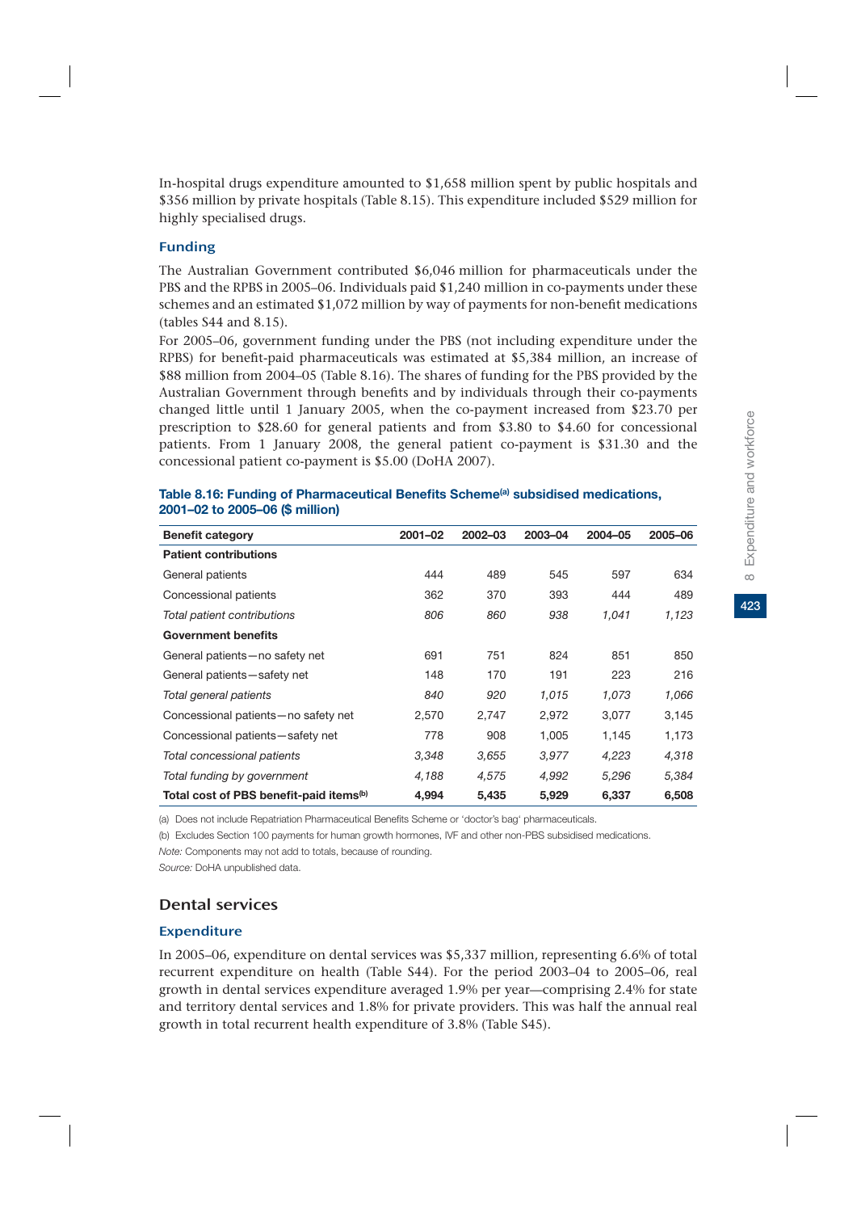In-hospital drugs expenditure amounted to $1,658 million spent by public hospitals and $356 million by private hospitals (Table 8.15). This expenditure included $529 million for highly specialised drugs.

### Funding

The Australian Government contributed $6,046 million for pharmaceuticals under the PBS and the RPBS in 2005–06. Individuals paid $1,240 million in co-payments under these schemes and an estimated $1,072 million by way of payments for non-benefit medications (tables S44 and 8.15).

For 2005–06, government funding under the PBS (not including expenditure under the RPBS) for benefit-paid pharmaceuticals was estimated at $5,384 million, an increase of $88 million from 2004–05 (Table 8.16). The shares of funding for the PBS provided by the Australian Government through benefits and by individuals through their co-payments changed little until 1 January 2005, when the co-payment increased from $23.70 per prescription to $28.60 for general patients and from $3.80 to $4.60 for concessional patients. From 1 January 2008, the general patient co-payment is $31.30 and the concessional patient co-payment is $5.00 (DoHA 2007).

**Table 8.16: Funding of Pharmaceutical Benefits Scheme[a] subsidised medications, 2001–02 to 2005–06 ($ million)**

| Benefit category | 2001–02 | 2002–03 | 2003–04 | 2004–05 | 2005–06 |
|---|---|---|---|---|---|
| **Patient contributions** | | | | | |
| General patients | 444 | 489 | 545 | 597 | 634 |
| Concessional patients | 362 | 370 | 393 | 444 | 489 |
| *Total patient contributions* | *806* | *860* | *938* | *1,041* | *1,123* |
| **Government benefits** | | | | | |
| General patients—no safety net | 691 | 751 | 824 | 851 | 850 |
| General patients—safety net | 148 | 170 | 191 | 223 | 216 |
| *Total general patients* | *840* | *920* | *1,015* | *1,073* | *1,066* |
| Concessional patients—no safety net | 2,570 | 2,747 | 2,972 | 3,077 | 3,145 |
| Concessional patients—safety net | 778 | 908 | 1,005 | 1,145 | 1,173 |
| *Total concessional patients* | *3,348* | *3,655* | *3,977* | *4,223* | *4,318* |
| *Total funding by government* | *4,188* | *4,575* | *4,992* | *5,296* | *5,384* |
| **Total cost of PBS benefit-paid items[b]** | **4,994** | **5,435** | **5,929** | **6,337** | **6,508** |

(a) Does not include Repatriation Pharmaceutical Benefits Scheme or 'doctor's bag' pharmaceuticals.

(b) Excludes Section 100 payments for human growth hormones, IVF and other non-PBS subsidised medications.

*Note:* Components may not add to totals, because of rounding.

*Source:* DoHA unpublished data.

## Dental services

### Expenditure

In 2005–06, expenditure on dental services was $5,337 million, representing 6.6% of total recurrent expenditure on health (Table S44). For the period 2003–04 to 2005–06, real growth in dental services expenditure averaged 1.9% per year—comprising 2.4% for state and territory dental services and 1.8% for private providers. This was half the annual real growth in total recurrent health expenditure of 3.8% (Table S45).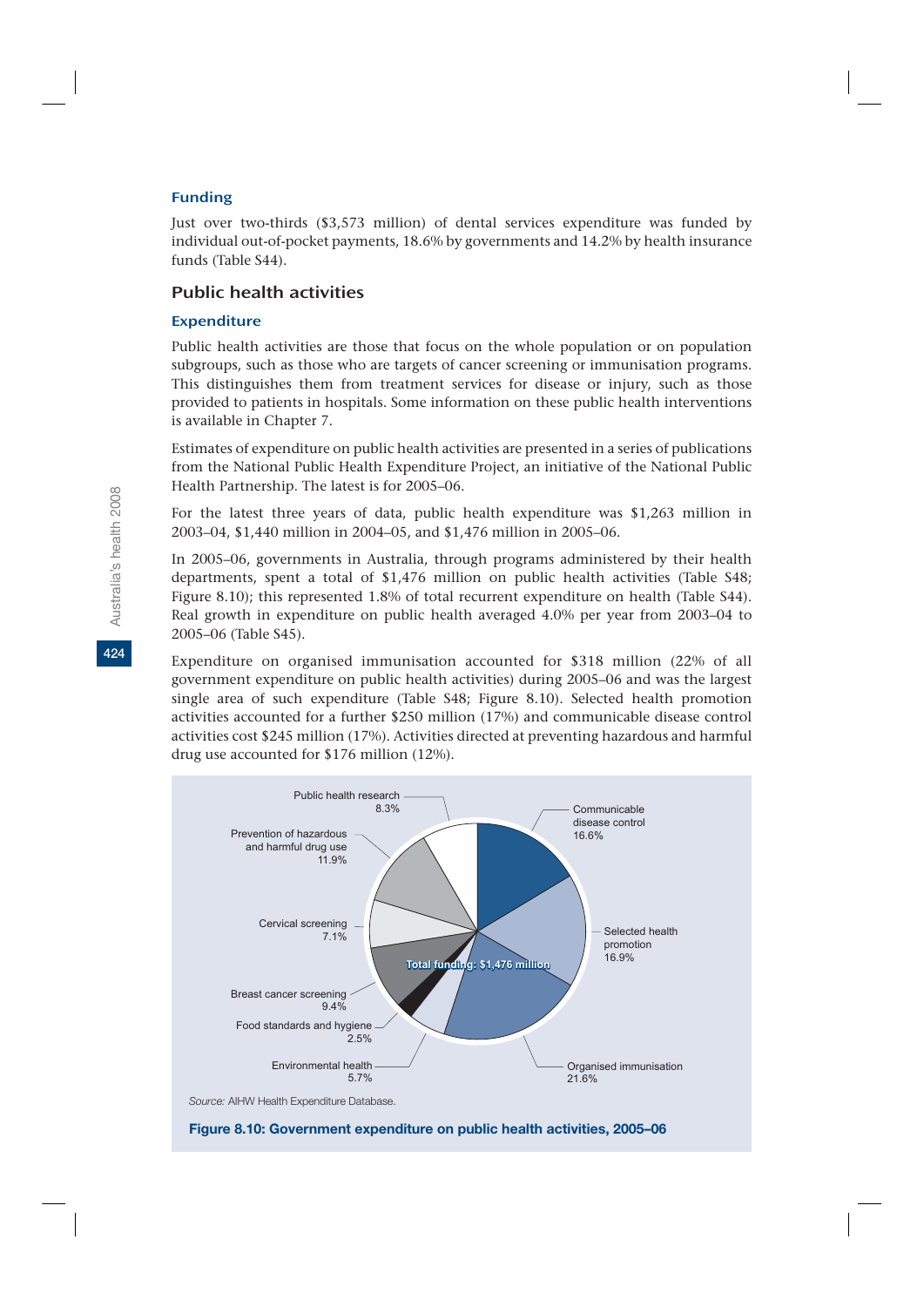### Funding

Just over two-thirds ($3,573 million) of dental services expenditure was funded by individual out-of-pocket payments, 18.6% by governments and 14.2% by health insurance funds (Table S44).

## Public health activities

### Expenditure

Public health activities are those that focus on the whole population or on population subgroups, such as those who are targets of cancer screening or immunisation programs. This distinguishes them from treatment services for disease or injury, such as those provided to patients in hospitals. Some information on these public health interventions is available in Chapter 7.

Estimates of expenditure on public health activities are presented in a series of publications from the National Public Health Expenditure Project, an initiative of the National Public Health Partnership. The latest is for 2005–06.

For the latest three years of data, public health expenditure was $1,263 million in 2003–04, $1,440 million in 2004–05, and $1,476 million in 2005–06.

In 2005–06, governments in Australia, through programs administered by their health departments, spent a total of $1,476 million on public health activities (Table S48; Figure 8.10); this represented 1.8% of total recurrent expenditure on health (Table S44). Real growth in expenditure on public health averaged 4.0% per year from 2003–04 to 2005–06 (Table S45).

Expenditure on organised immunisation accounted for $318 million (22% of all government expenditure on public health activities) during 2005–06 and was the largest single area of such expenditure (Table S48; Figure 8.10). Selected health promotion activities accounted for a further $250 million (17%) and communicable disease control activities cost $245 million (17%). Activities directed at preventing hazardous and harmful drug use accounted for $176 million (12%).

Total funding: $1,476 million

| Category | Share |
|---|---|
| Communicable disease control | 16.6% |
| Selected health promotion | 16.9% |
| Organised immunisation | 21.6% |
| Environmental health | 5.7% |
| Food standards and hygiene | 2.5% |
| Breast cancer screening | 9.4% |
| Cervical screening | 7.1% |
| Prevention of hazardous and harmful drug use | 11.9% |
| Public health research | 8.3% |

*Source:* AIHW Health Expenditure Database.

**Figure 8.10: Government expenditure on public health activities, 2005–06**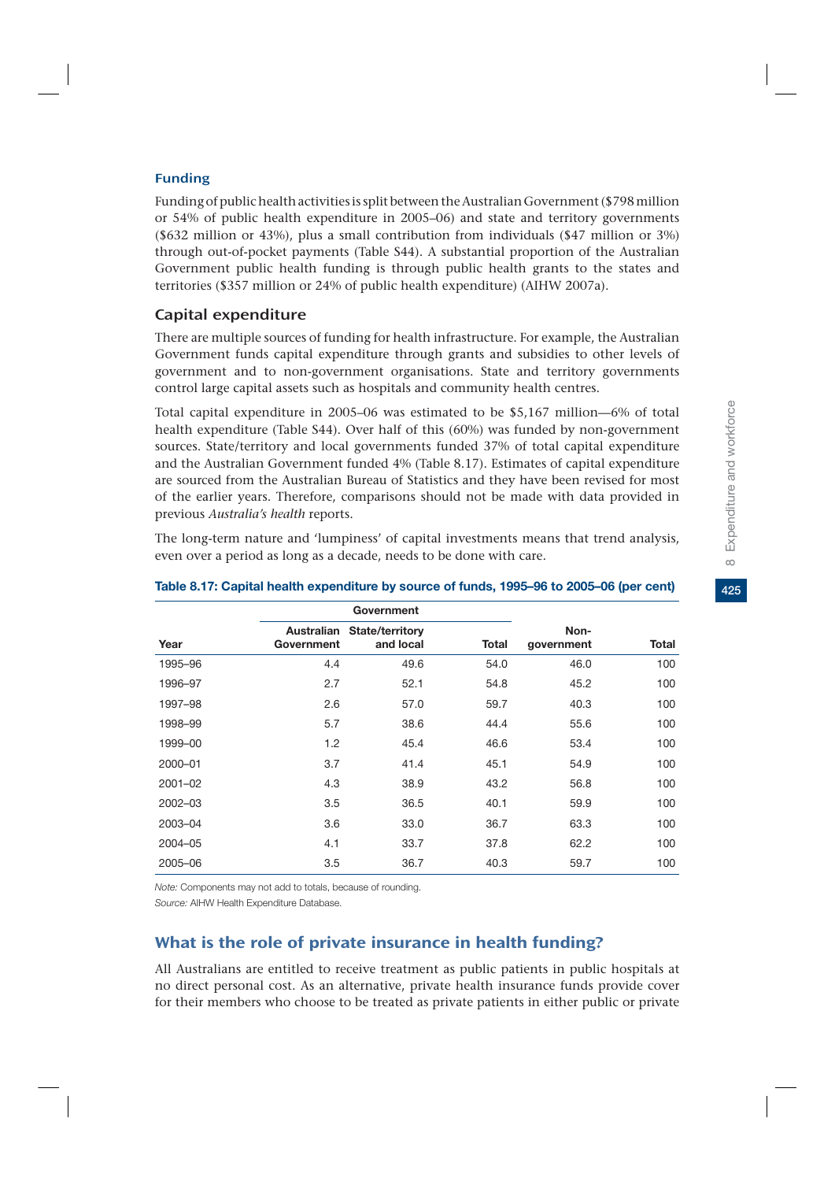### Funding

Funding of public health activities is split between the Australian Government ($798 million or 54% of public health expenditure in 2005–06) and state and territory governments ($632 million or 43%), plus a small contribution from individuals ($47 million or 3%) through out-of-pocket payments (Table S44). A substantial proportion of the Australian Government public health funding is through public health grants to the states and territories ($357 million or 24% of public health expenditure) (AIHW 2007a).

## Capital expenditure

There are multiple sources of funding for health infrastructure. For example, the Australian Government funds capital expenditure through grants and subsidies to other levels of government and to non-government organisations. State and territory governments control large capital assets such as hospitals and community health centres.

Total capital expenditure in 2005–06 was estimated to be $5,167 million—6% of total health expenditure (Table S44). Over half of this (60%) was funded by non-government sources. State/territory and local governments funded 37% of total capital expenditure and the Australian Government funded 4% (Table 8.17). Estimates of capital expenditure are sourced from the Australian Bureau of Statistics and they have been revised for most of the earlier years. Therefore, comparisons should not be made with data provided in previous *Australia's health* reports.

The long-term nature and 'lumpiness' of capital investments means that trend analysis, even over a period as long as a decade, needs to be done with care.

**Table 8.17: Capital health expenditure by source of funds, 1995–96 to 2005–06 (per cent)**

| | Government | | | | |
|---|---|---|---|---|---|
| Year | Australian Government | State/territory and local | Total | Non-government | Total |
| 1995–96 | 4.4 | 49.6 | 54.0 | 46.0 | 100 |
| 1996–97 | 2.7 | 52.1 | 54.8 | 45.2 | 100 |
| 1997–98 | 2.6 | 57.0 | 59.7 | 40.3 | 100 |
| 1998–99 | 5.7 | 38.6 | 44.4 | 55.6 | 100 |
| 1999–00 | 1.2 | 45.4 | 46.6 | 53.4 | 100 |
| 2000–01 | 3.7 | 41.4 | 45.1 | 54.9 | 100 |
| 2001–02 | 4.3 | 38.9 | 43.2 | 56.8 | 100 |
| 2002–03 | 3.5 | 36.5 | 40.1 | 59.9 | 100 |
| 2003–04 | 3.6 | 33.0 | 36.7 | 63.3 | 100 |
| 2004–05 | 4.1 | 33.7 | 37.8 | 62.2 | 100 |
| 2005–06 | 3.5 | 36.7 | 40.3 | 59.7 | 100 |

*Note:* Components may not add to totals, because of rounding.

*Source:* AIHW Health Expenditure Database.

## What is the role of private insurance in health funding?

All Australians are entitled to receive treatment as public patients in public hospitals at no direct personal cost. As an alternative, private health insurance funds provide cover for their members who choose to be treated as private patients in either public or private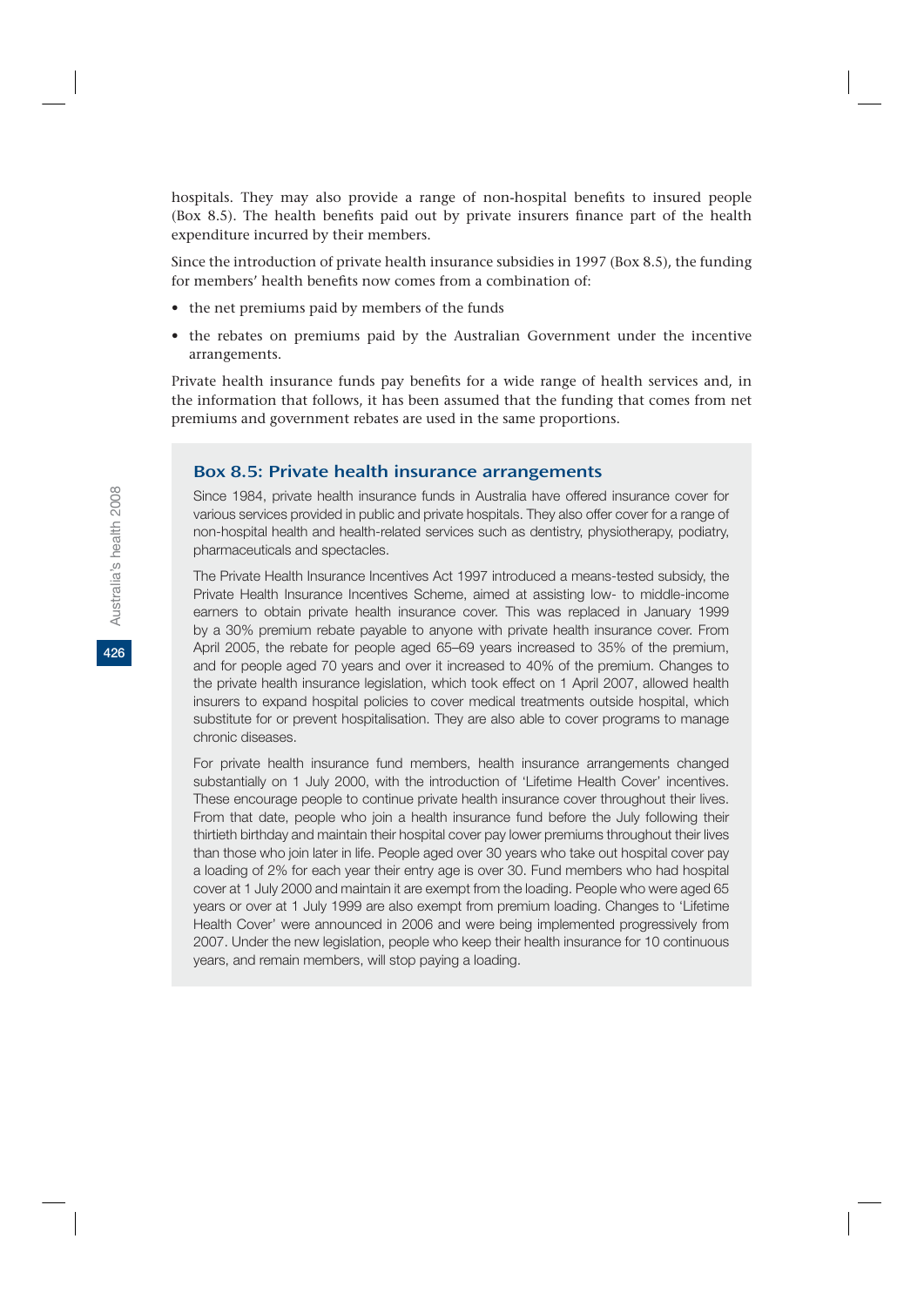hospitals. They may also provide a range of non-hospital benefits to insured people (Box 8.5). The health benefits paid out by private insurers finance part of the health expenditure incurred by their members.

Since the introduction of private health insurance subsidies in 1997 (Box 8.5), the funding for members' health benefits now comes from a combination of:

- the net premiums paid by members of the funds
- the rebates on premiums paid by the Australian Government under the incentive arrangements.

Private health insurance funds pay benefits for a wide range of health services and, in the information that follows, it has been assumed that the funding that comes from net premiums and government rebates are used in the same proportions.

### Box 8.5: Private health insurance arrangements

Since 1984, private health insurance funds in Australia have offered insurance cover for various services provided in public and private hospitals. They also offer cover for a range of non-hospital health and health-related services such as dentistry, physiotherapy, podiatry, pharmaceuticals and spectacles.

The Private Health Insurance Incentives Act 1997 introduced a means-tested subsidy, the Private Health Insurance Incentives Scheme, aimed at assisting low- to middle-income earners to obtain private health insurance cover. This was replaced in January 1999 by a 30% premium rebate payable to anyone with private health insurance cover. From April 2005, the rebate for people aged 65–69 years increased to 35% of the premium, and for people aged 70 years and over it increased to 40% of the premium. Changes to the private health insurance legislation, which took effect on 1 April 2007, allowed health insurers to expand hospital policies to cover medical treatments outside hospital, which substitute for or prevent hospitalisation. They are also able to cover programs to manage chronic diseases.

For private health insurance fund members, health insurance arrangements changed substantially on 1 July 2000, with the introduction of 'Lifetime Health Cover' incentives. These encourage people to continue private health insurance cover throughout their lives. From that date, people who join a health insurance fund before the July following their thirtieth birthday and maintain their hospital cover pay lower premiums throughout their lives than those who join later in life. People aged over 30 years who take out hospital cover pay a loading of 2% for each year their entry age is over 30. Fund members who had hospital cover at 1 July 2000 and maintain it are exempt from the loading. People who were aged 65 years or over at 1 July 1999 are also exempt from premium loading. Changes to 'Lifetime Health Cover' were announced in 2006 and were being implemented progressively from 2007. Under the new legislation, people who keep their health insurance for 10 continuous years, and remain members, will stop paying a loading.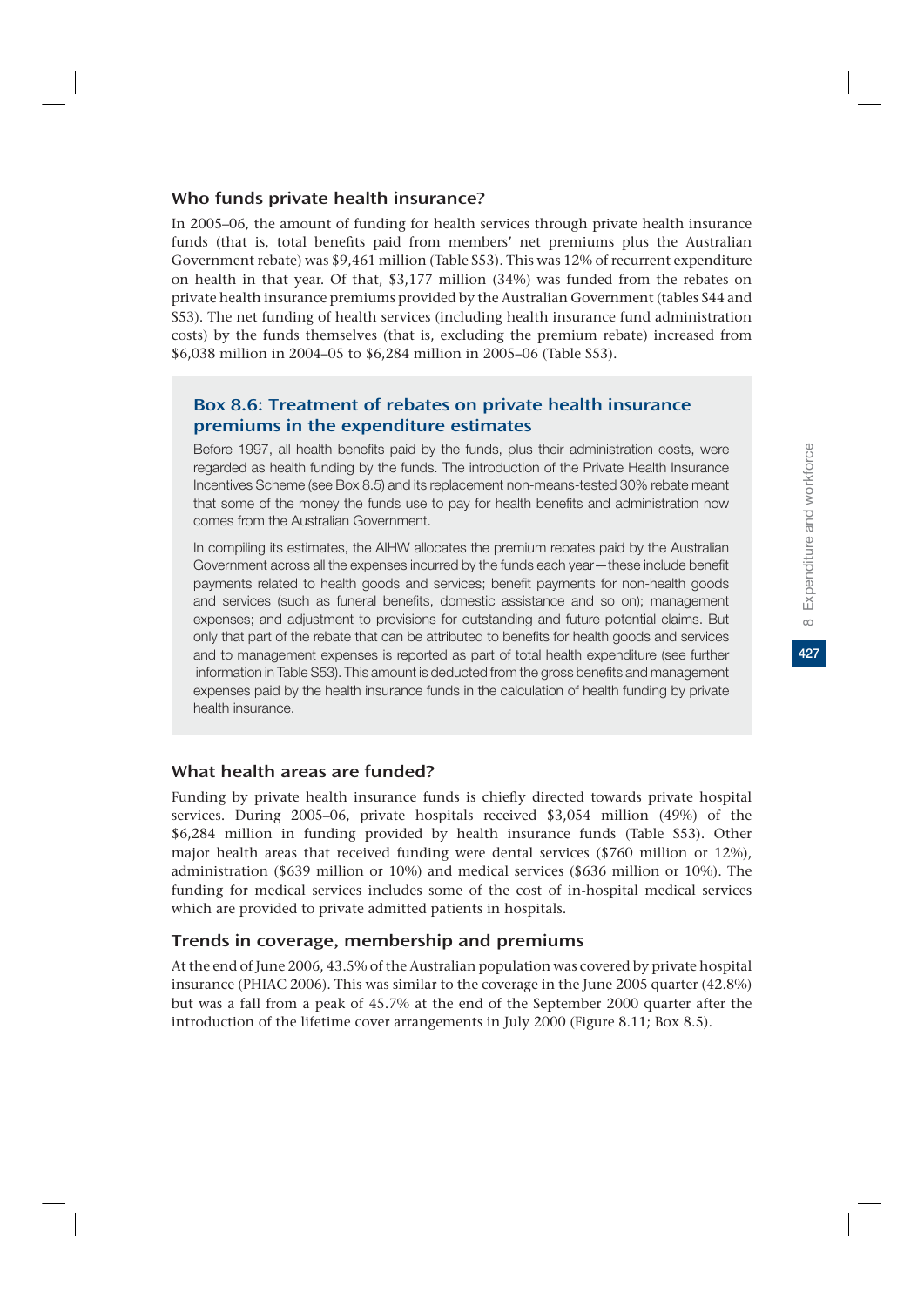### Who funds private health insurance?

In 2005–06, the amount of funding for health services through private health insurance funds (that is, total benefits paid from members' net premiums plus the Australian Government rebate) was $9,461 million (Table S53). This was 12% of recurrent expenditure on health in that year. Of that, $3,177 million (34%) was funded from the rebates on private health insurance premiums provided by the Australian Government (tables S44 and S53). The net funding of health services (including health insurance fund administration costs) by the funds themselves (that is, excluding the premium rebate) increased from $6,038 million in 2004–05 to $6,284 million in 2005–06 (Table S53).

> **Box 8.6: Treatment of rebates on private health insurance premiums in the expenditure estimates**
>
> Before 1997, all health benefits paid by the funds, plus their administration costs, were regarded as health funding by the funds. The introduction of the Private Health Insurance Incentives Scheme (see Box 8.5) and its replacement non-means-tested 30% rebate meant that some of the money the funds use to pay for health benefits and administration now comes from the Australian Government.
>
> In compiling its estimates, the AIHW allocates the premium rebates paid by the Australian Government across all the expenses incurred by the funds each year—these include benefit payments related to health goods and services; benefit payments for non-health goods and services (such as funeral benefits, domestic assistance and so on); management expenses; and adjustment to provisions for outstanding and future potential claims. But only that part of the rebate that can be attributed to benefits for health goods and services and to management expenses is reported as part of total health expenditure (see further information in Table S53). This amount is deducted from the gross benefits and management expenses paid by the health insurance funds in the calculation of health funding by private health insurance.

### What health areas are funded?

Funding by private health insurance funds is chiefly directed towards private hospital services. During 2005–06, private hospitals received $3,054 million (49%) of the $6,284 million in funding provided by health insurance funds (Table S53). Other major health areas that received funding were dental services ($760 million or 12%), administration ($639 million or 10%) and medical services ($636 million or 10%). The funding for medical services includes some of the cost of in-hospital medical services which are provided to private admitted patients in hospitals.

### Trends in coverage, membership and premiums

At the end of June 2006, 43.5% of the Australian population was covered by private hospital insurance (PHIAC 2006). This was similar to the coverage in the June 2005 quarter (42.8%) but was a fall from a peak of 45.7% at the end of the September 2000 quarter after the introduction of the lifetime cover arrangements in July 2000 (Figure 8.11; Box 8.5).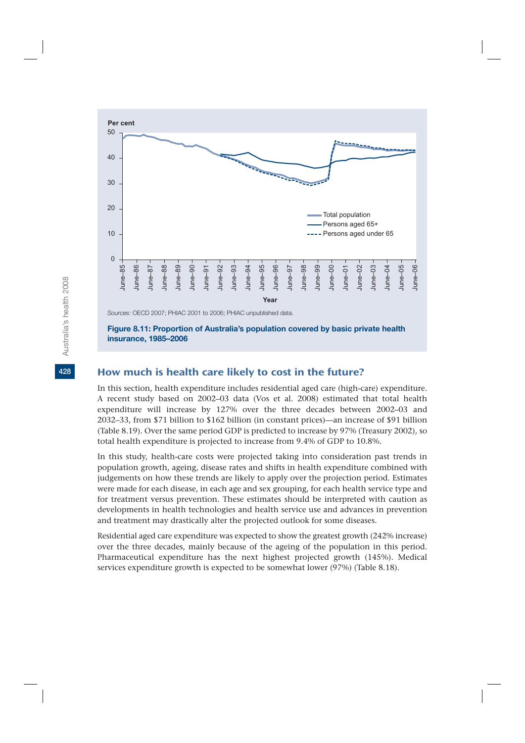Sources: OECD 2007; PHIAC 2001 to 2006; PHIAC unpublished data.

**Figure 8.11: Proportion of Australia's population covered by basic private health insurance, 1985–2006**

## How much is health care likely to cost in the future?

In this section, health expenditure includes residential aged care (high-care) expenditure. A recent study based on 2002–03 data (Vos et al. 2008) estimated that total health expenditure will increase by 127% over the three decades between 2002–03 and 2032–33, from $71 billion to $162 billion (in constant prices)—an increase of $91 billion (Table 8.19). Over the same period GDP is predicted to increase by 97% (Treasury 2002), so total health expenditure is projected to increase from 9.4% of GDP to 10.8%.

In this study, health-care costs were projected taking into consideration past trends in population growth, ageing, disease rates and shifts in health expenditure combined with judgements on how these trends are likely to apply over the projection period. Estimates were made for each disease, in each age and sex grouping, for each health service type and for treatment versus prevention. These estimates should be interpreted with caution as developments in health technologies and health service use and advances in prevention and treatment may drastically alter the projected outlook for some diseases.

Residential aged care expenditure was expected to show the greatest growth (242% increase) over the three decades, mainly because of the ageing of the population in this period. Pharmaceutical expenditure has the next highest projected growth (145%). Medical services expenditure growth is expected to be somewhat lower (97%) (Table 8.18).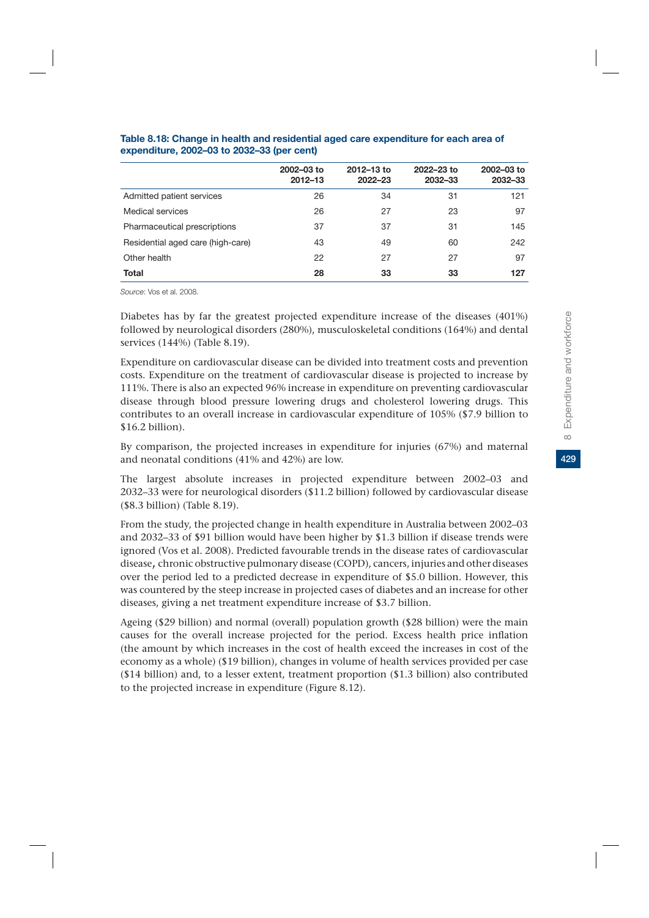**Table 8.18: Change in health and residential aged care expenditure for each area of expenditure, 2002–03 to 2032–33 (per cent)**

| | 2002–03 to 2012–13 | 2012–13 to 2022–23 | 2022–23 to 2032–33 | 2002–03 to 2032–33 |
|---|---|---|---|---|
| Admitted patient services | 26 | 34 | 31 | 121 |
| Medical services | 26 | 27 | 23 | 97 |
| Pharmaceutical prescriptions | 37 | 37 | 31 | 145 |
| Residential aged care (high-care) | 43 | 49 | 60 | 242 |
| Other health | 22 | 27 | 27 | 97 |
| **Total** | **28** | **33** | **33** | **127** |

*Source*: Vos et al. 2008.

Diabetes has by far the greatest projected expenditure increase of the diseases (401%) followed by neurological disorders (280%), musculoskeletal conditions (164%) and dental services (144%) (Table 8.19).

Expenditure on cardiovascular disease can be divided into treatment costs and prevention costs. Expenditure on the treatment of cardiovascular disease is projected to increase by 111%. There is also an expected 96% increase in expenditure on preventing cardiovascular disease through blood pressure lowering drugs and cholesterol lowering drugs. This contributes to an overall increase in cardiovascular expenditure of 105% ($7.9 billion to $16.2 billion).

By comparison, the projected increases in expenditure for injuries (67%) and maternal and neonatal conditions (41% and 42%) are low.

The largest absolute increases in projected expenditure between 2002–03 and 2032–33 were for neurological disorders ($11.2 billion) followed by cardiovascular disease ($8.3 billion) (Table 8.19).

From the study, the projected change in health expenditure in Australia between 2002–03 and 2032–33 of $91 billion would have been higher by $1.3 billion if disease trends were ignored (Vos et al. 2008). Predicted favourable trends in the disease rates of cardiovascular disease, chronic obstructive pulmonary disease (COPD), cancers, injuries and other diseases over the period led to a predicted decrease in expenditure of $5.0 billion. However, this was countered by the steep increase in projected cases of diabetes and an increase for other diseases, giving a net treatment expenditure increase of $3.7 billion.

Ageing ($29 billion) and normal (overall) population growth ($28 billion) were the main causes for the overall increase projected for the period. Excess health price inflation (the amount by which increases in the cost of health exceed the increases in cost of the economy as a whole) ($19 billion), changes in volume of health services provided per case ($14 billion) and, to a lesser extent, treatment proportion ($1.3 billion) also contributed to the projected increase in expenditure (Figure 8.12).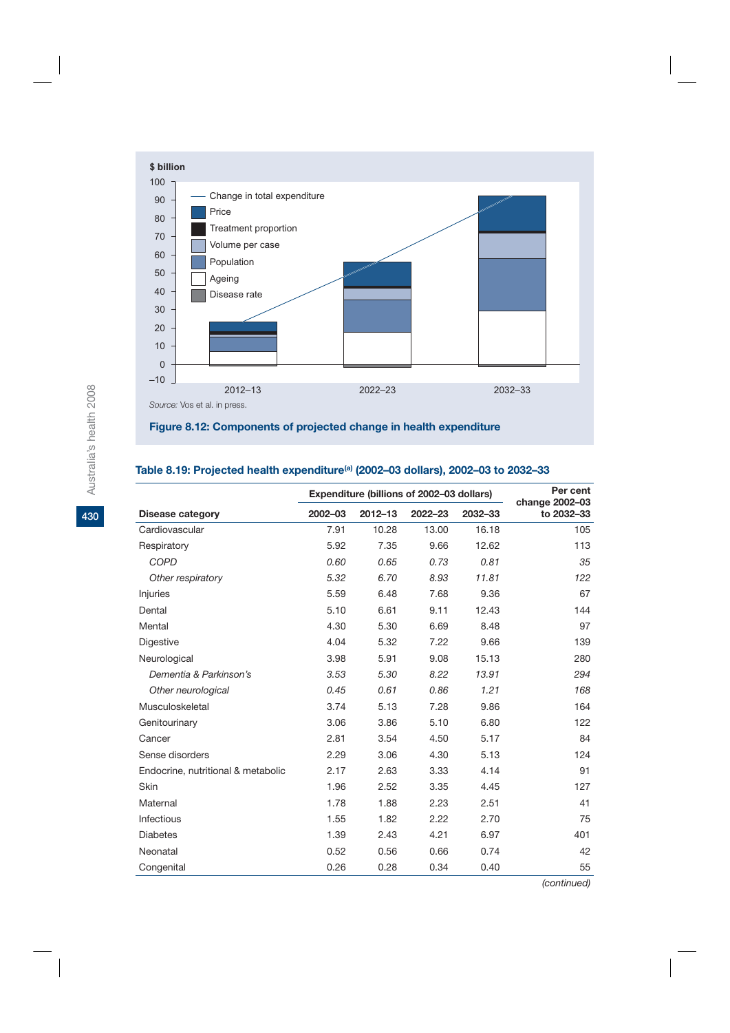$ billion

Change in total expenditure
Price
Treatment proportion
Volume per case
Population
Ageing
Disease rate

2012–13 2022–23 2032–33

*Source:* Vos et al. in press.

**Figure 8.12: Components of projected change in health expenditure**

### Table 8.19: Projected health expenditure[(a)] (2002–03 dollars), 2002–03 to 2032–33

| | Expenditure (billions of 2002–03 dollars) | | | | Per cent change 2002–03 |
|---|---|---|---|---|---|
| **Disease category** | **2002–03** | **2012–13** | **2022–23** | **2032–33** | **to 2032–33** |
| Cardiovascular | 7.91 | 10.28 | 13.00 | 16.18 | 105 |
| Respiratory | 5.92 | 7.35 | 9.66 | 12.62 | 113 |
| *COPD* | *0.60* | *0.65* | *0.73* | *0.81* | *35* |
| *Other respiratory* | *5.32* | *6.70* | *8.93* | *11.81* | *122* |
| Injuries | 5.59 | 6.48 | 7.68 | 9.36 | 67 |
| Dental | 5.10 | 6.61 | 9.11 | 12.43 | 144 |
| Mental | 4.30 | 5.30 | 6.69 | 8.48 | 97 |
| Digestive | 4.04 | 5.32 | 7.22 | 9.66 | 139 |
| Neurological | 3.98 | 5.91 | 9.08 | 15.13 | 280 |
| *Dementia & Parkinson's* | *3.53* | *5.30* | *8.22* | *13.91* | *294* |
| *Other neurological* | *0.45* | *0.61* | *0.86* | *1.21* | *168* |
| Musculoskeletal | 3.74 | 5.13 | 7.28 | 9.86 | 164 |
| Genitourinary | 3.06 | 3.86 | 5.10 | 6.80 | 122 |
| Cancer | 2.81 | 3.54 | 4.50 | 5.17 | 84 |
| Sense disorders | 2.29 | 3.06 | 4.30 | 5.13 | 124 |
| Endocrine, nutritional & metabolic | 2.17 | 2.63 | 3.33 | 4.14 | 91 |
| Skin | 1.96 | 2.52 | 3.35 | 4.45 | 127 |
| Maternal | 1.78 | 1.88 | 2.23 | 2.51 | 41 |
| Infectious | 1.55 | 1.82 | 2.22 | 2.70 | 75 |
| Diabetes | 1.39 | 2.43 | 4.21 | 6.97 | 401 |
| Neonatal | 0.52 | 0.56 | 0.66 | 0.74 | 42 |
| Congenital | 0.26 | 0.28 | 0.34 | 0.40 | 55 |

*(continued)*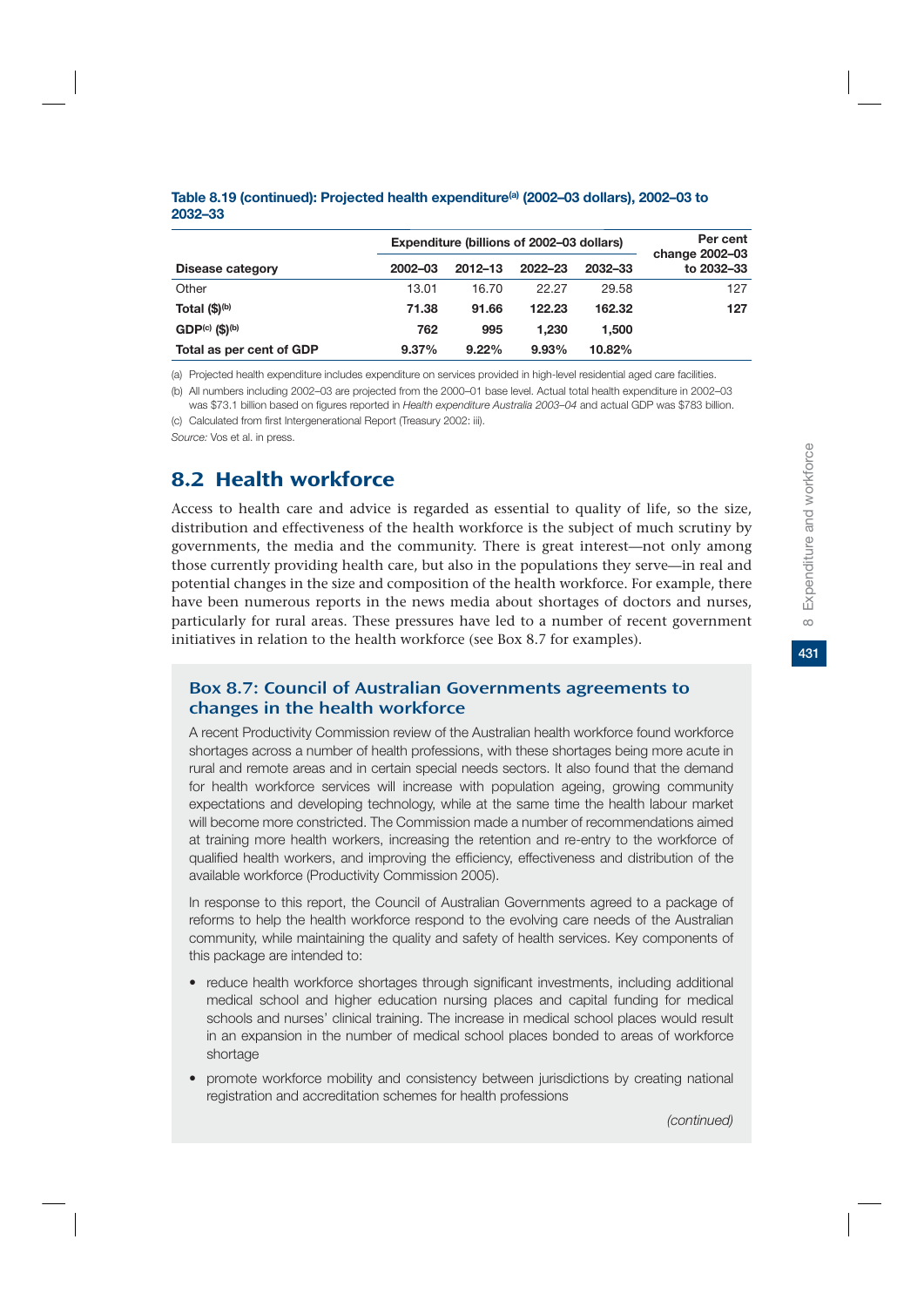**Table 8.19 (continued): Projected health expenditure[(a)] (2002–03 dollars), 2002–03 to 2032–33**

| Disease category | Expenditure (billions of 2002–03 dollars) | | | | Per cent change 2002–03 to 2032–33 |
|---|---|---|---|---|---|
| | 2002–03 | 2012–13 | 2022–23 | 2032–33 | |
| Other | 13.01 | 16.70 | 22.27 | 29.58 | 127 |
| **Total ($)[(b)]** | **71.38** | **91.66** | **122.23** | **162.32** | **127** |
| **GDP[(c)] ($)[(b)]** | **762** | **995** | **1,230** | **1,500** | |
| **Total as per cent of GDP** | **9.37%** | **9.22%** | **9.93%** | **10.82%** | |

(a) Projected health expenditure includes expenditure on services provided in high-level residential aged care facilities.

(b) All numbers including 2002–03 are projected from the 2000–01 base level. Actual total health expenditure in 2002–03 was $73.1 billion based on figures reported in *Health expenditure Australia 2003–04* and actual GDP was $783 billion.

(c) Calculated from first Intergenerational Report (Treasury 2002: iii).

*Source:* Vos et al. in press.

## 8.2 Health workforce

Access to health care and advice is regarded as essential to quality of life, so the size, distribution and effectiveness of the health workforce is the subject of much scrutiny by governments, the media and the community. There is great interest—not only among those currently providing health care, but also in the populations they serve—in real and potential changes in the size and composition of the health workforce. For example, there have been numerous reports in the news media about shortages of doctors and nurses, particularly for rural areas. These pressures have led to a number of recent government initiatives in relation to the health workforce (see Box 8.7 for examples).

### Box 8.7: Council of Australian Governments agreements to changes in the health workforce

A recent Productivity Commission review of the Australian health workforce found workforce shortages across a number of health professions, with these shortages being more acute in rural and remote areas and in certain special needs sectors. It also found that the demand for health workforce services will increase with population ageing, growing community expectations and developing technology, while at the same time the health labour market will become more constricted. The Commission made a number of recommendations aimed at training more health workers, increasing the retention and re-entry to the workforce of qualified health workers, and improving the efficiency, effectiveness and distribution of the available workforce (Productivity Commission 2005).

In response to this report, the Council of Australian Governments agreed to a package of reforms to help the health workforce respond to the evolving care needs of the Australian community, while maintaining the quality and safety of health services. Key components of this package are intended to:

- reduce health workforce shortages through significant investments, including additional medical school and higher education nursing places and capital funding for medical schools and nurses' clinical training. The increase in medical school places would result in an expansion in the number of medical school places bonded to areas of workforce shortage
- promote workforce mobility and consistency between jurisdictions by creating national registration and accreditation schemes for health professions

*(continued)*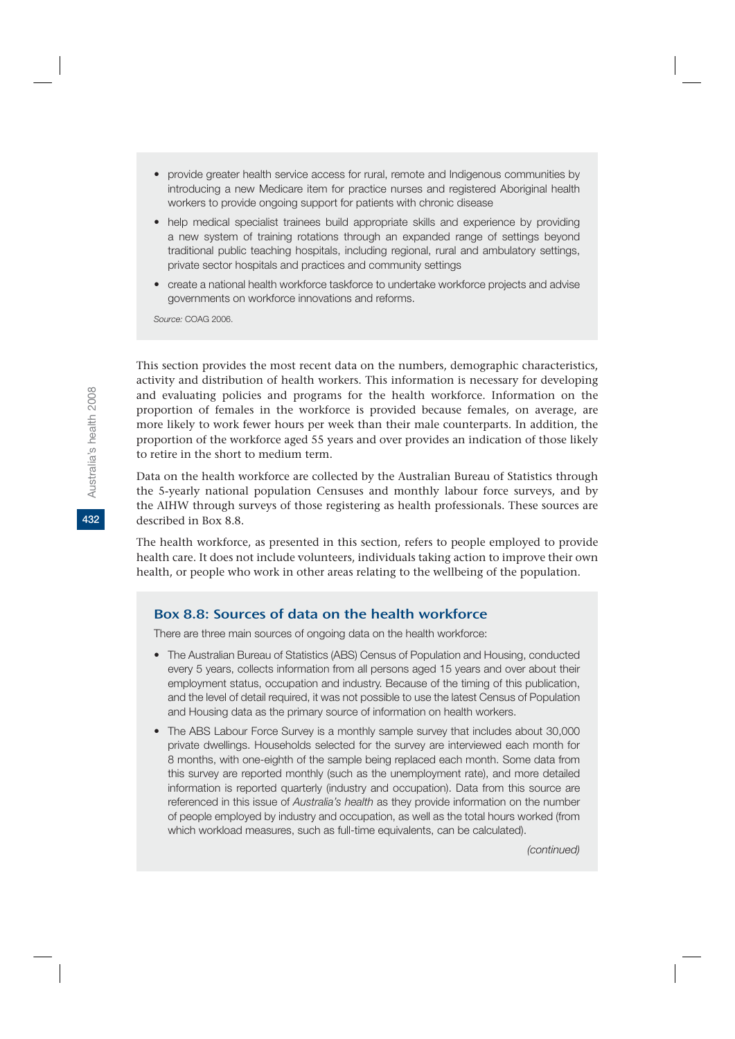- provide greater health service access for rural, remote and Indigenous communities by introducing a new Medicare item for practice nurses and registered Aboriginal health workers to provide ongoing support for patients with chronic disease
- help medical specialist trainees build appropriate skills and experience by providing a new system of training rotations through an expanded range of settings beyond traditional public teaching hospitals, including regional, rural and ambulatory settings, private sector hospitals and practices and community settings
- create a national health workforce taskforce to undertake workforce projects and advise governments on workforce innovations and reforms.

*Source:* COAG 2006.

This section provides the most recent data on the numbers, demographic characteristics, activity and distribution of health workers. This information is necessary for developing and evaluating policies and programs for the health workforce. Information on the proportion of females in the workforce is provided because females, on average, are more likely to work fewer hours per week than their male counterparts. In addition, the proportion of the workforce aged 55 years and over provides an indication of those likely to retire in the short to medium term.

Data on the health workforce are collected by the Australian Bureau of Statistics through the 5-yearly national population Censuses and monthly labour force surveys, and by the AIHW through surveys of those registering as health professionals. These sources are described in Box 8.8.

The health workforce, as presented in this section, refers to people employed to provide health care. It does not include volunteers, individuals taking action to improve their own health, or people who work in other areas relating to the wellbeing of the population.

### Box 8.8: Sources of data on the health workforce

There are three main sources of ongoing data on the health workforce:

- The Australian Bureau of Statistics (ABS) Census of Population and Housing, conducted every 5 years, collects information from all persons aged 15 years and over about their employment status, occupation and industry. Because of the timing of this publication, and the level of detail required, it was not possible to use the latest Census of Population and Housing data as the primary source of information on health workers.
- The ABS Labour Force Survey is a monthly sample survey that includes about 30,000 private dwellings. Households selected for the survey are interviewed each month for 8 months, with one-eighth of the sample being replaced each month. Some data from this survey are reported monthly (such as the unemployment rate), and more detailed information is reported quarterly (industry and occupation). Data from this source are referenced in this issue of *Australia's health* as they provide information on the number of people employed by industry and occupation, as well as the total hours worked (from which workload measures, such as full-time equivalents, can be calculated).

*(continued)*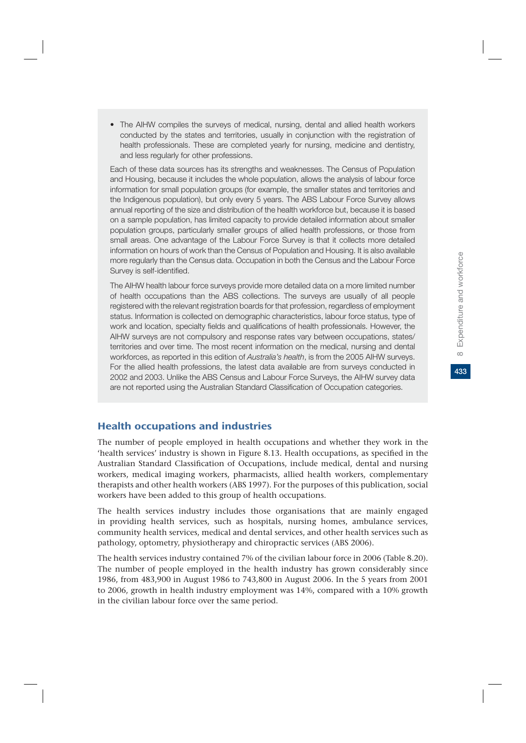- The AIHW compiles the surveys of medical, nursing, dental and allied health workers conducted by the states and territories, usually in conjunction with the registration of health professionals. These are completed yearly for nursing, medicine and dentistry, and less regularly for other professions.

Each of these data sources has its strengths and weaknesses. The Census of Population and Housing, because it includes the whole population, allows the analysis of labour force information for small population groups (for example, the smaller states and territories and the Indigenous population), but only every 5 years. The ABS Labour Force Survey allows annual reporting of the size and distribution of the health workforce but, because it is based on a sample population, has limited capacity to provide detailed information about smaller population groups, particularly smaller groups of allied health professions, or those from small areas. One advantage of the Labour Force Survey is that it collects more detailed information on hours of work than the Census of Population and Housing. It is also available more regularly than the Census data. Occupation in both the Census and the Labour Force Survey is self-identified.

The AIHW health labour force surveys provide more detailed data on a more limited number of health occupations than the ABS collections. The surveys are usually of all people registered with the relevant registration boards for that profession, regardless of employment status. Information is collected on demographic characteristics, labour force status, type of work and location, specialty fields and qualifications of health professionals. However, the AIHW surveys are not compulsory and response rates vary between occupations, states/territories and over time. The most recent information on the medical, nursing and dental workforces, as reported in this edition of *Australia's health*, is from the 2005 AIHW surveys. For the allied health professions, the latest data available are from surveys conducted in 2002 and 2003. Unlike the ABS Census and Labour Force Surveys, the AIHW survey data are not reported using the Australian Standard Classification of Occupation categories.

## Health occupations and industries

The number of people employed in health occupations and whether they work in the 'health services' industry is shown in Figure 8.13. Health occupations, as specified in the Australian Standard Classification of Occupations, include medical, dental and nursing workers, medical imaging workers, pharmacists, allied health workers, complementary therapists and other health workers (ABS 1997). For the purposes of this publication, social workers have been added to this group of health occupations.

The health services industry includes those organisations that are mainly engaged in providing health services, such as hospitals, nursing homes, ambulance services, community health services, medical and dental services, and other health services such as pathology, optometry, physiotherapy and chiropractic services (ABS 2006).

The health services industry contained 7% of the civilian labour force in 2006 (Table 8.20). The number of people employed in the health industry has grown considerably since 1986, from 483,900 in August 1986 to 743,800 in August 2006. In the 5 years from 2001 to 2006, growth in health industry employment was 14%, compared with a 10% growth in the civilian labour force over the same period.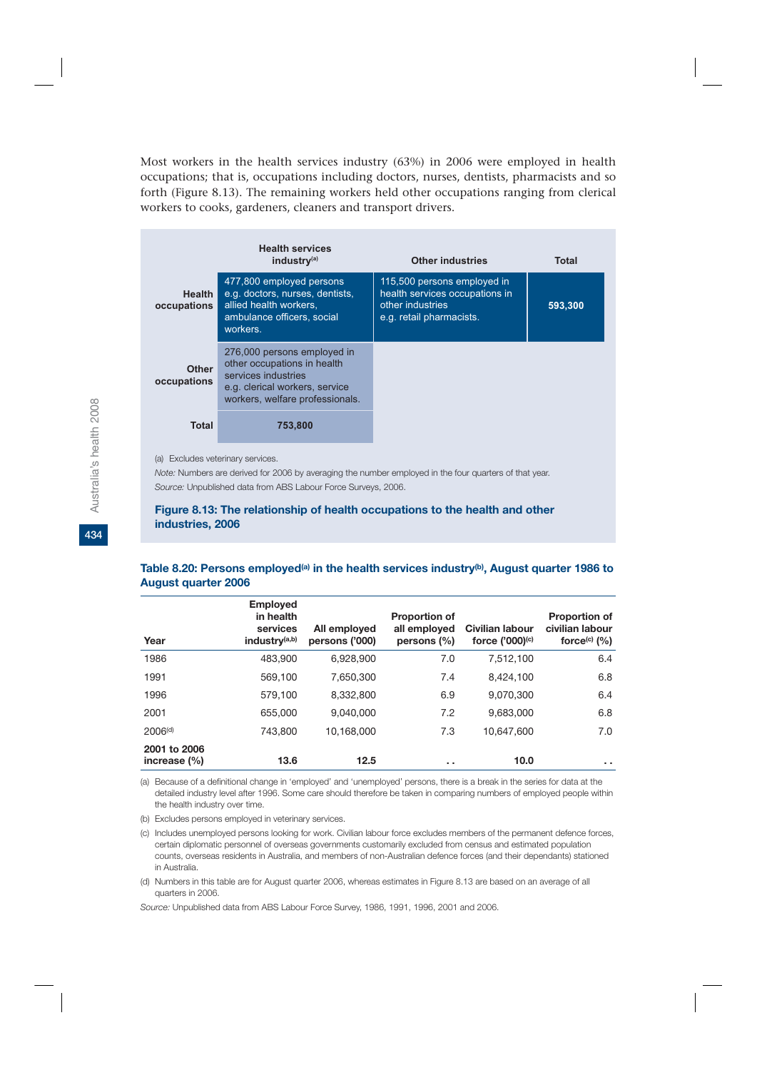Most workers in the health services industry (63%) in 2006 were employed in health occupations; that is, occupations including doctors, nurses, dentists, pharmacists and so forth (Figure 8.13). The remaining workers held other occupations ranging from clerical workers to cooks, gardeners, cleaners and transport drivers.

| | Health services industry[(a)] | Other industries | Total |
|---|---|---|---|
| **Health occupations** | 477,800 employed persons e.g. doctors, nurses, dentists, allied health workers, ambulance officers, social workers. | 115,500 persons employed in health services occupations in other industries e.g. retail pharmacists. | **593,300** |
| **Other occupations** | 276,000 persons employed in other occupations in health services industries e.g. clerical workers, service workers, welfare professionals. | | |
| **Total** | **753,800** | | |

(a) Excludes veterinary services.

*Note:* Numbers are derived for 2006 by averaging the number employed in the four quarters of that year.

*Source:* Unpublished data from ABS Labour Force Surveys, 2006.

**Figure 8.13: The relationship of health occupations to the health and other industries, 2006**

**Table 8.20: Persons employed[(a)] in the health services industry[(b)], August quarter 1986 to August quarter 2006**

| Year | Employed in health services industry[(a,b)] | All employed persons ('000) | Proportion of all employed persons (%) | Civilian labour force ('000)[(c)] | Proportion of civilian labour force[(c)] (%) |
|---|---|---|---|---|---|
| 1986 | 483,900 | 6,928,900 | 7.0 | 7,512,100 | 6.4 |
| 1991 | 569,100 | 7,650,300 | 7.4 | 8,424,100 | 6.8 |
| 1996 | 579,100 | 8,332,800 | 6.9 | 9,070,300 | 6.4 |
| 2001 | 655,000 | 9,040,000 | 7.2 | 9,683,000 | 6.8 |
| 2006[(d)] | 743,800 | 10,168,000 | 7.3 | 10,647,600 | 7.0 |
| **2001 to 2006 increase (%)** | **13.6** | **12.5** | . . | **10.0** | . . |

(a) Because of a definitional change in 'employed' and 'unemployed' persons, there is a break in the series for data at the detailed industry level after 1996. Some care should therefore be taken in comparing numbers of employed people within the health industry over time.

(b) Excludes persons employed in veterinary services.

(c) Includes unemployed persons looking for work. Civilian labour force excludes members of the permanent defence forces, certain diplomatic personnel of overseas governments customarily excluded from census and estimated population counts, overseas residents in Australia, and members of non-Australian defence forces (and their dependants) stationed in Australia.

(d) Numbers in this table are for August quarter 2006, whereas estimates in Figure 8.13 are based on an average of all quarters in 2006.

*Source:* Unpublished data from ABS Labour Force Survey, 1986, 1991, 1996, 2001 and 2006.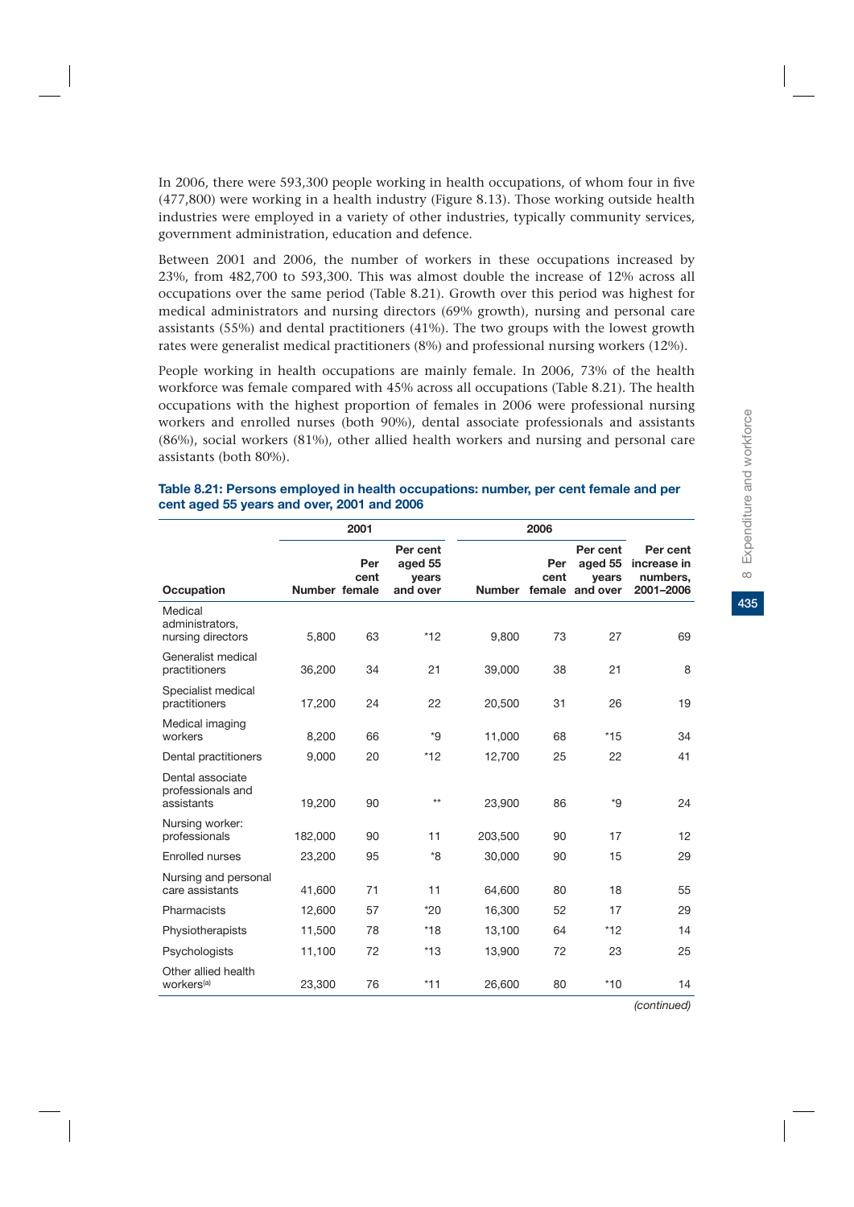In 2006, there were 593,300 people working in health occupations, of whom four in five (477,800) were working in a health industry (Figure 8.13). Those working outside health industries were employed in a variety of other industries, typically community services, government administration, education and defence.

Between 2001 and 2006, the number of workers in these occupations increased by 23%, from 482,700 to 593,300. This was almost double the increase of 12% across all occupations over the same period (Table 8.21). Growth over this period was highest for medical administrators and nursing directors (69% growth), nursing and personal care assistants (55%) and dental practitioners (41%). The two groups with the lowest growth rates were generalist medical practitioners (8%) and professional nursing workers (12%).

People working in health occupations are mainly female. In 2006, 73% of the health workforce was female compared with 45% across all occupations (Table 8.21). The health occupations with the highest proportion of females in 2006 were professional nursing workers and enrolled nurses (both 90%), dental associate professionals and assistants (86%), social workers (81%), other allied health workers and nursing and personal care assistants (both 80%).

**Table 8.21: Persons employed in health occupations: number, per cent female and per cent aged 55 years and over, 2001 and 2006**

| | 2001 | | | 2006 | | | |
|---|---|---|---|---|---|---|---|
| Occupation | Number | Per cent female | Per cent aged 55 years and over | Number | Per cent female | Per cent aged 55 years and over | Per cent increase in numbers, 2001–2006 |
| Medical administrators, nursing directors | 5,800 | 63 | *12 | 9,800 | 73 | 27 | 69 |
| Generalist medical practitioners | 36,200 | 34 | 21 | 39,000 | 38 | 21 | 8 |
| Specialist medical practitioners | 17,200 | 24 | 22 | 20,500 | 31 | 26 | 19 |
| Medical imaging workers | 8,200 | 66 | *9 | 11,000 | 68 | *15 | 34 |
| Dental practitioners | 9,000 | 20 | *12 | 12,700 | 25 | 22 | 41 |
| Dental associate professionals and assistants | 19,200 | 90 | ** | 23,900 | 86 | *9 | 24 |
| Nursing worker: professionals | 182,000 | 90 | 11 | 203,500 | 90 | 17 | 12 |
| Enrolled nurses | 23,200 | 95 | *8 | 30,000 | 90 | 15 | 29 |
| Nursing and personal care assistants | 41,600 | 71 | 11 | 64,600 | 80 | 18 | 55 |
| Pharmacists | 12,600 | 57 | *20 | 16,300 | 52 | 17 | 29 |
| Physiotherapists | 11,500 | 78 | *18 | 13,100 | 64 | *12 | 14 |
| Psychologists | 11,100 | 72 | *13 | 13,900 | 72 | 23 | 25 |
| Other allied health workers[(a)] | 23,300 | 76 | *11 | 26,600 | 80 | *10 | 14 |

*(continued)*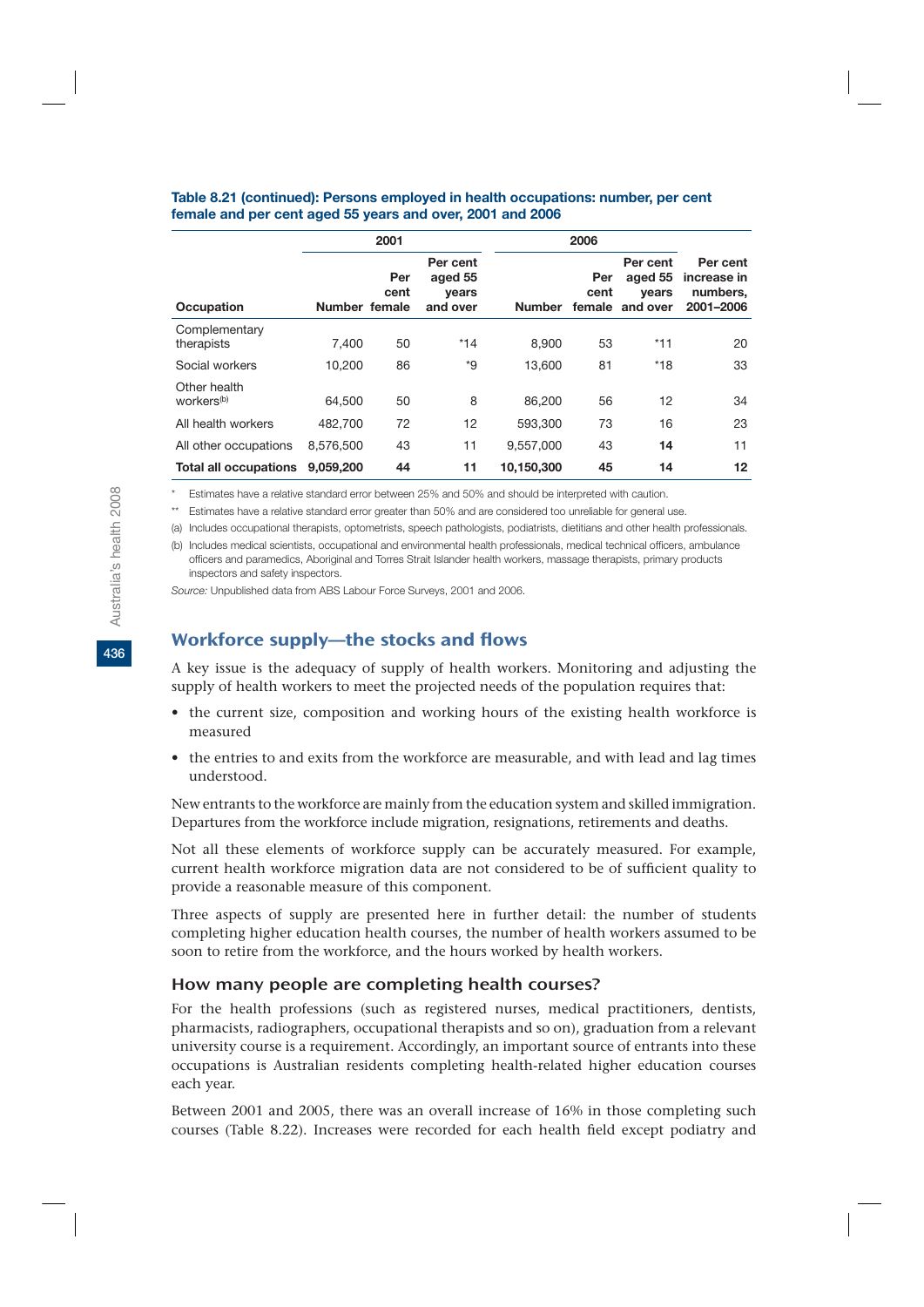**Table 8.21 (continued): Persons employed in health occupations: number, per cent female and per cent aged 55 years and over, 2001 and 2006**

| | 2001 | | | 2006 | | | |
|---|---|---|---|---|---|---|---|
| Occupation | Number | Per cent female | Per cent aged 55 years and over | Number | Per cent female | Per cent aged 55 years and over | Per cent increase in numbers, 2001–2006 |
| Complementary therapists | 7,400 | 50 | *14 | 8,900 | 53 | *11 | 20 |
| Social workers | 10,200 | 86 | *9 | 13,600 | 81 | *18 | 33 |
| Other health workers[(b)] | 64,500 | 50 | 8 | 86,200 | 56 | 12 | 34 |
| All health workers | 482,700 | 72 | 12 | 593,300 | 73 | 16 | 23 |
| All other occupations | 8,576,500 | 43 | 11 | 9,557,000 | 43 | **14** | 11 |
| **Total all occupations** | **9,059,200** | **44** | **11** | **10,150,300** | **45** | **14** | **12** |

\* Estimates have a relative standard error between 25% and 50% and should be interpreted with caution.

\*\* Estimates have a relative standard error greater than 50% and are considered too unreliable for general use.

(a) Includes occupational therapists, optometrists, speech pathologists, podiatrists, dietitians and other health professionals.

(b) Includes medical scientists, occupational and environmental health professionals, medical technical officers, ambulance officers and paramedics, Aboriginal and Torres Strait Islander health workers, massage therapists, primary products inspectors and safety inspectors.

*Source:* Unpublished data from ABS Labour Force Surveys, 2001 and 2006.

## Workforce supply—the stocks and flows

A key issue is the adequacy of supply of health workers. Monitoring and adjusting the supply of health workers to meet the projected needs of the population requires that:

- the current size, composition and working hours of the existing health workforce is measured
- the entries to and exits from the workforce are measurable, and with lead and lag times understood.

New entrants to the workforce are mainly from the education system and skilled immigration. Departures from the workforce include migration, resignations, retirements and deaths.

Not all these elements of workforce supply can be accurately measured. For example, current health workforce migration data are not considered to be of sufficient quality to provide a reasonable measure of this component.

Three aspects of supply are presented here in further detail: the number of students completing higher education health courses, the number of health workers assumed to be soon to retire from the workforce, and the hours worked by health workers.

### How many people are completing health courses?

For the health professions (such as registered nurses, medical practitioners, dentists, pharmacists, radiographers, occupational therapists and so on), graduation from a relevant university course is a requirement. Accordingly, an important source of entrants into these occupations is Australian residents completing health-related higher education courses each year.

Between 2001 and 2005, there was an overall increase of 16% in those completing such courses (Table 8.22). Increases were recorded for each health field except podiatry and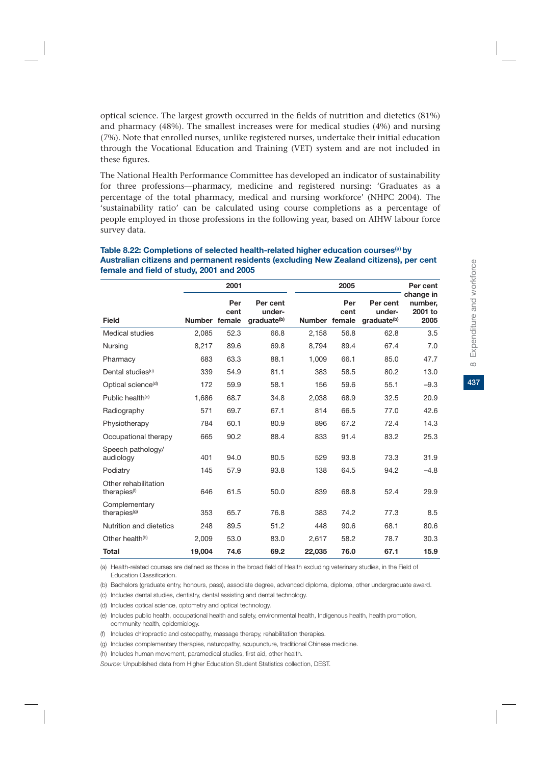optical science. The largest growth occurred in the fields of nutrition and dietetics (81%) and pharmacy (48%). The smallest increases were for medical studies (4%) and nursing (7%). Note that enrolled nurses, unlike registered nurses, undertake their initial education through the Vocational Education and Training (VET) system and are not included in these figures.

The National Health Performance Committee has developed an indicator of sustainability for three professions—pharmacy, medicine and registered nursing: 'Graduates as a percentage of the total pharmacy, medical and nursing workforce' (NHPC 2004). The 'sustainability ratio' can be calculated using course completions as a percentage of people employed in those professions in the following year, based on AIHW labour force survey data.

**Table 8.22: Completions of selected health-related higher education courses[(a)] by Australian citizens and permanent residents (excluding New Zealand citizens), per cent female and field of study, 2001 and 2005**

| | 2001 | | | 2005 | | | Per cent change in number, 2001 to 2005 |
|---|---|---|---|---|---|---|---|
| Field | Number | Per cent female | Per cent under-graduate[(b)] | Number | Per cent female | Per cent under-graduate[(b)] | |
| Medical studies | 2,085 | 52.3 | 66.8 | 2,158 | 56.8 | 62.8 | 3.5 |
| Nursing | 8,217 | 89.6 | 69.8 | 8,794 | 89.4 | 67.4 | 7.0 |
| Pharmacy | 683 | 63.3 | 88.1 | 1,009 | 66.1 | 85.0 | 47.7 |
| Dental studies[(c)] | 339 | 54.9 | 81.1 | 383 | 58.5 | 80.2 | 13.0 |
| Optical science[(d)] | 172 | 59.9 | 58.1 | 156 | 59.6 | 55.1 | –9.3 |
| Public health[(e)] | 1,686 | 68.7 | 34.8 | 2,038 | 68.9 | 32.5 | 20.9 |
| Radiography | 571 | 69.7 | 67.1 | 814 | 66.5 | 77.0 | 42.6 |
| Physiotherapy | 784 | 60.1 | 80.9 | 896 | 67.2 | 72.4 | 14.3 |
| Occupational therapy | 665 | 90.2 | 88.4 | 833 | 91.4 | 83.2 | 25.3 |
| Speech pathology/ audiology | 401 | 94.0 | 80.5 | 529 | 93.8 | 73.3 | 31.9 |
| Podiatry | 145 | 57.9 | 93.8 | 138 | 64.5 | 94.2 | –4.8 |
| Other rehabilitation therapies[(f)] | 646 | 61.5 | 50.0 | 839 | 68.8 | 52.4 | 29.9 |
| Complementary therapies[(g)] | 353 | 65.7 | 76.8 | 383 | 74.2 | 77.3 | 8.5 |
| Nutrition and dietetics | 248 | 89.5 | 51.2 | 448 | 90.6 | 68.1 | 80.6 |
| Other health[(h)] | 2,009 | 53.0 | 83.0 | 2,617 | 58.2 | 78.7 | 30.3 |
| **Total** | **19,004** | **74.6** | **69.2** | **22,035** | **76.0** | **67.1** | **15.9** |

(a) Health-related courses are defined as those in the broad field of Health excluding veterinary studies, in the Field of Education Classification.

(b) Bachelors (graduate entry, honours, pass), associate degree, advanced diploma, diploma, other undergraduate award.

(c) Includes dental studies, dentistry, dental assisting and dental technology.

(d) Includes optical science, optometry and optical technology.

(e) Includes public health, occupational health and safety, environmental health, Indigenous health, health promotion, community health, epidemiology.

(f) Includes chiropractic and osteopathy, massage therapy, rehabilitation therapies.

(g) Includes complementary therapies, naturopathy, acupuncture, traditional Chinese medicine.

(h) Includes human movement, paramedical studies, first aid, other health.

*Source:* Unpublished data from Higher Education Student Statistics collection, DEST.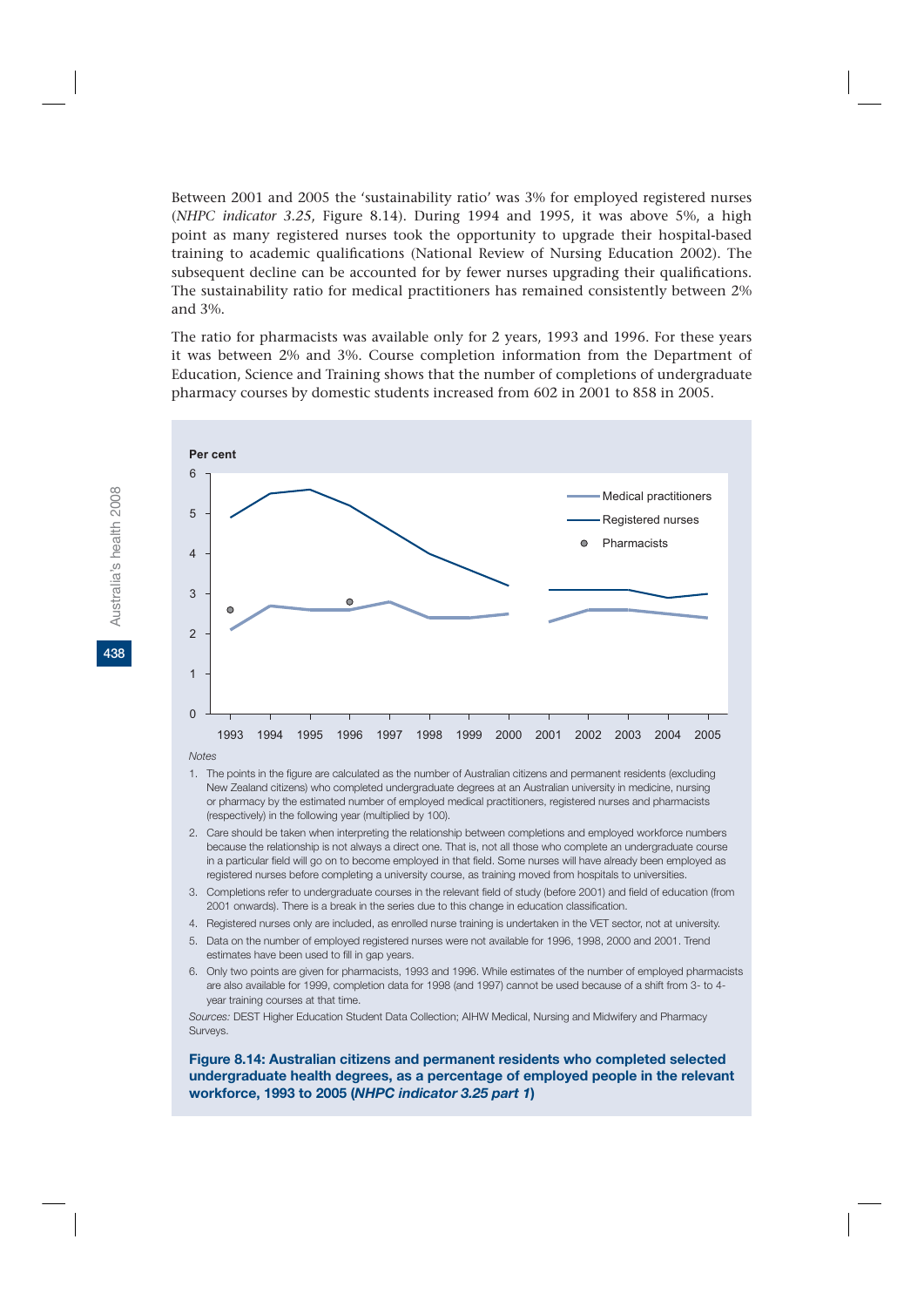Between 2001 and 2005 the 'sustainability ratio' was 3% for employed registered nurses (*NHPC indicator 3.25*, Figure 8.14). During 1994 and 1995, it was above 5%, a high point as many registered nurses took the opportunity to upgrade their hospital-based training to academic qualifications (National Review of Nursing Education 2002). The subsequent decline can be accounted for by fewer nurses upgrading their qualifications. The sustainability ratio for medical practitioners has remained consistently between 2% and 3%.

The ratio for pharmacists was available only for 2 years, 1993 and 1996. For these years it was between 2% and 3%. Course completion information from the Department of Education, Science and Training shows that the number of completions of undergraduate pharmacy courses by domestic students increased from 602 in 2001 to 858 in 2005.

*Notes*

1. The points in the figure are calculated as the number of Australian citizens and permanent residents (excluding New Zealand citizens) who completed undergraduate degrees at an Australian university in medicine, nursing or pharmacy by the estimated number of employed medical practitioners, registered nurses and pharmacists (respectively) in the following year (multiplied by 100).
2. Care should be taken when interpreting the relationship between completions and employed workforce numbers because the relationship is not always a direct one. That is, not all those who complete an undergraduate course in a particular field will go on to become employed in that field. Some nurses will have already been employed as registered nurses before completing a university course, as training moved from hospitals to universities.
3. Completions refer to undergraduate courses in the relevant field of study (before 2001) and field of education (from 2001 onwards). There is a break in the series due to this change in education classification.
4. Registered nurses only are included, as enrolled nurse training is undertaken in the VET sector, not at university.
5. Data on the number of employed registered nurses were not available for 1996, 1998, 2000 and 2001. Trend estimates have been used to fill in gap years.
6. Only two points are given for pharmacists, 1993 and 1996. While estimates of the number of employed pharmacists are also available for 1999, completion data for 1998 (and 1997) cannot be used because of a shift from 3- to 4-year training courses at that time.

*Sources:* DEST Higher Education Student Data Collection; AIHW Medical, Nursing and Midwifery and Pharmacy Surveys.

**Figure 8.14: Australian citizens and permanent residents who completed selected undergraduate health degrees, as a percentage of employed people in the relevant workforce, 1993 to 2005 (*NHPC indicator 3.25 part 1*)**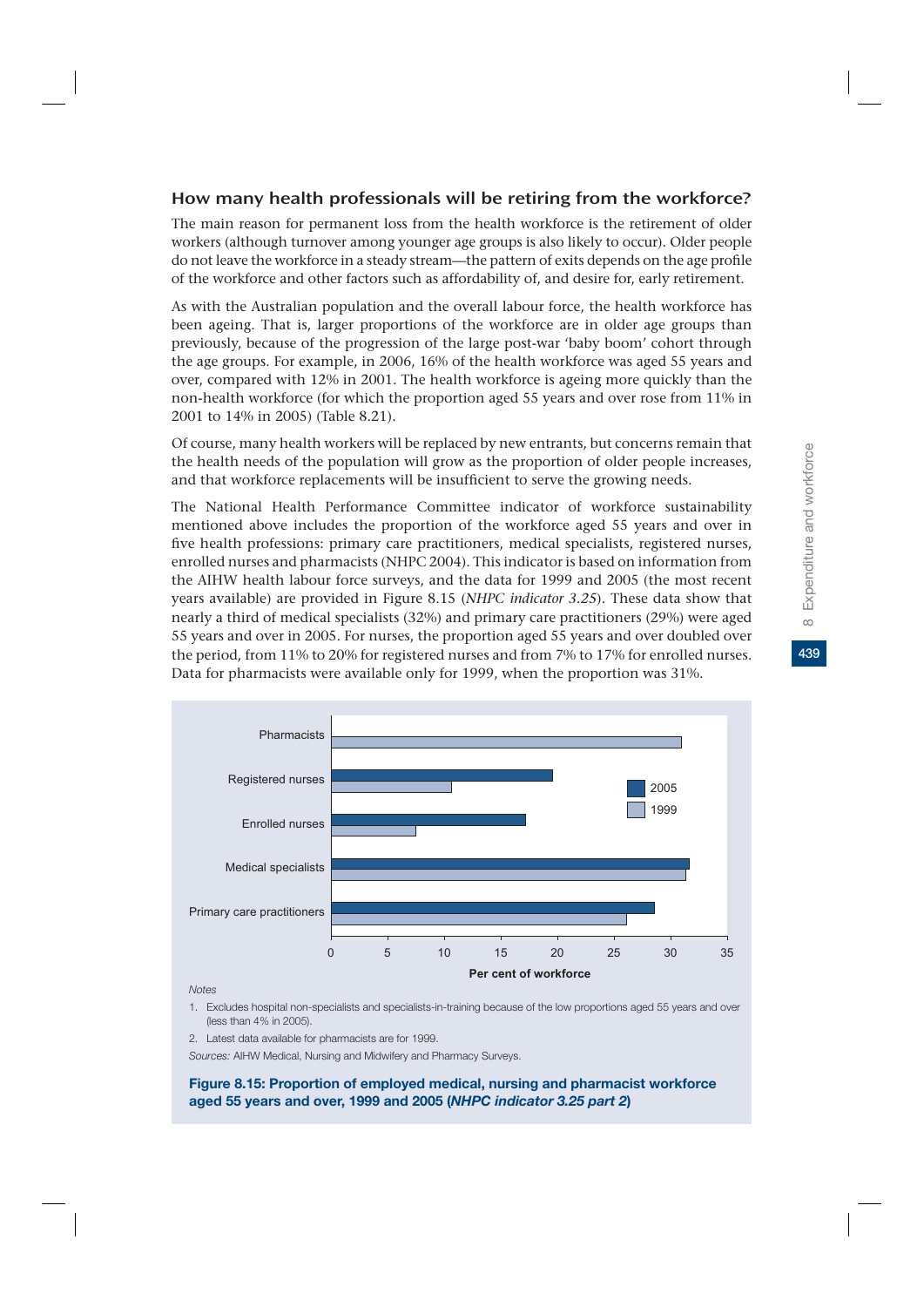## How many health professionals will be retiring from the workforce?

The main reason for permanent loss from the health workforce is the retirement of older workers (although turnover among younger age groups is also likely to occur). Older people do not leave the workforce in a steady stream—the pattern of exits depends on the age profile of the workforce and other factors such as affordability of, and desire for, early retirement.

As with the Australian population and the overall labour force, the health workforce has been ageing. That is, larger proportions of the workforce are in older age groups than previously, because of the progression of the large post-war 'baby boom' cohort through the age groups. For example, in 2006, 16% of the health workforce was aged 55 years and over, compared with 12% in 2001. The health workforce is ageing more quickly than the non-health workforce (for which the proportion aged 55 years and over rose from 11% in 2001 to 14% in 2005) (Table 8.21).

Of course, many health workers will be replaced by new entrants, but concerns remain that the health needs of the population will grow as the proportion of older people increases, and that workforce replacements will be insufficient to serve the growing needs.

The National Health Performance Committee indicator of workforce sustainability mentioned above includes the proportion of the workforce aged 55 years and over in five health professions: primary care practitioners, medical specialists, registered nurses, enrolled nurses and pharmacists (NHPC 2004). This indicator is based on information from the AIHW health labour force surveys, and the data for 1999 and 2005 (the most recent years available) are provided in Figure 8.15 (*NHPC indicator 3.25*). These data show that nearly a third of medical specialists (32%) and primary care practitioners (29%) were aged 55 years and over in 2005. For nurses, the proportion aged 55 years and over doubled over the period, from 11% to 20% for registered nurses and from 7% to 17% for enrolled nurses. Data for pharmacists were available only for 1999, when the proportion was 31%.

| Profession | 2005 (%) | 1999 (%) |
|---|---|---|
| Pharmacists | | 31 |
| Registered nurses | 19.5 | 10.6 |
| Enrolled nurses | 17.1 | 7.4 |
| Medical specialists | 31.6 | 31.3 |
| Primary care practitioners | 28.5 | 26.0 |

*Notes*

1. Excludes hospital non-specialists and specialists-in-training because of the low proportions aged 55 years and over (less than 4% in 2005).
2. Latest data available for pharmacists are for 1999.

*Sources:* AIHW Medical, Nursing and Midwifery and Pharmacy Surveys.

**Figure 8.15: Proportion of employed medical, nursing and pharmacist workforce aged 55 years and over, 1999 and 2005 (*NHPC indicator 3.25 part 2*)**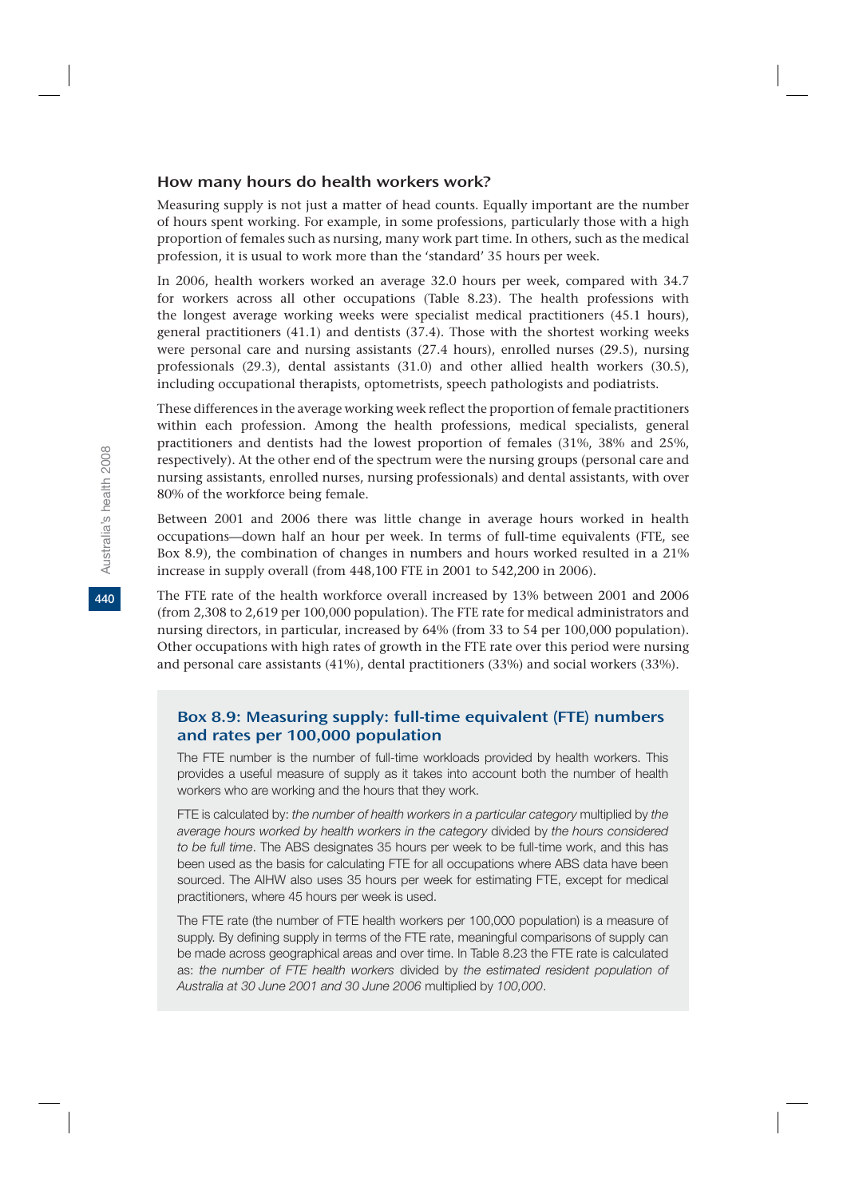### How many hours do health workers work?

Measuring supply is not just a matter of head counts. Equally important are the number of hours spent working. For example, in some professions, particularly those with a high proportion of females such as nursing, many work part time. In others, such as the medical profession, it is usual to work more than the 'standard' 35 hours per week.

In 2006, health workers worked an average 32.0 hours per week, compared with 34.7 for workers across all other occupations (Table 8.23). The health professions with the longest average working weeks were specialist medical practitioners (45.1 hours), general practitioners (41.1) and dentists (37.4). Those with the shortest working weeks were personal care and nursing assistants (27.4 hours), enrolled nurses (29.5), nursing professionals (29.3), dental assistants (31.0) and other allied health workers (30.5), including occupational therapists, optometrists, speech pathologists and podiatrists.

These differences in the average working week reflect the proportion of female practitioners within each profession. Among the health professions, medical specialists, general practitioners and dentists had the lowest proportion of females (31%, 38% and 25%, respectively). At the other end of the spectrum were the nursing groups (personal care and nursing assistants, enrolled nurses, nursing professionals) and dental assistants, with over 80% of the workforce being female.

Between 2001 and 2006 there was little change in average hours worked in health occupations—down half an hour per week. In terms of full-time equivalents (FTE, see Box 8.9), the combination of changes in numbers and hours worked resulted in a 21% increase in supply overall (from 448,100 FTE in 2001 to 542,200 in 2006).

The FTE rate of the health workforce overall increased by 13% between 2001 and 2006 (from 2,308 to 2,619 per 100,000 population). The FTE rate for medical administrators and nursing directors, in particular, increased by 64% (from 33 to 54 per 100,000 population). Other occupations with high rates of growth in the FTE rate over this period were nursing and personal care assistants (41%), dental practitioners (33%) and social workers (33%).

#### Box 8.9: Measuring supply: full-time equivalent (FTE) numbers and rates per 100,000 population

The FTE number is the number of full-time workloads provided by health workers. This provides a useful measure of supply as it takes into account both the number of health workers who are working and the hours that they work.

FTE is calculated by: *the number of health workers in a particular category* multiplied by *the average hours worked by health workers in the category* divided by *the hours considered to be full time*. The ABS designates 35 hours per week to be full-time work, and this has been used as the basis for calculating FTE for all occupations where ABS data have been sourced. The AIHW also uses 35 hours per week for estimating FTE, except for medical practitioners, where 45 hours per week is used.

The FTE rate (the number of FTE health workers per 100,000 population) is a measure of supply. By defining supply in terms of the FTE rate, meaningful comparisons of supply can be made across geographical areas and over time. In Table 8.23 the FTE rate is calculated as: *the number of FTE health workers* divided by *the estimated resident population of Australia at 30 June 2001 and 30 June 2006* multiplied by *100,000*.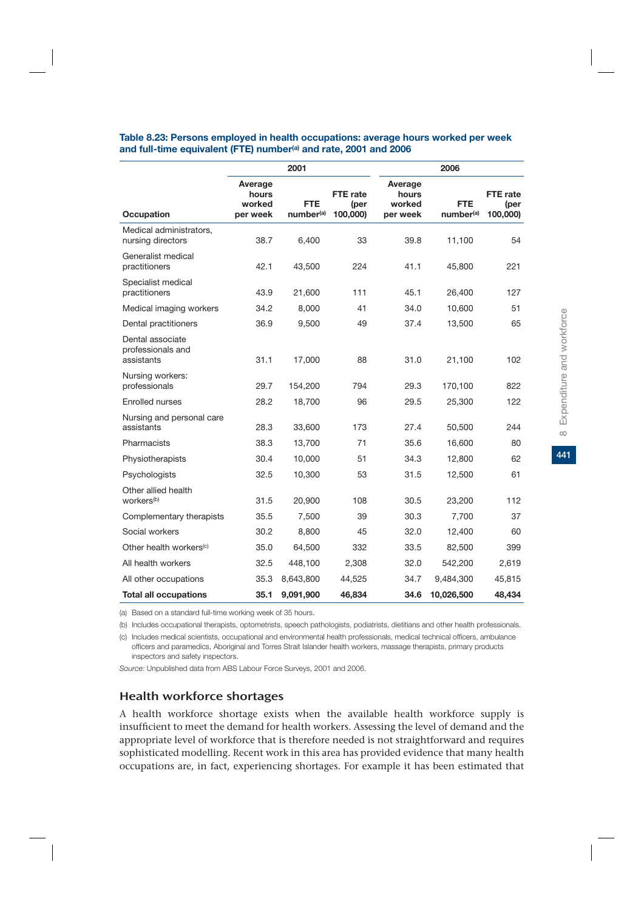**Table 8.23: Persons employed in health occupations: average hours worked per week and full-time equivalent (FTE) number[(a)] and rate, 2001 and 2006**

| | 2001 | | | 2006 | | |
|---|---|---|---|---|---|---|
| Occupation | Average hours worked per week | FTE number[(a)] | FTE rate (per 100,000) | Average hours worked per week | FTE number[(a)] | FTE rate (per 100,000) |
| Medical administrators, nursing directors | 38.7 | 6,400 | 33 | 39.8 | 11,100 | 54 |
| Generalist medical practitioners | 42.1 | 43,500 | 224 | 41.1 | 45,800 | 221 |
| Specialist medical practitioners | 43.9 | 21,600 | 111 | 45.1 | 26,400 | 127 |
| Medical imaging workers | 34.2 | 8,000 | 41 | 34.0 | 10,600 | 51 |
| Dental practitioners | 36.9 | 9,500 | 49 | 37.4 | 13,500 | 65 |
| Dental associate professionals and assistants | 31.1 | 17,000 | 88 | 31.0 | 21,100 | 102 |
| Nursing workers: professionals | 29.7 | 154,200 | 794 | 29.3 | 170,100 | 822 |
| Enrolled nurses | 28.2 | 18,700 | 96 | 29.5 | 25,300 | 122 |
| Nursing and personal care assistants | 28.3 | 33,600 | 173 | 27.4 | 50,500 | 244 |
| Pharmacists | 38.3 | 13,700 | 71 | 35.6 | 16,600 | 80 |
| Physiotherapists | 30.4 | 10,000 | 51 | 34.3 | 12,800 | 62 |
| Psychologists | 32.5 | 10,300 | 53 | 31.5 | 12,500 | 61 |
| Other allied health workers[(b)] | 31.5 | 20,900 | 108 | 30.5 | 23,200 | 112 |
| Complementary therapists | 35.5 | 7,500 | 39 | 30.3 | 7,700 | 37 |
| Social workers | 30.2 | 8,800 | 45 | 32.0 | 12,400 | 60 |
| Other health workers[(c)] | 35.0 | 64,500 | 332 | 33.5 | 82,500 | 399 |
| All health workers | 32.5 | 448,100 | 2,308 | 32.0 | 542,200 | 2,619 |
| All other occupations | 35.3 | 8,643,800 | 44,525 | 34.7 | 9,484,300 | 45,815 |
| **Total all occupations** | **35.1** | **9,091,900** | **46,834** | **34.6** | **10,026,500** | **48,434** |

(a) Based on a standard full-time working week of 35 hours.

(b) Includes occupational therapists, optometrists, speech pathologists, podiatrists, dietitians and other health professionals.

(c) Includes medical scientists, occupational and environmental health professionals, medical technical officers, ambulance officers and paramedics, Aboriginal and Torres Strait Islander health workers, massage therapists, primary products inspectors and safety inspectors.

*Source:* Unpublished data from ABS Labour Force Surveys, 2001 and 2006.

## Health workforce shortages

A health workforce shortage exists when the available health workforce supply is insufficient to meet the demand for health workers. Assessing the level of demand and the appropriate level of workforce that is therefore needed is not straightforward and requires sophisticated modelling. Recent work in this area has provided evidence that many health occupations are, in fact, experiencing shortages. For example it has been estimated that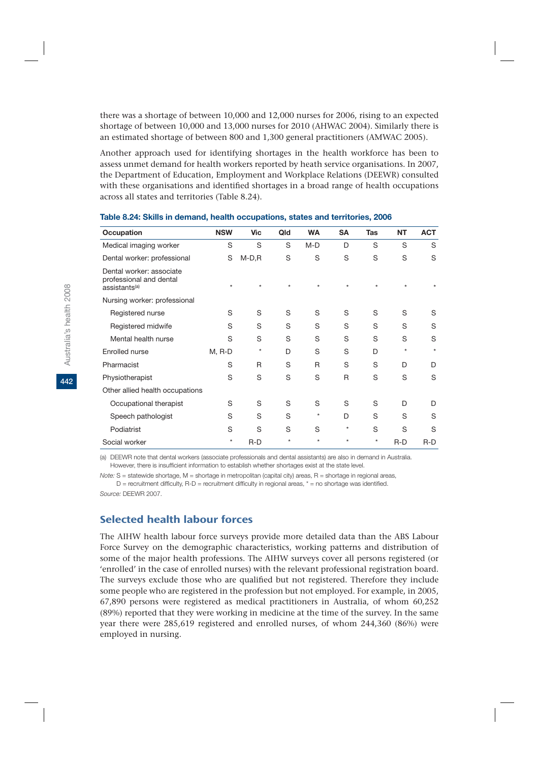there was a shortage of between 10,000 and 12,000 nurses for 2006, rising to an expected shortage of between 10,000 and 13,000 nurses for 2010 (AHWAC 2004). Similarly there is an estimated shortage of between 800 and 1,300 general practitioners (AMWAC 2005).

Another approach used for identifying shortages in the health workforce has been to assess unmet demand for health workers reported by heath service organisations. In 2007, the Department of Education, Employment and Workplace Relations (DEEWR) consulted with these organisations and identified shortages in a broad range of health occupations across all states and territories (Table 8.24).

**Table 8.24: Skills in demand, health occupations, states and territories, 2006**

| Occupation | NSW | Vic | Qld | WA | SA | Tas | NT | ACT |
|---|---|---|---|---|---|---|---|---|
| Medical imaging worker | S | S | S | M-D | D | S | S | S |
| Dental worker: professional | S | M-D,R | S | S | S | S | S | S |
| Dental worker: associate professional and dental assistants[(a)] | * | * | * | * | * | * | * | * |
| Nursing worker: professional | | | | | | | | |
| Registered nurse | S | S | S | S | S | S | S | S |
| Registered midwife | S | S | S | S | S | S | S | S |
| Mental health nurse | S | S | S | S | S | S | S | S |
| Enrolled nurse | M, R-D | * | D | S | S | D | * | * |
| Pharmacist | S | R | S | R | S | S | D | D |
| Physiotherapist | S | S | S | S | R | S | S | S |
| Other allied health occupations | | | | | | | | |
| Occupational therapist | S | S | S | S | S | S | D | D |
| Speech pathologist | S | S | S | * | D | S | S | S |
| Podiatrist | S | S | S | S | * | S | S | S |
| Social worker | * | R-D | * | * | * | * | R-D | R-D |

(a) DEEWR note that dental workers (associate professionals and dental assistants) are also in demand in Australia. However, there is insufficient information to establish whether shortages exist at the state level.

*Note:* S = statewide shortage, M = shortage in metropolitan (capital city) areas, R = shortage in regional areas, D = recruitment difficulty, R-D = recruitment difficulty in regional areas, * = no shortage was identified.

*Source:* DEEWR 2007.

## Selected health labour forces

The AIHW health labour force surveys provide more detailed data than the ABS Labour Force Survey on the demographic characteristics, working patterns and distribution of some of the major health professions. The AIHW surveys cover all persons registered (or 'enrolled' in the case of enrolled nurses) with the relevant professional registration board. The surveys exclude those who are qualified but not registered. Therefore they include some people who are registered in the profession but not employed. For example, in 2005, 67,890 persons were registered as medical practitioners in Australia, of whom 60,252 (89%) reported that they were working in medicine at the time of the survey. In the same year there were 285,619 registered and enrolled nurses, of whom 244,360 (86%) were employed in nursing.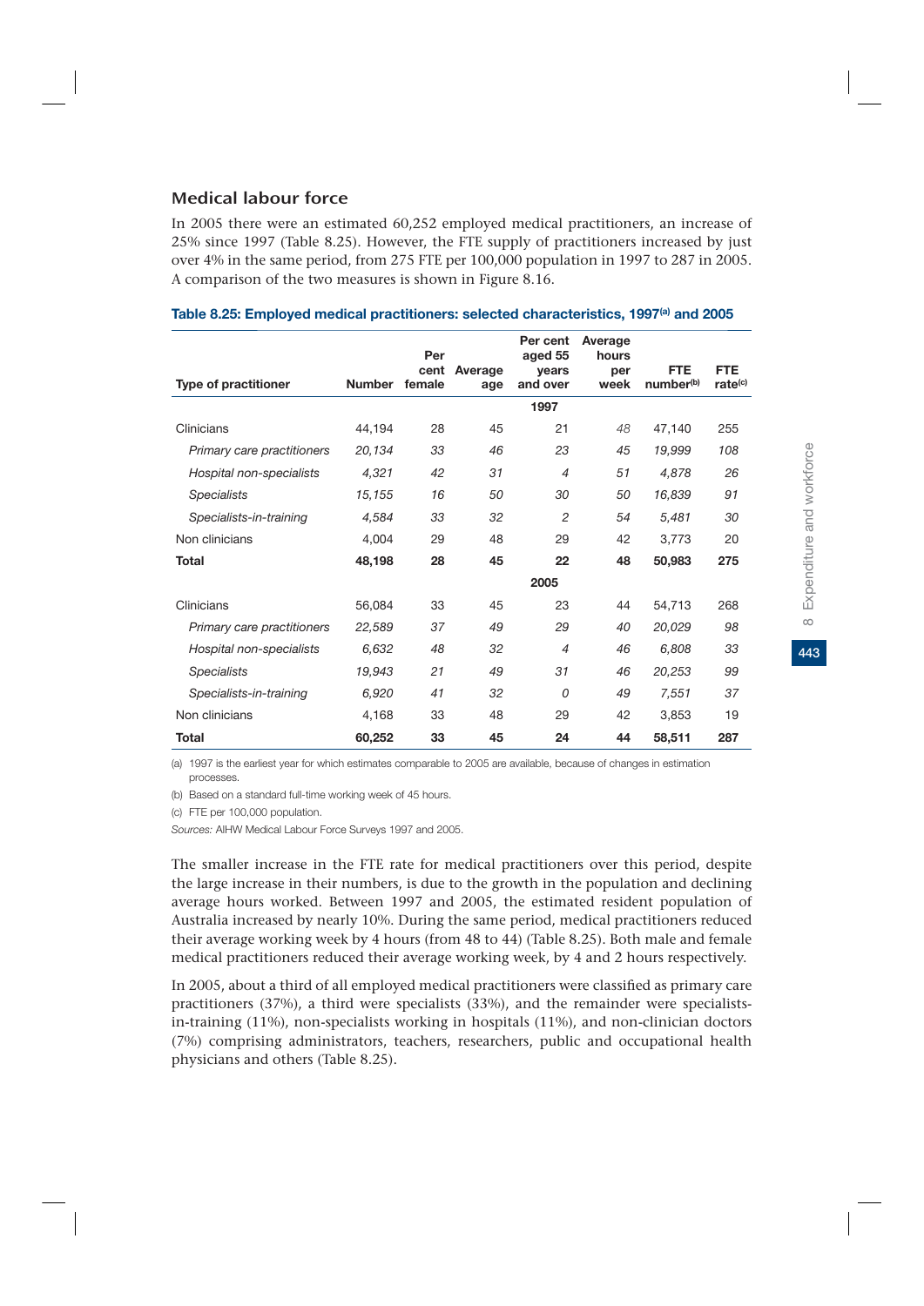## Medical labour force

In 2005 there were an estimated 60,252 employed medical practitioners, an increase of 25% since 1997 (Table 8.25). However, the FTE supply of practitioners increased by just over 4% in the same period, from 275 FTE per 100,000 population in 1997 to 287 in 2005. A comparison of the two measures is shown in Figure 8.16.

**Table 8.25: Employed medical practitioners: selected characteristics, 1997[(a)] and 2005**

| Type of practitioner | Number | Per cent female | Average age | Per cent aged 55 years and over | Average hours per week | FTE number[(b)] | FTE rate[(c)] |
|---|---|---|---|---|---|---|---|
| | | | | **1997** | | | |
| Clinicians | 44,194 | 28 | 45 | 21 | *48* | 47,140 | 255 |
| *Primary care practitioners* | *20,134* | *33* | *46* | *23* | *45* | *19,999* | *108* |
| *Hospital non-specialists* | *4,321* | *42* | *31* | *4* | *51* | *4,878* | *26* |
| *Specialists* | *15,155* | *16* | *50* | *30* | *50* | *16,839* | *91* |
| *Specialists-in-training* | *4,584* | *33* | *32* | *2* | *54* | *5,481* | *30* |
| Non clinicians | 4,004 | 29 | 48 | 29 | 42 | 3,773 | 20 |
| **Total** | **48,198** | **28** | **45** | **22** | **48** | **50,983** | **275** |
| | | | | **2005** | | | |
| Clinicians | 56,084 | 33 | 45 | 23 | 44 | 54,713 | 268 |
| *Primary care practitioners* | *22,589* | *37* | *49* | *29* | *40* | *20,029* | *98* |
| *Hospital non-specialists* | *6,632* | *48* | *32* | *4* | *46* | *6,808* | *33* |
| *Specialists* | *19,943* | *21* | *49* | *31* | *46* | *20,253* | *99* |
| *Specialists-in-training* | *6,920* | *41* | *32* | *0* | *49* | *7,551* | *37* |
| Non clinicians | 4,168 | 33 | 48 | 29 | 42 | 3,853 | 19 |
| **Total** | **60,252** | **33** | **45** | **24** | **44** | **58,511** | **287** |

(a) 1997 is the earliest year for which estimates comparable to 2005 are available, because of changes in estimation processes.

(b) Based on a standard full-time working week of 45 hours.

(c) FTE per 100,000 population.

*Sources:* AIHW Medical Labour Force Surveys 1997 and 2005.

The smaller increase in the FTE rate for medical practitioners over this period, despite the large increase in their numbers, is due to the growth in the population and declining average hours worked. Between 1997 and 2005, the estimated resident population of Australia increased by nearly 10%. During the same period, medical practitioners reduced their average working week by 4 hours (from 48 to 44) (Table 8.25). Both male and female medical practitioners reduced their average working week, by 4 and 2 hours respectively.

In 2005, about a third of all employed medical practitioners were classified as primary care practitioners (37%), a third were specialists (33%), and the remainder were specialists-in-training (11%), non-specialists working in hospitals (11%), and non-clinician doctors (7%) comprising administrators, teachers, researchers, public and occupational health physicians and others (Table 8.25).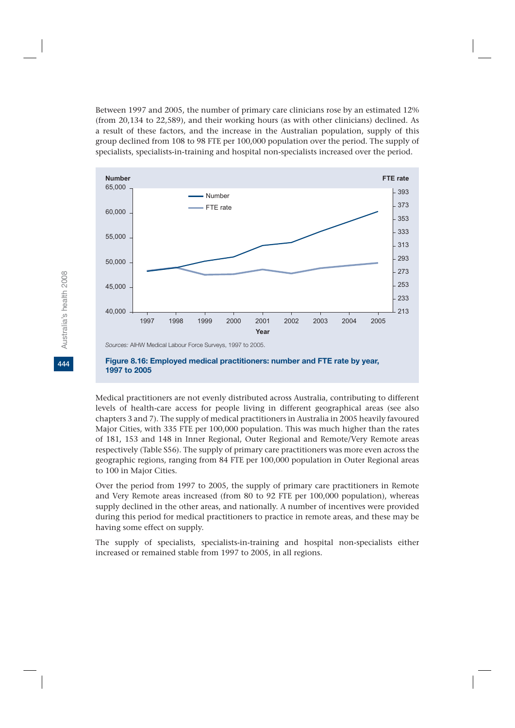Between 1997 and 2005, the number of primary care clinicians rose by an estimated 12% (from 20,134 to 22,589), and their working hours (as with other clinicians) declined. As a result of these factors, and the increase in the Australian population, supply of this group declined from 108 to 98 FTE per 100,000 population over the period. The supply of specialists, specialists-in-training and hospital non-specialists increased over the period.

*Sources:* AIHW Medical Labour Force Surveys, 1997 to 2005.

**Figure 8.16: Employed medical practitioners: number and FTE rate by year, 1997 to 2005**

Medical practitioners are not evenly distributed across Australia, contributing to different levels of health-care access for people living in different geographical areas (see also chapters 3 and 7). The supply of medical practitioners in Australia in 2005 heavily favoured Major Cities, with 335 FTE per 100,000 population. This was much higher than the rates of 181, 153 and 148 in Inner Regional, Outer Regional and Remote/Very Remote areas respectively (Table S56). The supply of primary care practitioners was more even across the geographic regions, ranging from 84 FTE per 100,000 population in Outer Regional areas to 100 in Major Cities.

Over the period from 1997 to 2005, the supply of primary care practitioners in Remote and Very Remote areas increased (from 80 to 92 FTE per 100,000 population), whereas supply declined in the other areas, and nationally. A number of incentives were provided during this period for medical practitioners to practice in remote areas, and these may be having some effect on supply.

The supply of specialists, specialists-in-training and hospital non-specialists either increased or remained stable from 1997 to 2005, in all regions.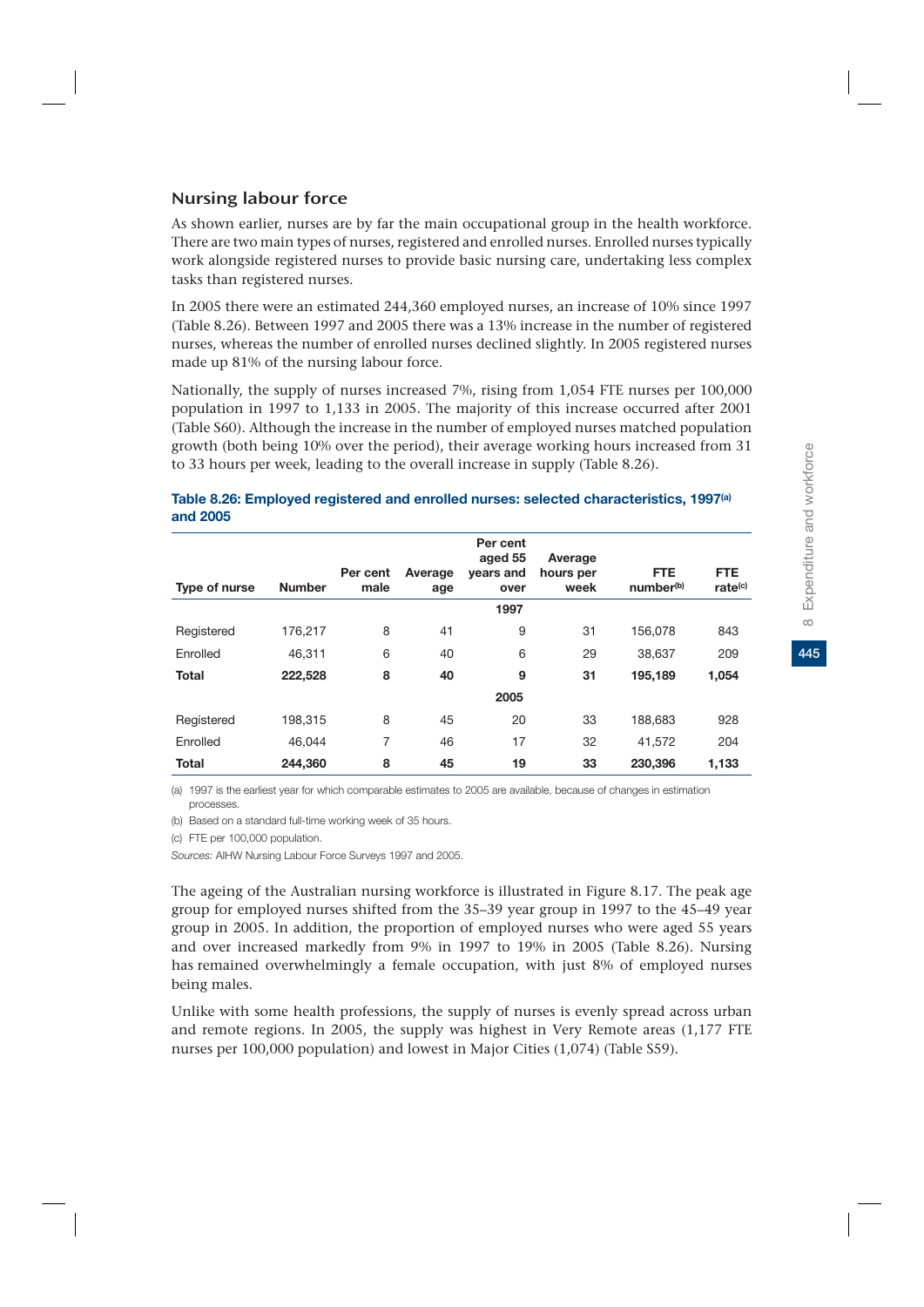## Nursing labour force

As shown earlier, nurses are by far the main occupational group in the health workforce. There are two main types of nurses, registered and enrolled nurses. Enrolled nurses typically work alongside registered nurses to provide basic nursing care, undertaking less complex tasks than registered nurses.

In 2005 there were an estimated 244,360 employed nurses, an increase of 10% since 1997 (Table 8.26). Between 1997 and 2005 there was a 13% increase in the number of registered nurses, whereas the number of enrolled nurses declined slightly. In 2005 registered nurses made up 81% of the nursing labour force.

Nationally, the supply of nurses increased 7%, rising from 1,054 FTE nurses per 100,000 population in 1997 to 1,133 in 2005. The majority of this increase occurred after 2001 (Table S60). Although the increase in the number of employed nurses matched population growth (both being 10% over the period), their average working hours increased from 31 to 33 hours per week, leading to the overall increase in supply (Table 8.26).

**Table 8.26: Employed registered and enrolled nurses: selected characteristics, 1997[(a)] and 2005**

| Type of nurse | Number | Per cent male | Average age | Per cent aged 55 years and over | Average hours per week | FTE number[(b)] | FTE rate[(c)] |
|---|---|---|---|---|---|---|---|
| | | | | **1997** | | | |
| Registered | 176,217 | 8 | 41 | 9 | 31 | 156,078 | 843 |
| Enrolled | 46,311 | 6 | 40 | 6 | 29 | 38,637 | 209 |
| **Total** | **222,528** | **8** | **40** | **9** | **31** | **195,189** | **1,054** |
| | | | | **2005** | | | |
| Registered | 198,315 | 8 | 45 | 20 | 33 | 188,683 | 928 |
| Enrolled | 46,044 | 7 | 46 | 17 | 32 | 41,572 | 204 |
| **Total** | **244,360** | **8** | **45** | **19** | **33** | **230,396** | **1,133** |

(a) 1997 is the earliest year for which comparable estimates to 2005 are available, because of changes in estimation processes.

(b) Based on a standard full-time working week of 35 hours.

(c) FTE per 100,000 population.

*Sources:* AIHW Nursing Labour Force Surveys 1997 and 2005.

The ageing of the Australian nursing workforce is illustrated in Figure 8.17. The peak age group for employed nurses shifted from the 35–39 year group in 1997 to the 45–49 year group in 2005. In addition, the proportion of employed nurses who were aged 55 years and over increased markedly from 9% in 1997 to 19% in 2005 (Table 8.26). Nursing has remained overwhelmingly a female occupation, with just 8% of employed nurses being males.

Unlike with some health professions, the supply of nurses is evenly spread across urban and remote regions. In 2005, the supply was highest in Very Remote areas (1,177 FTE nurses per 100,000 population) and lowest in Major Cities (1,074) (Table S59).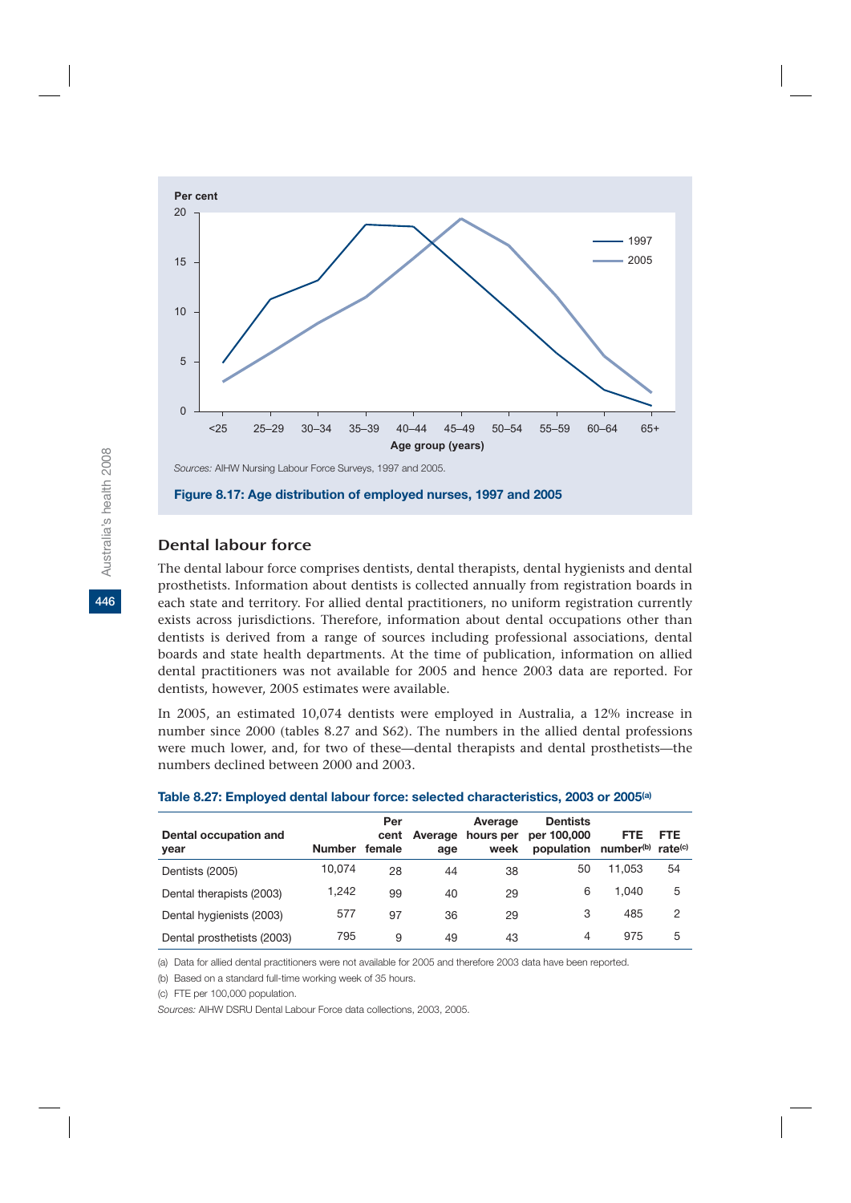Sources: AIHW Nursing Labour Force Surveys, 1997 and 2005.

**Figure 8.17: Age distribution of employed nurses, 1997 and 2005**

## Dental labour force

The dental labour force comprises dentists, dental therapists, dental hygienists and dental prosthetists. Information about dentists is collected annually from registration boards in each state and territory. For allied dental practitioners, no uniform registration currently exists across jurisdictions. Therefore, information about dental occupations other than dentists is derived from a range of sources including professional associations, dental boards and state health departments. At the time of publication, information on allied dental practitioners was not available for 2005 and hence 2003 data are reported. For dentists, however, 2005 estimates were available.

In 2005, an estimated 10,074 dentists were employed in Australia, a 12% increase in number since 2000 (tables 8.27 and S62). The numbers in the allied dental professions were much lower, and, for two of these—dental therapists and dental prosthetists—the numbers declined between 2000 and 2003.

**Table 8.27: Employed dental labour force: selected characteristics, 2003 or 2005(a)**

| Dental occupation and year | Number | Per cent female | Average age | Average hours per week | Dentists per 100,000 population | FTE number(b) | FTE rate(c) |
|---|---|---|---|---|---|---|---|
| Dentists (2005) | 10,074 | 28 | 44 | 38 | 50 | 11,053 | 54 |
| Dental therapists (2003) | 1,242 | 99 | 40 | 29 | 6 | 1,040 | 5 |
| Dental hygienists (2003) | 577 | 97 | 36 | 29 | 3 | 485 | 2 |
| Dental prosthetists (2003) | 795 | 9 | 49 | 43 | 4 | 975 | 5 |

(a) Data for allied dental practitioners were not available for 2005 and therefore 2003 data have been reported.

(b) Based on a standard full-time working week of 35 hours.

(c) FTE per 100,000 population.

*Sources:* AIHW DSRU Dental Labour Force data collections, 2003, 2005.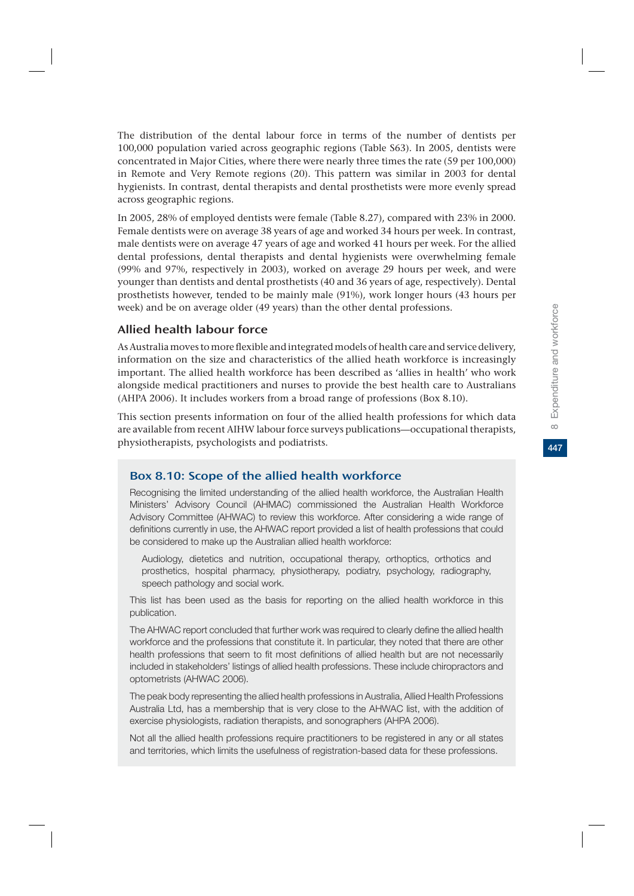The distribution of the dental labour force in terms of the number of dentists per 100,000 population varied across geographic regions (Table S63). In 2005, dentists were concentrated in Major Cities, where there were nearly three times the rate (59 per 100,000) in Remote and Very Remote regions (20). This pattern was similar in 2003 for dental hygienists. In contrast, dental therapists and dental prosthetists were more evenly spread across geographic regions.

In 2005, 28% of employed dentists were female (Table 8.27), compared with 23% in 2000. Female dentists were on average 38 years of age and worked 34 hours per week. In contrast, male dentists were on average 47 years of age and worked 41 hours per week. For the allied dental professions, dental therapists and dental hygienists were overwhelming female (99% and 97%, respectively in 2003), worked on average 29 hours per week, and were younger than dentists and dental prosthetists (40 and 36 years of age, respectively). Dental prosthetists however, tended to be mainly male (91%), work longer hours (43 hours per week) and be on average older (49 years) than the other dental professions.

## Allied health labour force

As Australia moves to more flexible and integrated models of health care and service delivery, information on the size and characteristics of the allied heath workforce is increasingly important. The allied health workforce has been described as 'allies in health' who work alongside medical practitioners and nurses to provide the best health care to Australians (AHPA 2006). It includes workers from a broad range of professions (Box 8.10).

This section presents information on four of the allied health professions for which data are available from recent AIHW labour force surveys publications—occupational therapists, physiotherapists, psychologists and podiatrists.

### Box 8.10: Scope of the allied health workforce

Recognising the limited understanding of the allied health workforce, the Australian Health Ministers' Advisory Council (AHMAC) commissioned the Australian Health Workforce Advisory Committee (AHWAC) to review this workforce. After considering a wide range of definitions currently in use, the AHWAC report provided a list of health professions that could be considered to make up the Australian allied health workforce:

> Audiology, dietetics and nutrition, occupational therapy, orthoptics, orthotics and prosthetics, hospital pharmacy, physiotherapy, podiatry, psychology, radiography, speech pathology and social work.

This list has been used as the basis for reporting on the allied health workforce in this publication.

The AHWAC report concluded that further work was required to clearly define the allied health workforce and the professions that constitute it. In particular, they noted that there are other health professions that seem to fit most definitions of allied health but are not necessarily included in stakeholders' listings of allied health professions. These include chiropractors and optometrists (AHWAC 2006).

The peak body representing the allied health professions in Australia, Allied Health Professions Australia Ltd, has a membership that is very close to the AHWAC list, with the addition of exercise physiologists, radiation therapists, and sonographers (AHPA 2006).

Not all the allied health professions require practitioners to be registered in any or all states and territories, which limits the usefulness of registration-based data for these professions.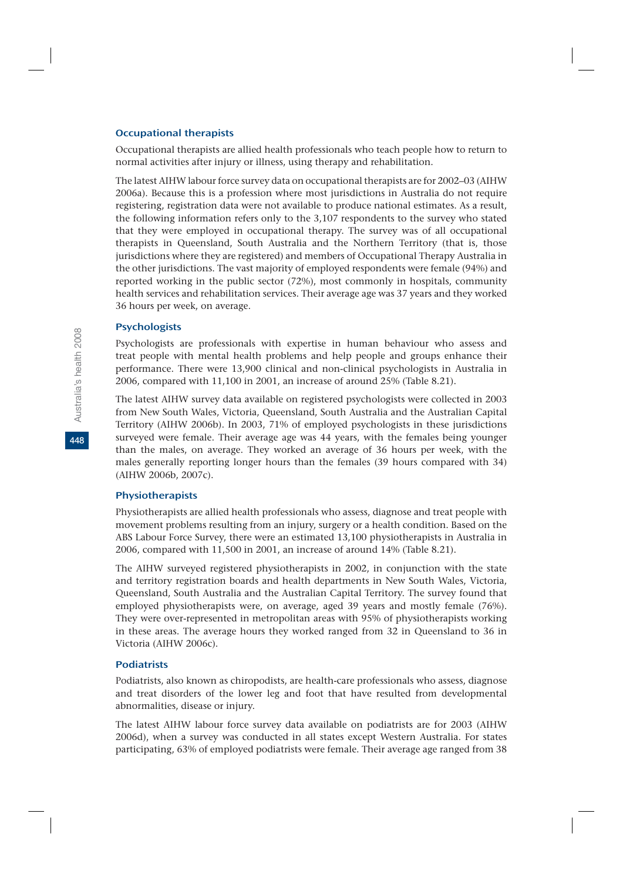### Occupational therapists

Occupational therapists are allied health professionals who teach people how to return to normal activities after injury or illness, using therapy and rehabilitation.

The latest AIHW labour force survey data on occupational therapists are for 2002–03 (AIHW 2006a). Because this is a profession where most jurisdictions in Australia do not require registering, registration data were not available to produce national estimates. As a result, the following information refers only to the 3,107 respondents to the survey who stated that they were employed in occupational therapy. The survey was of all occupational therapists in Queensland, South Australia and the Northern Territory (that is, those jurisdictions where they are registered) and members of Occupational Therapy Australia in the other jurisdictions. The vast majority of employed respondents were female (94%) and reported working in the public sector (72%), most commonly in hospitals, community health services and rehabilitation services. Their average age was 37 years and they worked 36 hours per week, on average.

### Psychologists

Psychologists are professionals with expertise in human behaviour who assess and treat people with mental health problems and help people and groups enhance their performance. There were 13,900 clinical and non-clinical psychologists in Australia in 2006, compared with 11,100 in 2001, an increase of around 25% (Table 8.21).

The latest AIHW survey data available on registered psychologists were collected in 2003 from New South Wales, Victoria, Queensland, South Australia and the Australian Capital Territory (AIHW 2006b). In 2003, 71% of employed psychologists in these jurisdictions surveyed were female. Their average age was 44 years, with the females being younger than the males, on average. They worked an average of 36 hours per week, with the males generally reporting longer hours than the females (39 hours compared with 34) (AIHW 2006b, 2007c).

### Physiotherapists

Physiotherapists are allied health professionals who assess, diagnose and treat people with movement problems resulting from an injury, surgery or a health condition. Based on the ABS Labour Force Survey, there were an estimated 13,100 physiotherapists in Australia in 2006, compared with 11,500 in 2001, an increase of around 14% (Table 8.21).

The AIHW surveyed registered physiotherapists in 2002, in conjunction with the state and territory registration boards and health departments in New South Wales, Victoria, Queensland, South Australia and the Australian Capital Territory. The survey found that employed physiotherapists were, on average, aged 39 years and mostly female (76%). They were over-represented in metropolitan areas with 95% of physiotherapists working in these areas. The average hours they worked ranged from 32 in Queensland to 36 in Victoria (AIHW 2006c).

### Podiatrists

Podiatrists, also known as chiropodists, are health-care professionals who assess, diagnose and treat disorders of the lower leg and foot that have resulted from developmental abnormalities, disease or injury.

The latest AIHW labour force survey data available on podiatrists are for 2003 (AIHW 2006d), when a survey was conducted in all states except Western Australia. For states participating, 63% of employed podiatrists were female. Their average age ranged from 38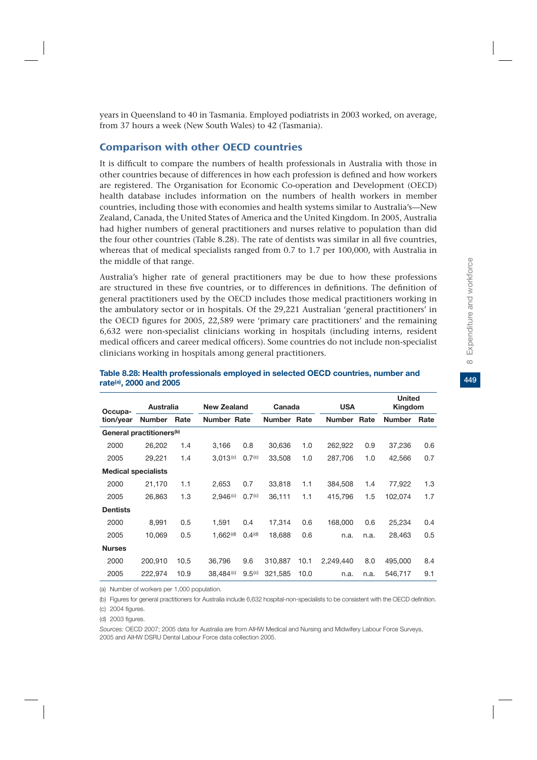years in Queensland to 40 in Tasmania. Employed podiatrists in 2003 worked, on average, from 37 hours a week (New South Wales) to 42 (Tasmania).

## Comparison with other OECD countries

It is difficult to compare the numbers of health professionals in Australia with those in other countries because of differences in how each profession is defined and how workers are registered. The Organisation for Economic Co-operation and Development (OECD) health database includes information on the numbers of health workers in member countries, including those with economies and health systems similar to Australia's—New Zealand, Canada, the United States of America and the United Kingdom. In 2005, Australia had higher numbers of general practitioners and nurses relative to population than did the four other countries (Table 8.28). The rate of dentists was similar in all five countries, whereas that of medical specialists ranged from 0.7 to 1.7 per 100,000, with Australia in the middle of that range.

Australia's higher rate of general practitioners may be due to how these professions are structured in these five countries, or to differences in definitions. The definition of general practitioners used by the OECD includes those medical practitioners working in the ambulatory sector or in hospitals. Of the 29,221 Australian 'general practitioners' in the OECD figures for 2005, 22,589 were 'primary care practitioners' and the remaining 6,632 were non-specialist clinicians working in hospitals (including interns, resident medical officers and career medical officers). Some countries do not include non-specialist clinicians working in hospitals among general practitioners.

**Table 8.28: Health professionals employed in selected OECD countries, number and rate[(a)], 2000 and 2005**

| Occupation/year | Australia | | New Zealand | | Canada | | USA | | United Kingdom | |
|---|---|---|---|---|---|---|---|---|---|---|
| | Number | Rate | Number | Rate | Number | Rate | Number | Rate | Number | Rate |
| **General practitioners[(b)]** | | | | | | | | | | |
| 2000 | 26,202 | 1.4 | 3,166 | 0.8 | 30,636 | 1.0 | 262,922 | 0.9 | 37,236 | 0.6 |
| 2005 | 29,221 | 1.4 | 3,013[(c)] | 0.7[(c)] | 33,508 | 1.0 | 287,706 | 1.0 | 42,566 | 0.7 |
| **Medical specialists** | | | | | | | | | | |
| 2000 | 21,170 | 1.1 | 2,653 | 0.7 | 33,818 | 1.1 | 384,508 | 1.4 | 77,922 | 1.3 |
| 2005 | 26,863 | 1.3 | 2,946[(c)] | 0.7[(c)] | 36,111 | 1.1 | 415,796 | 1.5 | 102,074 | 1.7 |
| **Dentists** | | | | | | | | | | |
| 2000 | 8,991 | 0.5 | 1,591 | 0.4 | 17,314 | 0.6 | 168,000 | 0.6 | 25,234 | 0.4 |
| 2005 | 10,069 | 0.5 | 1,662[(d)] | 0.4[(d)] | 18,688 | 0.6 | n.a. | n.a. | 28,463 | 0.5 |
| **Nurses** | | | | | | | | | | |
| 2000 | 200,910 | 10.5 | 36,796 | 9.6 | 310,887 | 10.1 | 2,249,440 | 8.0 | 495,000 | 8.4 |
| 2005 | 222,974 | 10.9 | 38,484[(c)] | 9.5[(c)] | 321,585 | 10.0 | n.a. | n.a. | 546,717 | 9.1 |

(a) Number of workers per 1,000 population.

(b) Figures for general practitioners for Australia include 6,632 hospital-non-specialists to be consistent with the OECD definition.

(c) 2004 figures.

(d) 2003 figures.

*Sources:* OECD 2007; 2005 data for Australia are from AIHW Medical and Nursing and Midwifery Labour Force Surveys, 2005 and AIHW DSRU Dental Labour Force data collection 2005.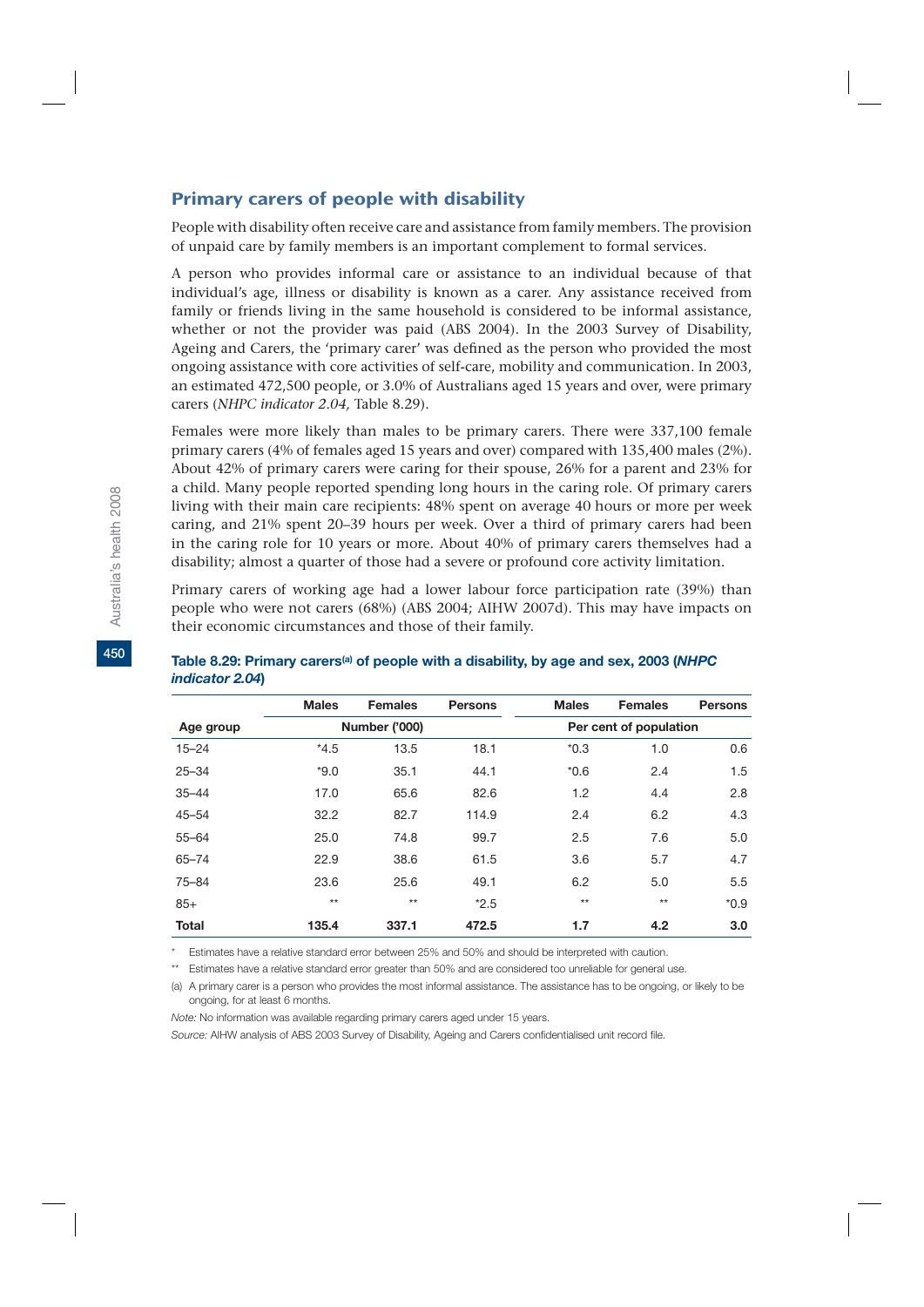## Primary carers of people with disability

People with disability often receive care and assistance from family members. The provision of unpaid care by family members is an important complement to formal services.

A person who provides informal care or assistance to an individual because of that individual's age, illness or disability is known as a carer. Any assistance received from family or friends living in the same household is considered to be informal assistance, whether or not the provider was paid (ABS 2004). In the 2003 Survey of Disability, Ageing and Carers, the 'primary carer' was defined as the person who provided the most ongoing assistance with core activities of self-care, mobility and communication. In 2003, an estimated 472,500 people, or 3.0% of Australians aged 15 years and over, were primary carers (*NHPC indicator 2.04,* Table 8.29).

Females were more likely than males to be primary carers. There were 337,100 female primary carers (4% of females aged 15 years and over) compared with 135,400 males (2%). About 42% of primary carers were caring for their spouse, 26% for a parent and 23% for a child. Many people reported spending long hours in the caring role. Of primary carers living with their main care recipients: 48% spent on average 40 hours or more per week caring, and 21% spent 20–39 hours per week. Over a third of primary carers had been in the caring role for 10 years or more. About 40% of primary carers themselves had a disability; almost a quarter of those had a severe or profound core activity limitation.

Primary carers of working age had a lower labour force participation rate (39%) than people who were not carers (68%) (ABS 2004; AIHW 2007d). This may have impacts on their economic circumstances and those of their family.

**Table 8.29: Primary carers[(a)] of people with a disability, by age and sex, 2003 (*NHPC indicator 2.04*)**

| | Males | Females | Persons | Males | Females | Persons |
|---|---|---|---|---|---|---|
| **Age group** | **Number ('000)** | | | **Per cent of population** | | |
| 15–24 | *4.5 | 13.5 | 18.1 | *0.3 | 1.0 | 0.6 |
| 25–34 | *9.0 | 35.1 | 44.1 | *0.6 | 2.4 | 1.5 |
| 35–44 | 17.0 | 65.6 | 82.6 | 1.2 | 4.4 | 2.8 |
| 45–54 | 32.2 | 82.7 | 114.9 | 2.4 | 6.2 | 4.3 |
| 55–64 | 25.0 | 74.8 | 99.7 | 2.5 | 7.6 | 5.0 |
| 65–74 | 22.9 | 38.6 | 61.5 | 3.6 | 5.7 | 4.7 |
| 75–84 | 23.6 | 25.6 | 49.1 | 6.2 | 5.0 | 5.5 |
| 85+ | ** | ** | *2.5 | ** | ** | *0.9 |
| **Total** | **135.4** | **337.1** | **472.5** | **1.7** | **4.2** | **3.0** |

\* Estimates have a relative standard error between 25% and 50% and should be interpreted with caution.

\** Estimates have a relative standard error greater than 50% and are considered too unreliable for general use.

(a) A primary carer is a person who provides the most informal assistance. The assistance has to be ongoing, or likely to be ongoing, for at least 6 months.

*Note:* No information was available regarding primary carers aged under 15 years.

*Source:* AIHW analysis of ABS 2003 Survey of Disability, Ageing and Carers confidentialised unit record file.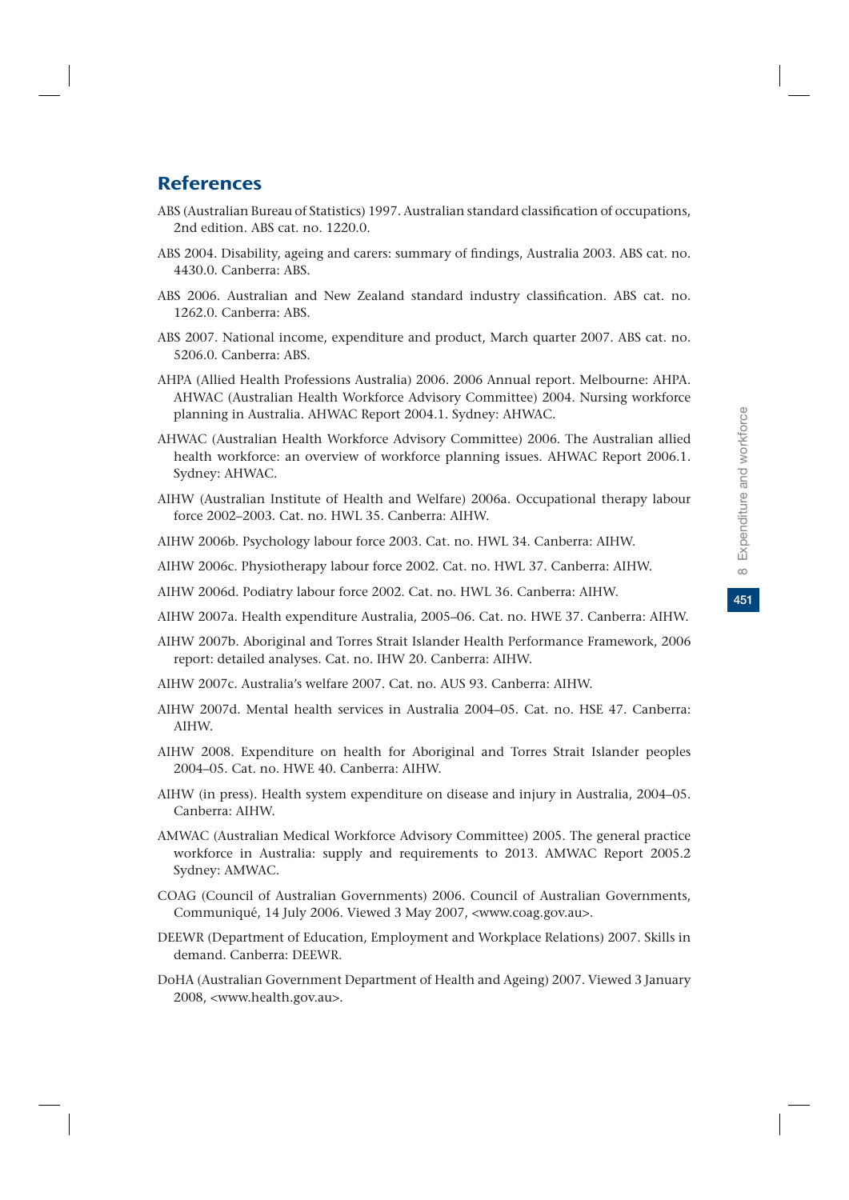## References

ABS (Australian Bureau of Statistics) 1997. Australian standard classification of occupations, 2nd edition. ABS cat. no. 1220.0.

ABS 2004. Disability, ageing and carers: summary of findings, Australia 2003. ABS cat. no. 4430.0. Canberra: ABS.

ABS 2006. Australian and New Zealand standard industry classification. ABS cat. no. 1262.0. Canberra: ABS.

ABS 2007. National income, expenditure and product, March quarter 2007. ABS cat. no. 5206.0. Canberra: ABS.

AHPA (Allied Health Professions Australia) 2006. 2006 Annual report. Melbourne: AHPA. AHWAC (Australian Health Workforce Advisory Committee) 2004. Nursing workforce planning in Australia. AHWAC Report 2004.1. Sydney: AHWAC.

AHWAC (Australian Health Workforce Advisory Committee) 2006. The Australian allied health workforce: an overview of workforce planning issues. AHWAC Report 2006.1. Sydney: AHWAC.

AIHW (Australian Institute of Health and Welfare) 2006a. Occupational therapy labour force 2002–2003. Cat. no. HWL 35. Canberra: AIHW.

AIHW 2006b. Psychology labour force 2003. Cat. no. HWL 34. Canberra: AIHW.

AIHW 2006c. Physiotherapy labour force 2002. Cat. no. HWL 37. Canberra: AIHW.

AIHW 2006d. Podiatry labour force 2002. Cat. no. HWL 36. Canberra: AIHW.

AIHW 2007a. Health expenditure Australia, 2005–06. Cat. no. HWE 37. Canberra: AIHW.

AIHW 2007b. Aboriginal and Torres Strait Islander Health Performance Framework, 2006 report: detailed analyses. Cat. no. IHW 20. Canberra: AIHW.

AIHW 2007c. Australia's welfare 2007. Cat. no. AUS 93. Canberra: AIHW.

AIHW 2007d. Mental health services in Australia 2004–05. Cat. no. HSE 47. Canberra: AIHW.

AIHW 2008. Expenditure on health for Aboriginal and Torres Strait Islander peoples 2004–05. Cat. no. HWE 40. Canberra: AIHW.

AIHW (in press). Health system expenditure on disease and injury in Australia, 2004–05. Canberra: AIHW.

AMWAC (Australian Medical Workforce Advisory Committee) 2005. The general practice workforce in Australia: supply and requirements to 2013. AMWAC Report 2005.2 Sydney: AMWAC.

COAG (Council of Australian Governments) 2006. Council of Australian Governments, Communiqué, 14 July 2006. Viewed 3 May 2007, <www.coag.gov.au>.

DEEWR (Department of Education, Employment and Workplace Relations) 2007. Skills in demand. Canberra: DEEWR.

DoHA (Australian Government Department of Health and Ageing) 2007. Viewed 3 January 2008, <www.health.gov.au>.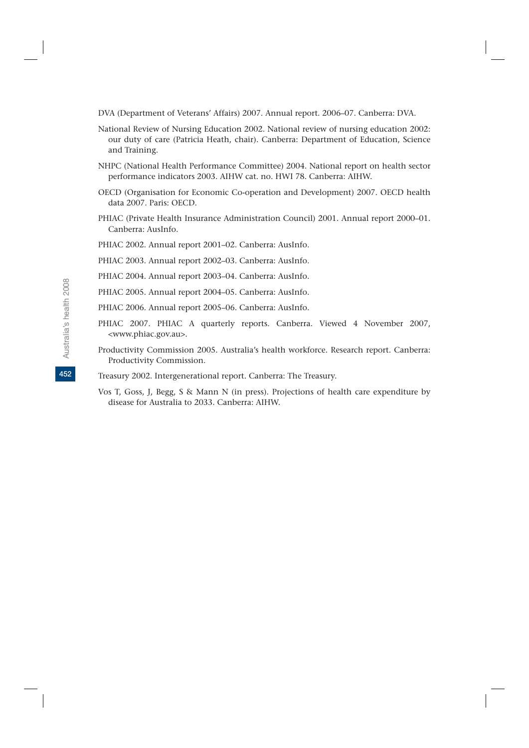DVA (Department of Veterans' Affairs) 2007. Annual report. 2006–07. Canberra: DVA.

National Review of Nursing Education 2002. National review of nursing education 2002: our duty of care (Patricia Heath, chair). Canberra: Department of Education, Science and Training.

NHPC (National Health Performance Committee) 2004. National report on health sector performance indicators 2003. AIHW cat. no. HWI 78. Canberra: AIHW.

OECD (Organisation for Economic Co-operation and Development) 2007. OECD health data 2007. Paris: OECD.

PHIAC (Private Health Insurance Administration Council) 2001. Annual report 2000–01. Canberra: AusInfo.

PHIAC 2002. Annual report 2001–02. Canberra: AusInfo.

PHIAC 2003. Annual report 2002–03. Canberra: AusInfo.

PHIAC 2004. Annual report 2003–04. Canberra: AusInfo.

PHIAC 2005. Annual report 2004–05. Canberra: AusInfo.

PHIAC 2006. Annual report 2005–06. Canberra: AusInfo.

PHIAC 2007. PHIAC A quarterly reports. Canberra. Viewed 4 November 2007, <www.phiac.gov.au>.

Productivity Commission 2005. Australia's health workforce. Research report. Canberra: Productivity Commission.

Treasury 2002. Intergenerational report. Canberra: The Treasury.

Vos T, Goss, J, Begg, S & Mann N (in press). Projections of health care expenditure by disease for Australia to 2033. Canberra: AIHW.